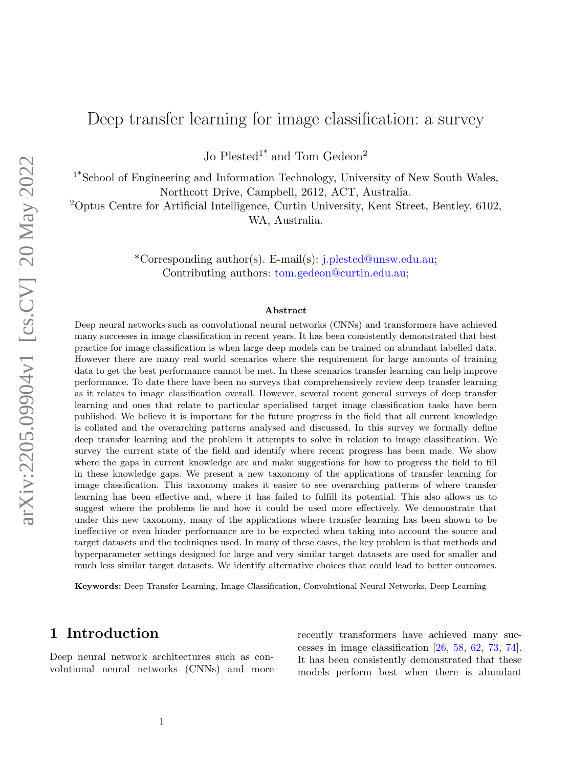# Deep transfer learning for image classification: a survey

Jo Plested[1*] and Tom Gedeon[2]

[1*]School of Engineering and Information Technology, University of New South Wales, Northcott Drive, Campbell, 2612, ACT, Australia.

[2]Optus Centre for Artificial Intelligence, Curtin University, Kent Street, Bentley, 6102, WA, Australia.

*Corresponding author(s). E-mail(s): j.plested@unsw.edu.au;
Contributing authors: tom.gedeon@curtin.edu.au;

**Abstract**

Deep neural networks such as convolutional neural networks (CNNs) and transformers have achieved many successes in image classification in recent years. It has been consistently demonstrated that best practice for image classification is when large deep models can be trained on abundant labelled data. However there are many real world scenarios where the requirement for large amounts of training data to get the best performance cannot be met. In these scenarios transfer learning can help improve performance. To date there have been no surveys that comprehensively review deep transfer learning as it relates to image classification overall. However, several recent general surveys of deep transfer learning and ones that relate to particular specialised target image classification tasks have been published. We believe it is important for the future progress in the field that all current knowledge is collated and the overarching patterns analysed and discussed. In this survey we formally define deep transfer learning and the problem it attempts to solve in relation to image classification. We survey the current state of the field and identify where recent progress has been made. We show where the gaps in current knowledge are and make suggestions for how to progress the field to fill in these knowledge gaps. We present a new taxonomy of the applications of transfer learning for image classification. This taxonomy makes it easier to see overarching patterns of where transfer learning has been effective and, where it has failed to fulfill its potential. This also allows us to suggest where the problems lie and how it could be used more effectively. We demonstrate that under this new taxonomy, many of the applications where transfer learning has been shown to be ineffective or even hinder performance are to be expected when taking into account the source and target datasets and the techniques used. In many of these cases, the key problem is that methods and hyperparameter settings designed for large and very similar target datasets are used for smaller and much less similar target datasets. We identify alternative choices that could lead to better outcomes.

**Keywords:** Deep Transfer Learning, Image Classification, Convolutional Neural Networks, Deep Learning

## 1 Introduction

Deep neural network architectures such as convolutional neural networks (CNNs) and more recently transformers have achieved many successes in image classification [26, 58, 62, 73, 74]. It has been consistently demonstrated that these models perform best when there is abundant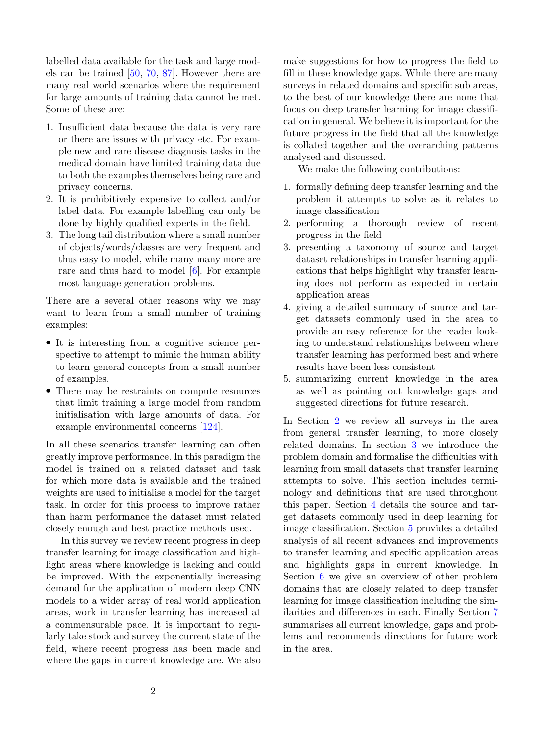labelled data available for the task and large models can be trained [50, 70, 87]. However there are many real world scenarios where the requirement for large amounts of training data cannot be met. Some of these are:

1. Insufficient data because the data is very rare or there are issues with privacy etc. For example new and rare disease diagnosis tasks in the medical domain have limited training data due to both the examples themselves being rare and privacy concerns.
2. It is prohibitively expensive to collect and/or label data. For example labelling can only be done by highly qualified experts in the field.
3. The long tail distribution where a small number of objects/words/classes are very frequent and thus easy to model, while many many more are rare and thus hard to model [6]. For example most language generation problems.

There are a several other reasons why we may want to learn from a small number of training examples:

- It is interesting from a cognitive science perspective to attempt to mimic the human ability to learn general concepts from a small number of examples.
- There may be restraints on compute resources that limit training a large model from random initialisation with large amounts of data. For example environmental concerns [124].

In all these scenarios transfer learning can often greatly improve performance. In this paradigm the model is trained on a related dataset and task for which more data is available and the trained weights are used to initialise a model for the target task. In order for this process to improve rather than harm performance the dataset must related closely enough and best practice methods used.

In this survey we review recent progress in deep transfer learning for image classification and highlight areas where knowledge is lacking and could be improved. With the exponentially increasing demand for the application of modern deep CNN models to a wider array of real world application areas, work in transfer learning has increased at a commensurable pace. It is important to regularly take stock and survey the current state of the field, where recent progress has been made and where the gaps in current knowledge are. We also make suggestions for how to progress the field to fill in these knowledge gaps. While there are many surveys in related domains and specific sub areas, to the best of our knowledge there are none that focus on deep transfer learning for image classification in general. We believe it is important for the future progress in the field that all the knowledge is collated together and the overarching patterns analysed and discussed.

We make the following contributions:

1. formally defining deep transfer learning and the problem it attempts to solve as it relates to image classification
2. performing a thorough review of recent progress in the field
3. presenting a taxonomy of source and target dataset relationships in transfer learning applications that helps highlight why transfer learning does not perform as expected in certain application areas
4. giving a detailed summary of source and target datasets commonly used in the area to provide an easy reference for the reader looking to understand relationships between where transfer learning has performed best and where results have been less consistent
5. summarizing current knowledge in the area as well as pointing out knowledge gaps and suggested directions for future research.

In Section 2 we review all surveys in the area from general transfer learning, to more closely related domains. In section 3 we introduce the problem domain and formalise the difficulties with learning from small datasets that transfer learning attempts to solve. This section includes terminology and definitions that are used throughout this paper. Section 4 details the source and target datasets commonly used in deep learning for image classification. Section 5 provides a detailed analysis of all recent advances and improvements to transfer learning and specific application areas and highlights gaps in current knowledge. In Section 6 we give an overview of other problem domains that are closely related to deep transfer learning for image classification including the similarities and differences in each. Finally Section 7 summarises all current knowledge, gaps and problems and recommends directions for future work in the area.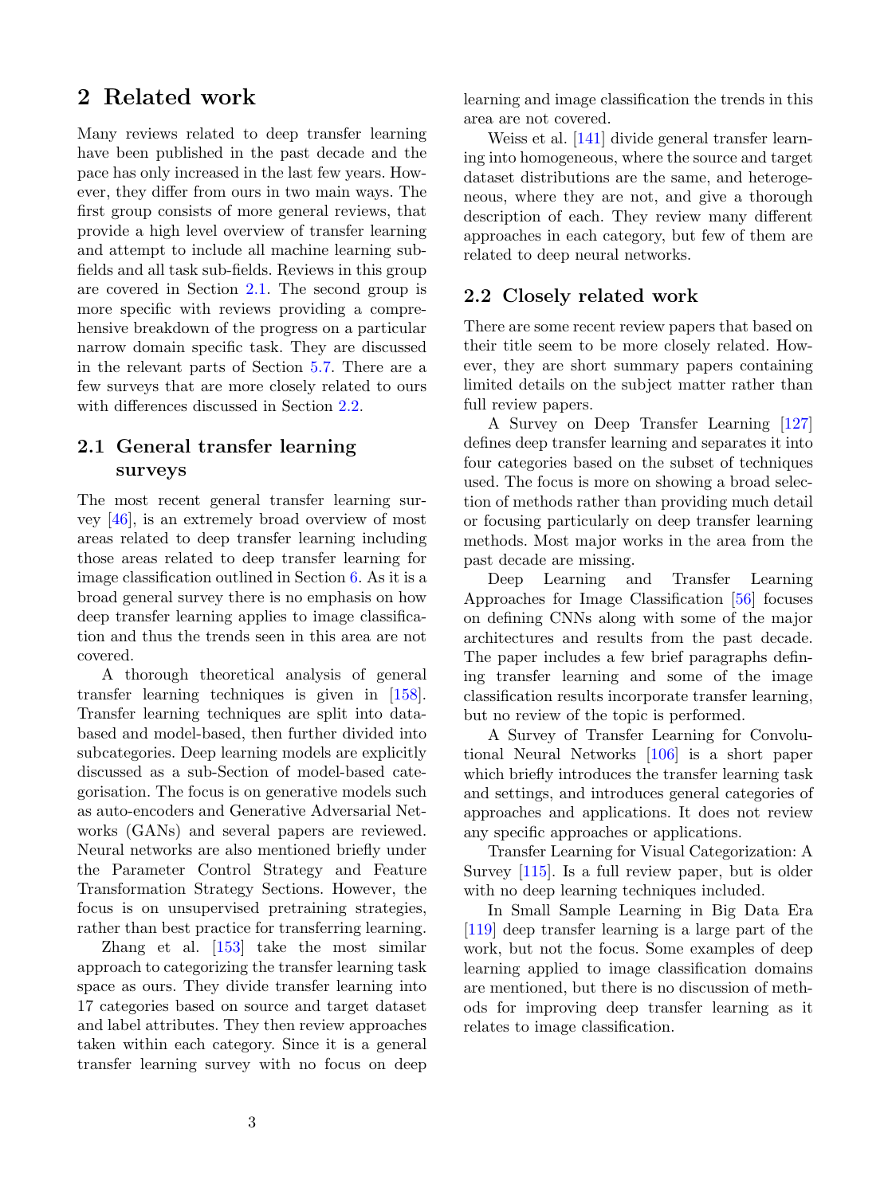## 2 Related work

Many reviews related to deep transfer learning have been published in the past decade and the pace has only increased in the last few years. However, they differ from ours in two main ways. The first group consists of more general reviews, that provide a high level overview of transfer learning and attempt to include all machine learning sub-fields and all task sub-fields. Reviews in this group are covered in Section 2.1. The second group is more specific with reviews providing a comprehensive breakdown of the progress on a particular narrow domain specific task. They are discussed in the relevant parts of Section 5.7. There are a few surveys that are more closely related to ours with differences discussed in Section 2.2.

### 2.1 General transfer learning surveys

The most recent general transfer learning survey [46], is an extremely broad overview of most areas related to deep transfer learning including those areas related to deep transfer learning for image classification outlined in Section 6. As it is a broad general survey there is no emphasis on how deep transfer learning applies to image classification and thus the trends seen in this area are not covered.

A thorough theoretical analysis of general transfer learning techniques is given in [158]. Transfer learning techniques are split into data-based and model-based, then further divided into subcategories. Deep learning models are explicitly discussed as a sub-Section of model-based categorisation. The focus is on generative models such as auto-encoders and Generative Adversarial Networks (GANs) and several papers are reviewed. Neural networks are also mentioned briefly under the Parameter Control Strategy and Feature Transformation Strategy Sections. However, the focus is on unsupervised pretraining strategies, rather than best practice for transferring learning.

Zhang et al. [153] take the most similar approach to categorizing the transfer learning task space as ours. They divide transfer learning into 17 categories based on source and target dataset and label attributes. They then review approaches taken within each category. Since it is a general transfer learning survey with no focus on deep learning and image classification the trends in this area are not covered.

Weiss et al. [141] divide general transfer learning into homogeneous, where the source and target dataset distributions are the same, and heterogeneous, where they are not, and give a thorough description of each. They review many different approaches in each category, but few of them are related to deep neural networks.

### 2.2 Closely related work

There are some recent review papers that based on their title seem to be more closely related. However, they are short summary papers containing limited details on the subject matter rather than full review papers.

A Survey on Deep Transfer Learning [127] defines deep transfer learning and separates it into four categories based on the subset of techniques used. The focus is more on showing a broad selection of methods rather than providing much detail or focusing particularly on deep transfer learning methods. Most major works in the area from the past decade are missing.

Deep Learning and Transfer Learning Approaches for Image Classification [56] focuses on defining CNNs along with some of the major architectures and results from the past decade. The paper includes a few brief paragraphs defining transfer learning and some of the image classification results incorporate transfer learning, but no review of the topic is performed.

A Survey of Transfer Learning for Convolutional Neural Networks [106] is a short paper which briefly introduces the transfer learning task and settings, and introduces general categories of approaches and applications. It does not review any specific approaches or applications.

Transfer Learning for Visual Categorization: A Survey [115]. Is a full review paper, but is older with no deep learning techniques included.

In Small Sample Learning in Big Data Era [119] deep transfer learning is a large part of the work, but not the focus. Some examples of deep learning applied to image classification domains are mentioned, but there is no discussion of methods for improving deep transfer learning as it relates to image classification.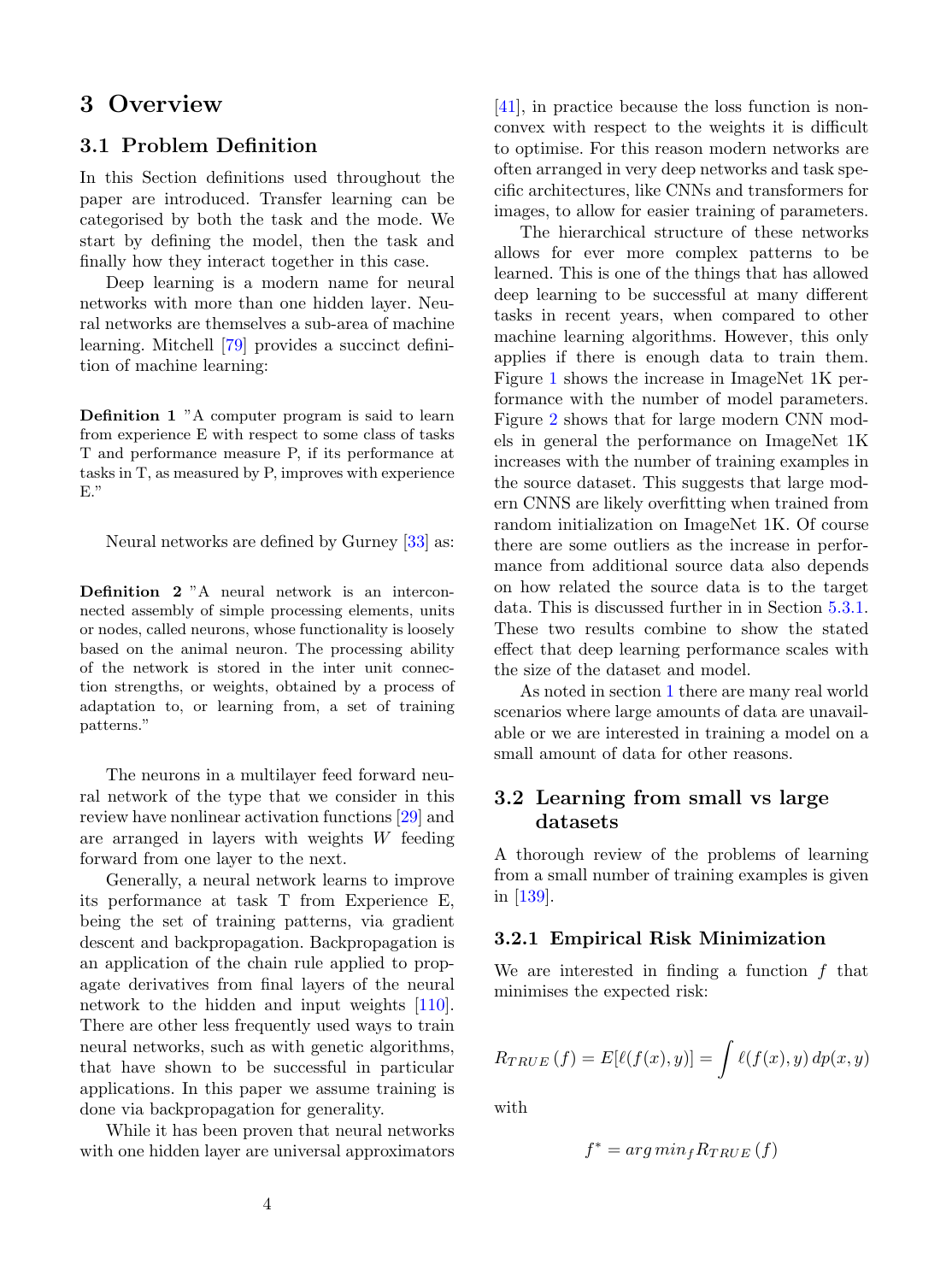# 3 Overview

## 3.1 Problem Definition

In this Section definitions used throughout the paper are introduced. Transfer learning can be categorised by both the task and the mode. We start by defining the model, then the task and finally how they interact together in this case.

Deep learning is a modern name for neural networks with more than one hidden layer. Neural networks are themselves a sub-area of machine learning. Mitchell [79] provides a succinct definition of machine learning:

**Definition 1** "A computer program is said to learn from experience E with respect to some class of tasks T and performance measure P, if its performance at tasks in T, as measured by P, improves with experience E."

Neural networks are defined by Gurney [33] as:

**Definition 2** "A neural network is an interconnected assembly of simple processing elements, units or nodes, called neurons, whose functionality is loosely based on the animal neuron. The processing ability of the network is stored in the inter unit connection strengths, or weights, obtained by a process of adaptation to, or learning from, a set of training patterns."

The neurons in a multilayer feed forward neural network of the type that we consider in this review have nonlinear activation functions [29] and are arranged in layers with weights $W$ feeding forward from one layer to the next.

Generally, a neural network learns to improve its performance at task T from Experience E, being the set of training patterns, via gradient descent and backpropagation. Backpropagation is an application of the chain rule applied to propagate derivatives from final layers of the neural network to the hidden and input weights [110]. There are other less frequently used ways to train neural networks, such as with genetic algorithms, that have shown to be successful in particular applications. In this paper we assume training is done via backpropagation for generality.

While it has been proven that neural networks with one hidden layer are universal approximators [41], in practice because the loss function is non-convex with respect to the weights it is difficult to optimise. For this reason modern networks are often arranged in very deep networks and task specific architectures, like CNNs and transformers for images, to allow for easier training of parameters.

The hierarchical structure of these networks allows for ever more complex patterns to be learned. This is one of the things that has allowed deep learning to be successful at many different tasks in recent years, when compared to other machine learning algorithms. However, this only applies if there is enough data to train them. Figure 1 shows the increase in ImageNet 1K performance with the number of model parameters. Figure 2 shows that for large modern CNN models in general the performance on ImageNet 1K increases with the number of training examples in the source dataset. This suggests that large modern CNNS are likely overfitting when trained from random initialization on ImageNet 1K. Of course there are some outliers as the increase in performance from additional source data also depends on how related the source data is to the target data. This is discussed further in in Section 5.3.1. These two results combine to show the stated effect that deep learning performance scales with the size of the dataset and model.

As noted in section 1 there are many real world scenarios where large amounts of data are unavailable or we are interested in training a model on a small amount of data for other reasons.

## 3.2 Learning from small vs large datasets

A thorough review of the problems of learning from a small number of training examples is given in [139].

### 3.2.1 Empirical Risk Minimization

We are interested in finding a function $f$ that minimises the expected risk:

$$R_{TRUE}(f) = E[\ell(f(x), y)] = \int \ell(f(x), y)\, dp(x, y)$$

with

$$f^* = arg\, min_f R_{TRUE}(f)$$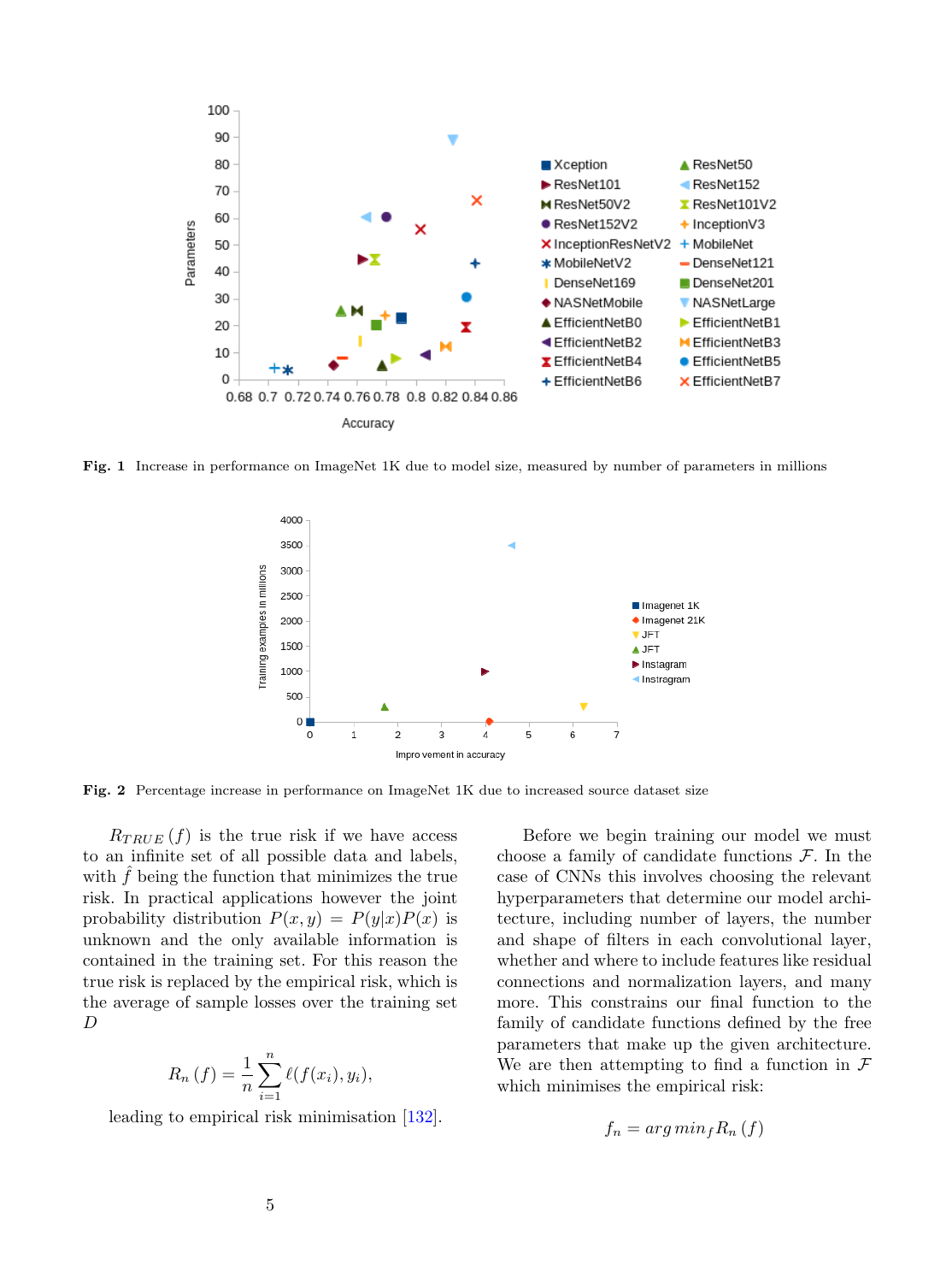**Fig. 1** Increase in performance on ImageNet 1K due to model size, measured by number of parameters in millions

**Fig. 2** Percentage increase in performance on ImageNet 1K due to increased source dataset size

$R_{TRUE}(f)$ is the true risk if we have access to an infinite set of all possible data and labels, with $\hat{f}$ being the function that minimizes the true risk. In practical applications however the joint probability distribution $P(x, y) = P(y|x)P(x)$ is unknown and only available information is contained in the training set. For this reason the true risk is replaced by the empirical risk, which is the average of sample losses over the training set $D$

$$R_n(f) = \frac{1}{n}\sum_{i=1}^{n} \ell(f(x_i), y_i),$$

leading to empirical risk minimisation [132].

Before we begin training our model we must choose a family of candidate functions $\mathcal{F}$. In the case of CNNs this involves choosing the relevant hyperparameters that determine our model architecture, including number of layers, the number and shape of filters in each convolutional layer, whether and where to include features like residual connections and normalization layers, and many more. This constrains our final function to the family of candidate functions defined by the free parameters that make up the given architecture. We are then attempting to find a function in $\mathcal{F}$ which minimises the empirical risk:

$$f_n = arg\,min_f R_n(f)$$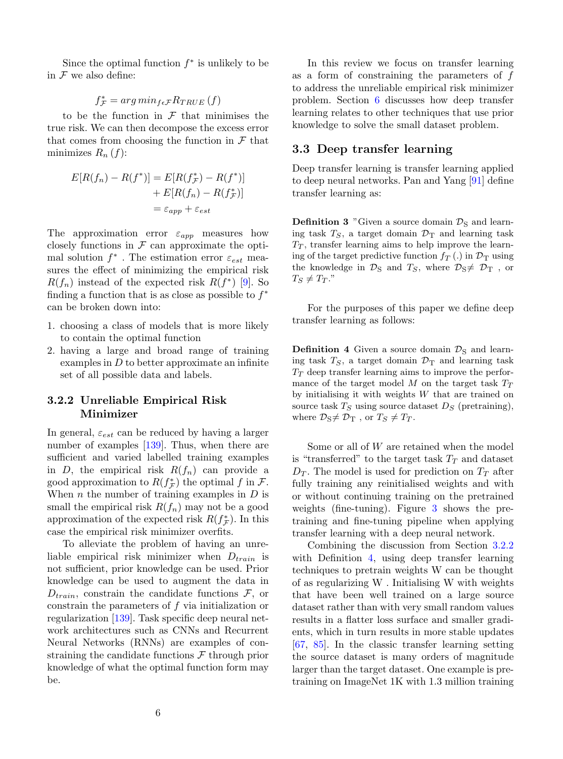Since the optimal function $f^*$ is unlikely to be in $\mathcal{F}$ we also define:

$$f^*_{\mathcal{F}} = arg\,min_{f \epsilon \mathcal{F}} R_{TRUE}(f)$$

to be the function in $\mathcal{F}$ that minimises the true risk. We can then decompose the excess error that comes from choosing the function in $\mathcal{F}$ that minimizes $R_n(f)$:

$$\begin{aligned} E[R(f_n) - R(f^*)] &= E[R(f^*_{\mathcal{F}}) - R(f^*)] \\ &+ E[R(f_n) - R(f^*_{\mathcal{F}})] \\ &= \varepsilon_{app} + \varepsilon_{est} \end{aligned}$$

The approximation error $\varepsilon_{app}$ measures how closely functions in $\mathcal{F}$ can approximate the optimal solution $f^*$. The estimation error $\varepsilon_{est}$ measures the effect of minimizing the empirical risk $R(f_n)$ instead of the expected risk $R(f^*)$ [9]. So finding a function that is as close as possible to $f^*$ can be broken down into:

1. choosing a class of models that is more likely to contain the optimal function
2. having a large and broad range of training examples in $D$ to better approximate an infinite set of all possible data and labels.

### 3.2.2 Unreliable Empirical Risk Minimizer

In general, $\varepsilon_{est}$ can be reduced by having a larger number of examples [139]. Thus, when there are sufficient and varied labelled training examples in $D$, the empirical risk $R(f_n)$ can provide a good approximation to $R(f^*_{\mathcal{F}})$ the optimal $f$ in $\mathcal{F}$. When $n$ the number of training examples in $D$ is small the empirical risk $R(f_n)$ may not be a good approximation of the expected risk $R(f^*_{\mathcal{F}})$. In this case the empirical risk minimizer overfits.

To alleviate the problem of having an unreliable empirical risk minimizer when $D_{train}$ is not sufficient, prior knowledge can be used. Prior knowledge can be used to augment the data in $D_{train}$, constrain the candidate functions $\mathcal{F}$, or constrain the parameters of $f$ via initialization or regularization [139]. Task specific deep neural network architectures such as CNNs and Recurrent Neural Networks (RNNs) are examples of constraining the candidate functions $\mathcal{F}$ through prior knowledge of what the optimal function form may be.

In this review we focus on transfer learning as a form of constraining the parameters of $f$ to address the unreliable empirical risk minimizer problem. Section 6 discusses how deep transfer learning relates to other techniques that use prior knowledge to solve the small dataset problem.

## 3.3 Deep transfer learning

Deep transfer learning is transfer learning applied to deep neural networks. Pan and Yang [91] define transfer learning as:

**Definition 3** "Given a source domain $\mathcal{D}_S$ and learning task $T_S$, a target domain $\mathcal{D}_T$ and learning task $T_T$, transfer learning aims to help improve the learning of the target predictive function $f_T(.)$ in $\mathcal{D}_T$ using the knowledge in $\mathcal{D}_S$ and $T_S$, where $\mathcal{D}_S \neq \mathcal{D}_T$ , or $T_S \neq T_T$."

For the purposes of this paper we define deep transfer learning as follows:

**Definition 4** Given a source domain $\mathcal{D}_S$ and learning task $T_S$, a target domain $\mathcal{D}_T$ and learning task $T_T$ deep transfer learning aims to improve the performance of the target model $M$ on the target task $T_T$ by initialising it with weights $W$ that are trained on source task $T_S$ using source dataset $D_S$ (pretraining), where $\mathcal{D}_S \neq \mathcal{D}_T$ , or $T_S \neq T_T$.

Some or all of $W$ are retained when the model is "transferred" to the target task $T_T$ and dataset $D_T$. The model is used for prediction on $T_T$ after fully training any reinitialised weights and with or without continuing training on the pretrained weights (fine-tuning). Figure 3 shows the pretraining and fine-tuning pipeline when applying transfer learning with a deep neural network.

Combining the discussion from Section 3.2.2 with Definition 4, using deep transfer learning techniques to pretrain weights W can be thought of as regularizing W . Initialising W with weights that have been well trained on a large source dataset rather than with very small random values results in a flatter loss surface and smaller gradients, which in turn results in more stable updates [67, 85]. In the classic transfer learning setting the source dataset is many orders of magnitude larger than the target dataset. One example is pretraining on ImageNet 1K with 1.3 million training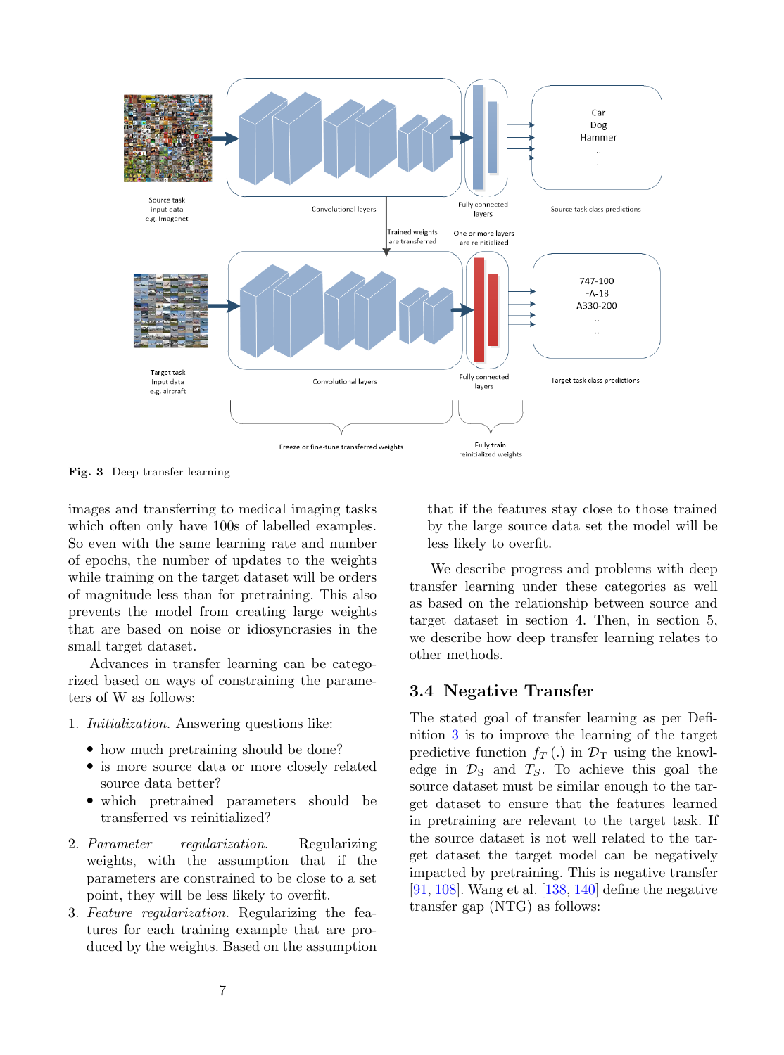Fig. 3 Deep transfer learning

images and transferring to medical imaging tasks which often only have 100s of labelled examples. So even with the same learning rate and number of epochs, the number of updates to the weights while training on the target dataset will be orders of magnitude less than for pretraining. This also prevents the model from creating large weights that are based on noise or idiosyncrasies in the small target dataset.

Advances in transfer learning can be categorized based on ways of constraining the parameters of W as follows:

1. *Initialization.* Answering questions like:
   - how much pretraining should be done?
   - is more source data or more closely related source data better?
   - which pretrained parameters should be transferred vs reinitialized?
2. *Parameter regularization.* Regularizing weights, with the assumption that if the parameters are constrained to be close to a set point, they will be less likely to overfit.
3. *Feature regularization.* Regularizing the features for each training example that are produced by the weights. Based on the assumption that if the features stay close to those trained by the large source data set the model will be less likely to overfit.

We describe progress and problems with deep transfer learning under these categories as well as based on the relationship between source and target dataset in section 4. Then, in section 5, we describe how deep transfer learning relates to other methods.

## 3.4 Negative Transfer

The stated goal of transfer learning as per Definition 3 is to improve the learning of the target predictive function $f_T(.)$ in $\mathcal{D}_T$ using the knowledge in $\mathcal{D}_S$ and $T_S$. To achieve this goal the source dataset must be similar enough to the target dataset to ensure that the features learned in pretraining are relevant to the target task. If the source dataset is not well related to the target dataset the target model can be negatively impacted by pretraining. This is negative transfer [91, 108]. Wang et al. [138, 140] define the negative transfer gap (NTG) as follows: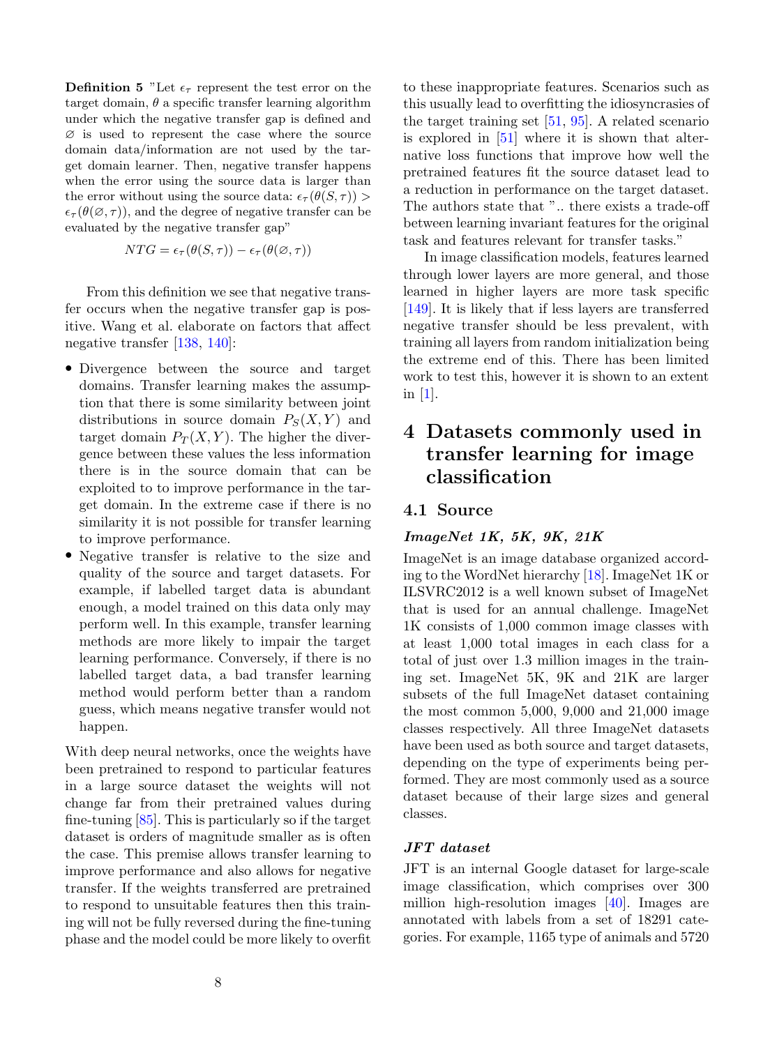**Definition 5** "Let $\epsilon_\tau$ represent the test error on the target domain, $\theta$ a specific transfer learning algorithm under which the negative transfer gap is defined and $\varnothing$ is used to represent the case where the source domain data/information are not used by the target domain learner. Then, negative transfer happens when the error using the source data is larger than the error without using the source data: $\epsilon_\tau(\theta(S,\tau)) > \epsilon_\tau(\theta(\varnothing,\tau))$, and the degree of negative transfer can be evaluated by the negative transfer gap"

$$NTG = \epsilon_\tau(\theta(S,\tau)) - \epsilon_\tau(\theta(\varnothing,\tau))$$

From this definition we see that negative transfer occurs when the negative transfer gap is positive. Wang et al. elaborate on factors that affect negative transfer [138, 140]:

- Divergence between the source and target domains. Transfer learning makes the assumption that there is some similarity between joint distributions in source domain $P_S(X,Y)$ and target domain $P_T(X,Y)$. The higher the divergence between these values the less information there is in the source domain that can be exploited to to improve performance in the target domain. In the extreme case if there is no similarity it is not possible for transfer learning to improve performance.
- Negative transfer is relative to the size and quality of the source and target datasets. For example, if labelled target data is abundant enough, a model trained on this data only may perform well. In this example, transfer learning methods are more likely to impair the target learning performance. Conversely, if there is no labelled target data, a bad transfer learning method would perform better than a random guess, which means negative transfer would not happen.

With deep neural networks, once the weights have been pretrained to respond to particular features in a large source dataset the weights will not change far from their pretrained values during fine-tuning [85]. This is particularly so if the target dataset is orders of magnitude smaller as is often the case. This premise allows transfer learning to improve performance and also allows for negative transfer. If the weights transferred are pretrained to respond to unsuitable features then this training will not be fully reversed during the fine-tuning phase and the model could be more likely to overfit to these inappropriate features. Scenarios such as this usually lead to overfitting the idiosyncrasies of the target training set [51, 95]. A related scenario is explored in [51] where it is shown that alternative loss functions that improve how well the pretrained features fit the source dataset lead to a reduction in performance on the target dataset. The authors state that ".. there exists a trade-off between learning invariant features for the original task and features relevant for transfer tasks."

In image classification models, features learned through lower layers are more general, and those learned in higher layers are more task specific [149]. It is likely that if less layers are transferred negative transfer should be less prevalent, with training all layers from random initialization being the extreme end of this. There has been limited work to test this, however it is shown to an extent in [1].

# 4 Datasets commonly used in transfer learning for image classification

## 4.1 Source

### *ImageNet 1K, 5K, 9K, 21K*

ImageNet is an image database organized according to the WordNet hierarchy [18]. ImageNet 1K or ILSVRC2012 is a well known subset of ImageNet that is used for an annual challenge. ImageNet 1K consists of 1,000 common image classes with at least 1,000 total images in each class for a total of just over 1.3 million images in the training set. ImageNet 5K, 9K and 21K are larger subsets of the full ImageNet dataset containing the most common 5,000, 9,000 and 21,000 image classes respectively. All three ImageNet datasets have been used as both source and target datasets, depending on the type of experiments being performed. They are most commonly used as a source dataset because of their large sizes and general classes.

### *JFT dataset*

JFT is an internal Google dataset for large-scale image classification, which comprises over 300 million high-resolution images [40]. Images are annotated with labels from a set of 18291 categories. For example, 1165 type of animals and 5720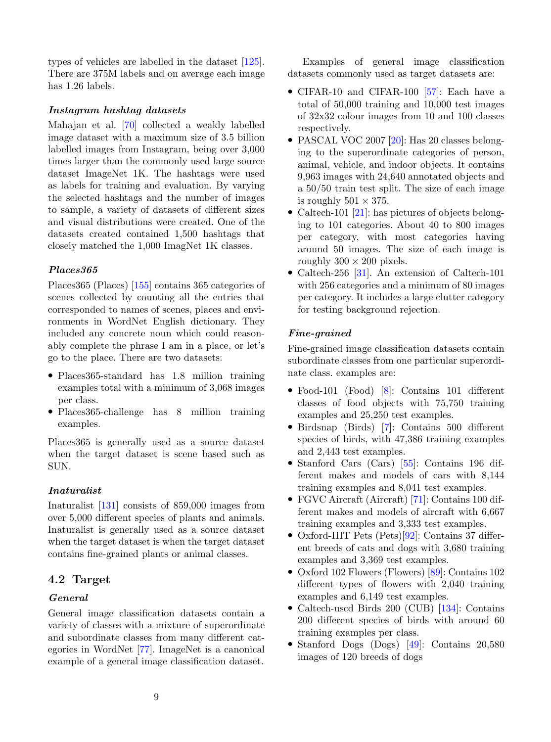types of vehicles are labelled in the dataset [125]. There are 375M labels and on average each image has 1.26 labels.

#### *Instagram hashtag datasets*

Mahajan et al. [70] collected a weakly labelled image dataset with a maximum size of 3.5 billion labelled images from Instagram, being over 3,000 times larger than the commonly used large source dataset ImageNet 1K. The hashtags were used as labels for training and evaluation. By varying the selected hashtags and the number of images to sample, a variety of datasets of different sizes and visual distributions were created. One of the datasets created contained 1,500 hashtags that closely matched the 1,000 ImagNet 1K classes.

#### *Places365*

Places365 (Places) [155] contains 365 categories of scenes collected by counting all the entries that corresponded to names of scenes, places and environments in WordNet English dictionary. They included any concrete noun which could reasonably complete the phrase I am in a place, or let's go to the place. There are two datasets:

- Places365-standard has 1.8 million training examples total with a minimum of 3,068 images per class.
- Places365-challenge has 8 million training examples.

Places365 is generally used as a source dataset when the target dataset is scene based such as SUN.

#### *Inaturalist*

Inaturalist [131] consists of 859,000 images from over 5,000 different species of plants and animals. Inaturalist is generally used as a source dataset when the target dataset is when the target dataset contains fine-grained plants or animal classes.

## 4.2 Target

#### *General*

General image classification datasets contain a variety of classes with a mixture of superordinate and subordinate classes from many different categories in WordNet [77]. ImageNet is a canonical example of a general image classification dataset.

Examples of general image classification datasets commonly used as target datasets are:

- CIFAR-10 and CIFAR-100 [57]: Each have a total of 50,000 training and 10,000 test images of 32x32 colour images from 10 and 100 classes respectively.
- PASCAL VOC 2007 [20]: Has 20 classes belonging to the superordinate categories of person, animal, vehicle, and indoor objects. It contains 9,963 images with 24,640 annotated objects and a 50/50 train test split. The size of each image is roughly $501 \times 375$.
- Caltech-101 [21]: has pictures of objects belonging to 101 categories. About 40 to 800 images per category, with most categories having around 50 images. The size of each image is roughly $300 \times 200$ pixels.
- Caltech-256 [31]. An extension of Caltech-101 with 256 categories and a minimum of 80 images per category. It includes a large clutter category for testing background rejection.

#### *Fine-grained*

Fine-grained image classification datasets contain subordinate classes from one particular superordinate class. examples are:

- Food-101 (Food) [8]: Contains 101 different classes of food objects with 75,750 training examples and 25,250 test examples.
- Birdsnap (Birds) [7]: Contains 500 different species of birds, with 47,386 training examples and 2,443 test examples.
- Stanford Cars (Cars) [55]: Contains 196 different makes and models of cars with 8,144 training examples and 8,041 test examples.
- FGVC Aircraft (Aircraft) [71]: Contains 100 different makes and models of aircraft with 6,667 training examples and 3,333 test examples.
- Oxford-IIIT Pets (Pets)[92]: Contains 37 different breeds of cats and dogs with 3,680 training examples and 3,369 test examples.
- Oxford 102 Flowers (Flowers) [89]: Contains 102 different types of flowers with 2,040 training examples and 6,149 test examples.
- Caltech-uscd Birds 200 (CUB) [134]: Contains 200 different species of birds with around 60 training examples per class.
- Stanford Dogs (Dogs) [49]: Contains 20,580 images of 120 breeds of dogs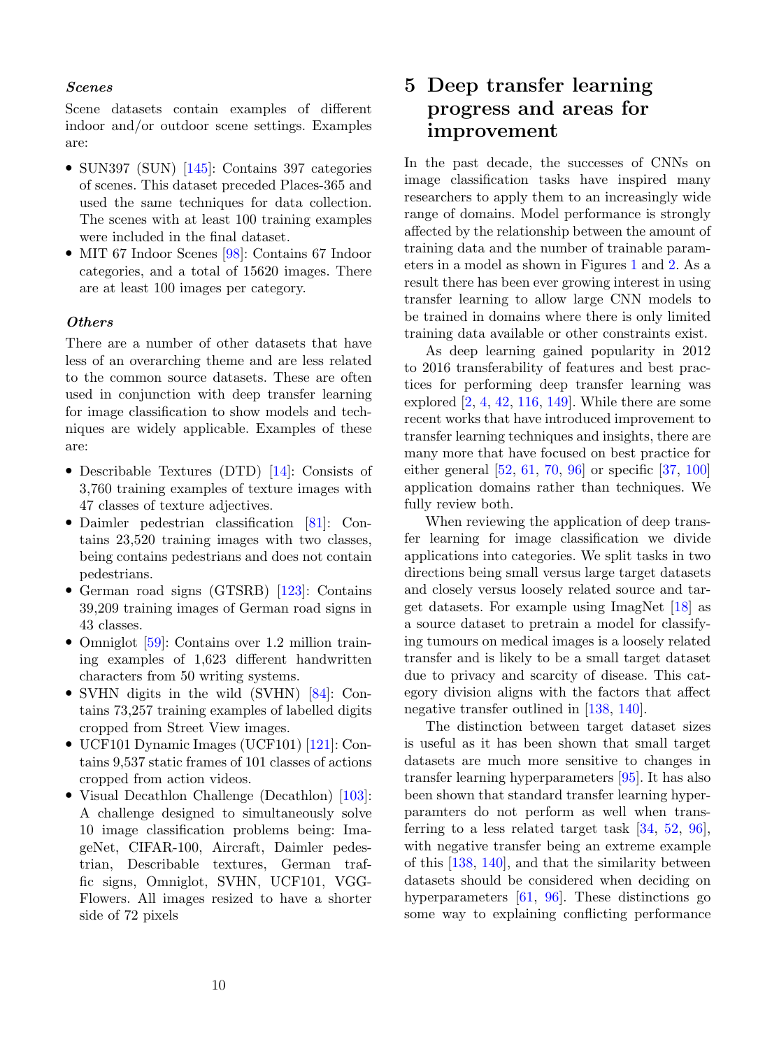***Scenes***

Scene datasets contain examples of different indoor and/or outdoor scene settings. Examples are:

- SUN397 (SUN) [145]: Contains 397 categories of scenes. This dataset preceded Places-365 and used the same techniques for data collection. The scenes with at least 100 training examples were included in the final dataset.
- MIT 67 Indoor Scenes [98]: Contains 67 Indoor categories, and a total of 15620 images. There are at least 100 images per category.

***Others***

There are a number of other datasets that have less of an overarching theme and are less related to the common source datasets. These are often used in conjunction with deep transfer learning for image classification to show models and techniques are widely applicable. Examples of these are:

- Describable Textures (DTD) [14]: Consists of 3,760 training examples of texture images with 47 classes of texture adjectives.
- Daimler pedestrian classification [81]: Contains 23,520 training images with two classes, being contains pedestrians and does not contain pedestrians.
- German road signs (GTSRB) [123]: Contains 39,209 training images of German road signs in 43 classes.
- Omniglot [59]: Contains over 1.2 million training examples of 1,623 different handwritten characters from 50 writing systems.
- SVHN digits in the wild (SVHN) [84]: Contains 73,257 training examples of labelled digits cropped from Street View images.
- UCF101 Dynamic Images (UCF101) [121]: Contains 9,537 static frames of 101 classes of actions cropped from action videos.
- Visual Decathlon Challenge (Decathlon) [103]: A challenge designed to simultaneously solve 10 image classification problems being: ImageNet, CIFAR-100, Aircraft, Daimler pedestrian, Describable textures, German traffic signs, Omniglot, SVHN, UCF101, VGG-Flowers. All images resized to have a shorter side of 72 pixels

# 5 Deep transfer learning progress and areas for improvement

In the past decade, the successes of CNNs on image classification tasks have inspired many researchers to apply them to an increasingly wide range of domains. Model performance is strongly affected by the relationship between the amount of training data and the number of trainable parameters in a model as shown in Figures 1 and 2. As a result there has been ever growing interest in using transfer learning to allow large CNN models to be trained in domains where there is only limited training data available or other constraints exist.

As deep learning gained popularity in 2012 to 2016 transferability of features and best practices for performing deep transfer learning was explored [2, 4, 42, 116, 149]. While there are some recent works that have introduced improvement to transfer learning techniques and insights, there are many more that have focused on best practice for either general [52, 61, 70, 96] or specific [37, 100] application domains rather than techniques. We fully review both.

When reviewing the application of deep transfer learning for image classification we divide applications into categories. We split tasks in two directions being small versus large target datasets and closely versus loosely related source and target datasets. For example using ImagNet [18] as a source dataset to pretrain a model for classifying tumours on medical images is a loosely related transfer and is likely to be a small target dataset due to privacy and scarcity of disease. This category division aligns with the factors that affect negative transfer outlined in [138, 140].

The distinction between target dataset sizes is useful as it has been shown that small target datasets are much more sensitive to changes in transfer learning hyperparameters [95]. It has also been shown that standard transfer learning hyperparamters do not perform as well when transferring to a less related target task [34, 52, 96], with negative transfer being an extreme example of this [138, 140], and that the similarity between datasets should be considered when deciding on hyperparameters [61, 96]. These distinctions go some way to explaining conflicting performance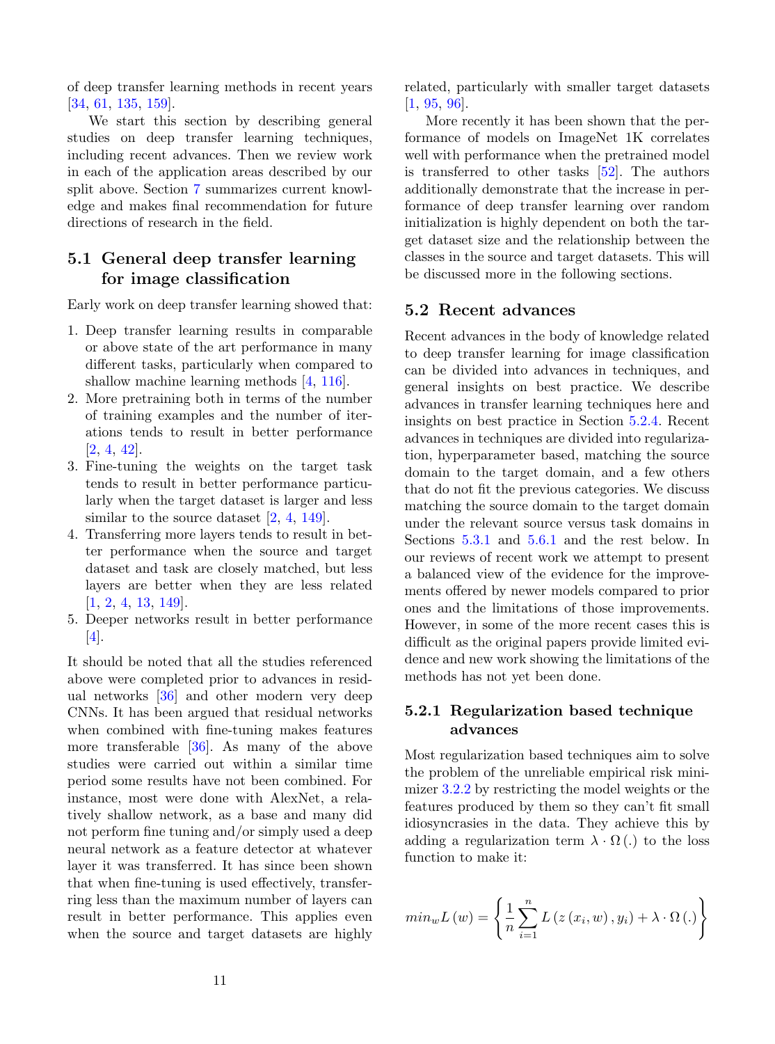of deep transfer learning methods in recent years [34, 61, 135, 159].

We start this section by describing general studies on deep transfer learning techniques, including recent advances. Then we review work in each of the application areas described by our split above. Section 7 summarizes current knowledge and makes final recommendation for future directions of research in the field.

## 5.1 General deep transfer learning for image classification

Early work on deep transfer learning showed that:

1. Deep transfer learning results in comparable or above state of the art performance in many different tasks, particularly when compared to shallow machine learning methods [4, 116].
2. More pretraining both in terms of the number of training examples and the number of iterations tends to result in better performance [2, 4, 42].
3. Fine-tuning the weights on the target task tends to result in better performance particularly when the target dataset is larger and less similar to the source dataset [2, 4, 149].
4. Transferring more layers tends to result in better performance when the source and target dataset and task are closely matched, but less layers are better when they are less related [1, 2, 4, 13, 149].
5. Deeper networks result in better performance [4].

It should be noted that all the studies referenced above were completed prior to advances in residual networks [36] and other modern very deep CNNs. It has been argued that residual networks when combined with fine-tuning makes features more transferable [36]. As many of the above studies were carried out within a similar time period some results have not been combined. For instance, most were done with AlexNet, a relatively shallow network, as a base and many did not perform fine tuning and/or simply used a deep neural network as a feature detector at whatever layer it was transferred. It has since been shown that when fine-tuning is used effectively, transferring less than the maximum number of layers can result in better performance. This applies even when the source and target datasets are highly related, particularly with smaller target datasets [1, 95, 96].

More recently it has been shown that the performance of models on ImageNet 1K correlates well with performance when the pretrained model is transferred to other tasks [52]. The authors additionally demonstrate that the increase in performance of deep transfer learning over random initialization is highly dependent on both the target dataset size and the relationship between the classes in the source and target datasets. This will be discussed more in the following sections.

## 5.2 Recent advances

Recent advances in the body of knowledge related to deep transfer learning for image classification can be divided into advances in techniques, and general insights on best practice. We describe advances in transfer learning techniques here and insights on best practice in Section 5.2.4. Recent advances in techniques are divided into regularization, hyperparameter based, matching the source domain to the target domain, and a few others that do not fit the previous categories. We discuss matching the source domain to the target domain under the relevant source versus task domains in Sections 5.3.1 and 5.6.1 and the rest below. In our reviews of recent work we attempt to present a balanced view of the evidence for the improvements offered by newer models compared to prior ones and the limitations of those improvements. However, in some of the more recent cases this is difficult as the original papers provide limited evidence and new work showing the limitations of the methods has not yet been done.

### 5.2.1 Regularization based technique advances

Most regularization based techniques aim to solve the problem of the unreliable empirical risk minimizer 3.2.2 by restricting the model weights or the features produced by them so they can't fit small idiosyncrasies in the data. They achieve this by adding a regularization term $\lambda \cdot \Omega(.)$ to the loss function to make it:

$$min_w L(w) = \left\{ \frac{1}{n} \sum_{i=1}^{n} L\left(z\left(x_i, w\right), y_i\right) + \lambda \cdot \Omega(.) \right\}$$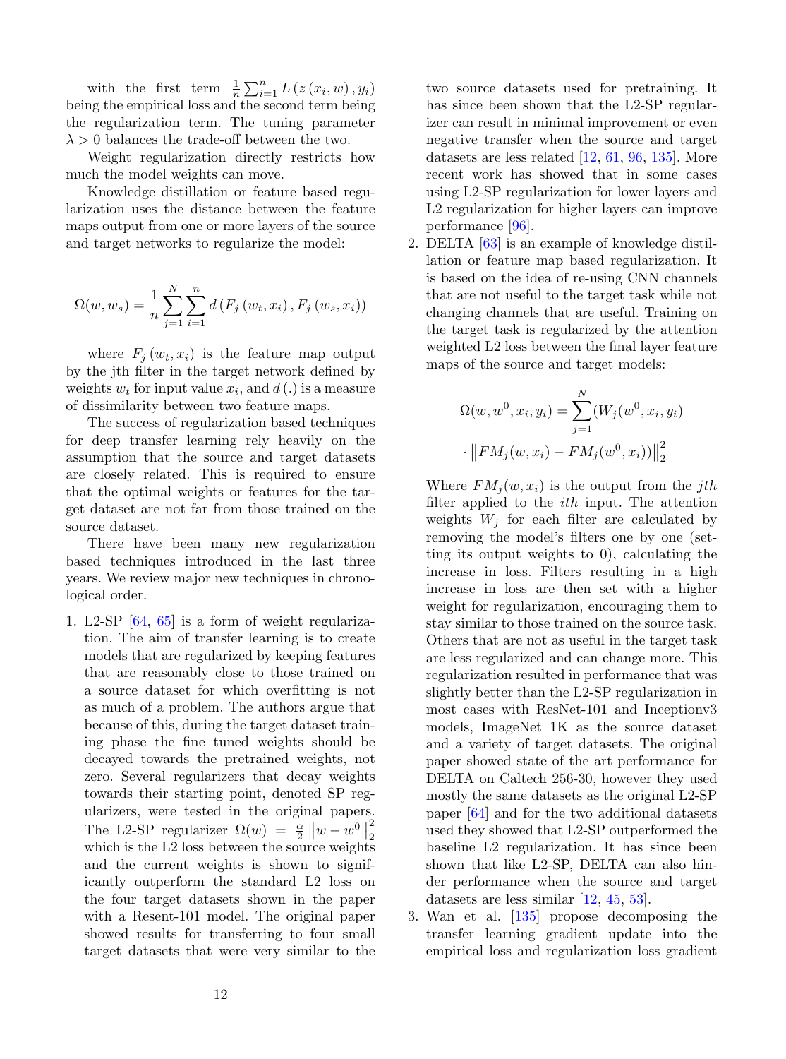with the first term $\frac{1}{n}\sum_{i=1}^{n} L\left(z\left(x_i, w\right), y_i\right)$ being the empirical loss and the second term being the regularization term. The tuning parameter $\lambda > 0$ balances the trade-off between the two.

Weight regularization directly restricts how much the model weights can move.

Knowledge distillation or feature based regularization uses the distance between the feature maps output from one or more layers of the source and target networks to regularize the model:

$$\Omega(w, w_s) = \frac{1}{n}\sum_{j=1}^{N}\sum_{i=1}^{n} d\left(F_j\left(w_t, x_i\right), F_j\left(w_s, x_i\right)\right)$$

where $F_j\left(w_t, x_i\right)$ is the feature map output by the jth filter in the target network defined by weights $w_t$ for input value $x_i$, and $d\left(.\right)$ is a measure of dissimilarity between two feature maps.

The success of regularization based techniques for deep transfer learning rely heavily on the assumption that the source and target datasets are closely related. This is required to ensure that the optimal weights or features for the target dataset are not far from those trained on the source dataset.

There have been many new regularization based techniques introduced in the last three years. We review major new techniques in chronological order.

1. L2-SP [64, 65] is a form of weight regularization. The aim of transfer learning is to create models that are regularized by keeping features that are reasonably close to those trained on a source dataset for which overfitting is not as much of a problem. The authors argue that because of this, during the target dataset training phase the fine tuned weights should be decayed towards the pretrained weights, not zero. Several regularizers that decay weights towards their starting point, denoted SP regularizers, were tested in the original papers. The L2-SP regularizer $\Omega(w) = \frac{\alpha}{2}\left\|w - w^0\right\|_2^2$ which is the L2 loss between the source weights and the current weights is shown to significantly outperform the standard L2 loss on the four target datasets shown in the paper with a Resent-101 model. The original paper showed results for transferring to four small target datasets that were very similar to the two source datasets used for pretraining. It has since been shown that the L2-SP regularizer can result in minimal improvement or even negative transfer when the source and target datasets are less related [12, 61, 96, 135]. More recent work has showed that in some cases using L2-SP regularization for lower layers and L2 regularization for higher layers can improve performance [96].
2. DELTA [63] is an example of knowledge distillation or feature map based regularization. It is based on the idea of re-using CNN channels that are not useful to the target task while not changing channels that are useful. Training on the target task is regularized by the attention weighted L2 loss between the final layer feature maps of the source and target models:

$$\Omega(w, w^0, x_i, y_i) = \sum_{j=1}^{N}(W_j(w^0, x_i, y_i) \cdot \left\|FM_j(w, x_i) - FM_j(w^0, x_i)\right)\|_2^2$$

Where $FM_j(w, x_i)$ is the output from the $jth$ filter applied to the $ith$ input. The attention weights $W_j$ for each filter are calculated by removing the model's filters one by one (setting its output weights to 0), calculating the increase in loss. Filters resulting in a high increase in loss are then set with a higher weight for regularization, encouraging them to stay similar to those trained on the source task. Others that are not as useful in the target task are less regularized and can change more. This regularization resulted in performance that was slightly better than the L2-SP regularization in most cases with ResNet-101 and Inceptionv3 models, ImageNet 1K as the source dataset and a variety of target datasets. The original paper showed state of the art performance for DELTA on Caltech 256-30, however they used mostly the same datasets as the original L2-SP paper [64] and for the two additional datasets used they showed that L2-SP outperformed the baseline L2 regularization. It has since been shown that like L2-SP, DELTA can also hinder performance when the source and target datasets are less similar [12, 45, 53].
3. Wan et al. [135] propose decomposing the transfer learning gradient update into the empirical loss and regularization loss gradient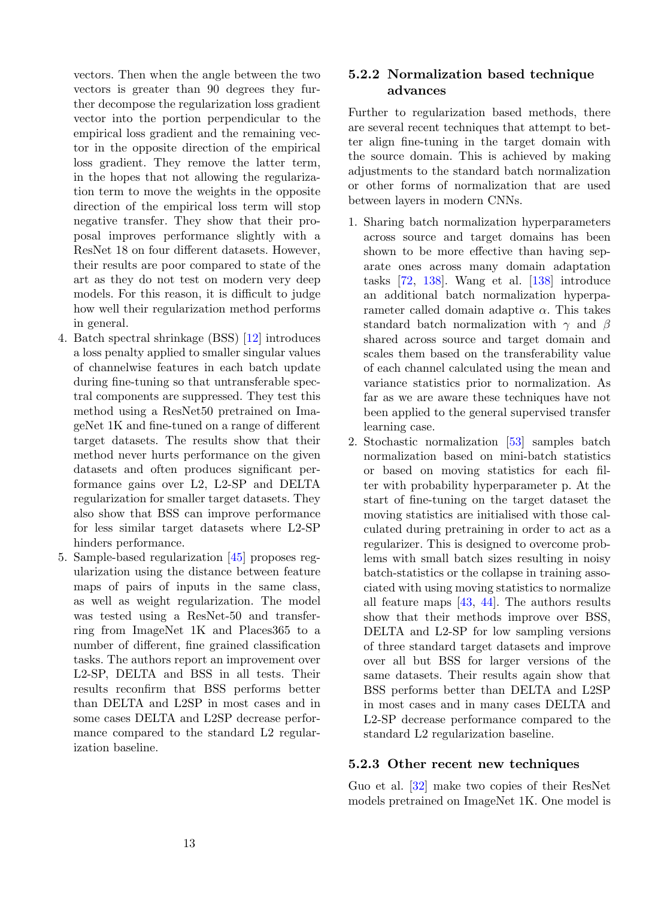vectors. Then when the angle between the two vectors is greater than 90 degrees they further decompose the regularization loss gradient vector into the portion perpendicular to the empirical loss gradient and the remaining vector in the opposite direction of the empirical loss gradient. They remove the latter term, in the hopes that not allowing the regularization term to move the weights in the opposite direction of the empirical loss term will stop negative transfer. They show that their proposal improves performance slightly with a ResNet 18 on four different datasets. However, their results are poor compared to state of the art as they do not test on modern very deep models. For this reason, it is difficult to judge how well their regularization method performs in general.

4. Batch spectral shrinkage (BSS) [12] introduces a loss penalty applied to smaller singular values of channelwise features in each batch update during fine-tuning so that untransferable spectral components are suppressed. They test this method using a ResNet50 pretrained on ImageNet 1K and fine-tuned on a range of different target datasets. The results show that their method never hurts performance on the given datasets and often produces significant performance gains over L2, L2-SP and DELTA regularization for smaller target datasets. They also show that BSS can improve performance for less similar target datasets where L2-SP hinders performance.
5. Sample-based regularization [45] proposes regularization using the distance between feature maps of pairs of inputs in the same class, as well as weight regularization. The model was tested using a ResNet-50 and transferring from ImageNet 1K and Places365 to a number of different, fine grained classification tasks. The authors report an improvement over L2-SP, DELTA and BSS in all tests. Their results reconfirm that BSS performs better than DELTA and L2SP in most cases and in some cases DELTA and L2SP decrease performance compared to the standard L2 regularization baseline.

### 5.2.2 Normalization based technique advances

Further to regularization based methods, there are several recent techniques that attempt to better align fine-tuning in the target domain with the source domain. This is achieved by making adjustments to the standard batch normalization or other forms of normalization that are used between layers in modern CNNs.

1. Sharing batch normalization hyperparameters across source and target domains has been shown to be more effective than having separate ones across many domain adaptation tasks [72, 138]. Wang et al. [138] introduce an additional batch normalization hyperparameter called domain adaptive $\alpha$. This takes standard batch normalization with $\gamma$ and $\beta$ shared across source and target domain and scales them based on the transferability value of each channel calculated using the mean and variance statistics prior to normalization. As far as we are aware these techniques have not been applied to the general supervised transfer learning case.
2. Stochastic normalization [53] samples batch normalization based on mini-batch statistics or based on moving statistics for each filter with probability hyperparameter p. At the start of fine-tuning on the target dataset the moving statistics are initialised with those calculated during pretraining in order to act as a regularizer. This is designed to overcome problems with small batch sizes resulting in noisy batch-statistics or the collapse in training associated with using moving statistics to normalize all feature maps [43, 44]. The authors results show that their methods improve over BSS, DELTA and L2-SP for low sampling versions of three standard target datasets and improve over all but BSS for larger versions of the same datasets. Their results again show that BSS performs better than DELTA and L2SP in most cases and in many cases DELTA and L2-SP decrease performance compared to the standard L2 regularization baseline.

### 5.2.3 Other recent new techniques

Guo et al. [32] make two copies of their ResNet models pretrained on ImageNet 1K. One model is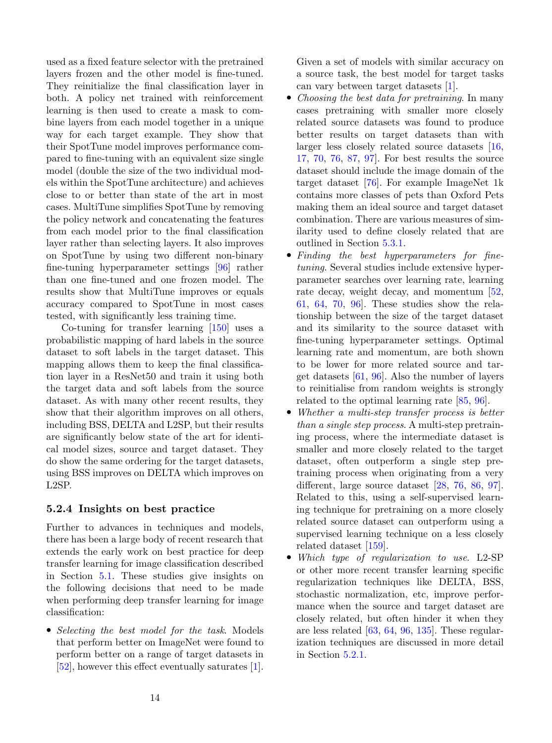used as a fixed feature selector with the pretrained layers frozen and the other model is fine-tuned. They reinitialize the final classification layer in both. A policy net trained with reinforcement learning is then used to create a mask to combine layers from each model together in a unique way for each target example. They show that their SpotTune model improves performance compared to fine-tuning with an equivalent size single model (double the size of the two individual models within the SpotTune architecture) and achieves close to or better than state of the art in most cases. MultiTune simplifies SpotTune by removing the policy network and concatenating the features from each model prior to the final classification layer rather than selecting layers. It also improves on SpotTune by using two different non-binary fine-tuning hyperparameter settings [96] rather than one fine-tuned and one frozen model. The results show that MultiTune improves or equals accuracy compared to SpotTune in most cases tested, with significantly less training time.

Co-tuning for transfer learning [150] uses a probabilistic mapping of hard labels in the source dataset to soft labels in the target dataset. This mapping allows them to keep the final classification layer in a ResNet50 and train it using both the target data and soft labels from the source dataset. As with many other recent results, they show that their algorithm improves on all others, including BSS, DELTA and L2SP, but their results are significantly below state of the art for identical model sizes, source and target dataset. They do show the same ordering for the target datasets, using BSS improves on DELTA which improves on L2SP.

### 5.2.4 Insights on best practice

Further to advances in techniques and models, there has been a large body of recent research that extends the early work on best practice for deep transfer learning for image classification described in Section 5.1. These studies give insights on the following decisions that need to be made when performing deep transfer learning for image classification:

- *Selecting the best model for the task*. Models that perform better on ImageNet were found to perform better on a range of target datasets in [52], however this effect eventually saturates [1]. Given a set of models with similar accuracy on a source task, the best model for target tasks can vary between target datasets [1].
- *Choosing the best data for pretraining*. In many cases pretraining with smaller more closely related source datasets was found to produce better results on target datasets than with larger less closely related source datasets [16, 17, 70, 76, 87, 97]. For best results the source dataset should include the image domain of the target dataset [76]. For example ImageNet 1k contains more classes of pets than Oxford Pets making them an ideal source and target dataset combination. There are various measures of similarity used to define closely related that are outlined in Section 5.3.1.
- *Finding the best hyperparameters for fine-tuning*. Several studies include extensive hyperparameter searches over learning rate, learning rate decay, weight decay, and momentum [52, 61, 64, 70, 96]. These studies show the relationship between the size of the target dataset and its similarity to the source dataset with fine-tuning hyperparameter settings. Optimal learning rate and momentum, are both shown to be lower for more related source and target datasets [61, 96]. Also the number of layers to reinitialise from random weights is strongly related to the optimal learning rate [85, 96].
- *Whether a multi-step transfer process is better than a single step process*. A multi-step pretraining process, where the intermediate dataset is smaller and more closely related to the target dataset, often outperform a single step pretraining process when originating from a very different, large source dataset [28, 76, 86, 97]. Related to this, using a self-supervised learning technique for pretraining on a more closely related source dataset can outperform using a supervised learning technique on a less closely related dataset [159].
- *Which type of regularization to use*. L2-SP or other more recent transfer learning specific regularization techniques like DELTA, BSS, stochastic normalization, etc, improve performance when the source and target dataset are closely related, but often hinder it when they are less related [63, 64, 96, 135]. These regularization techniques are discussed in more detail in Section 5.2.1.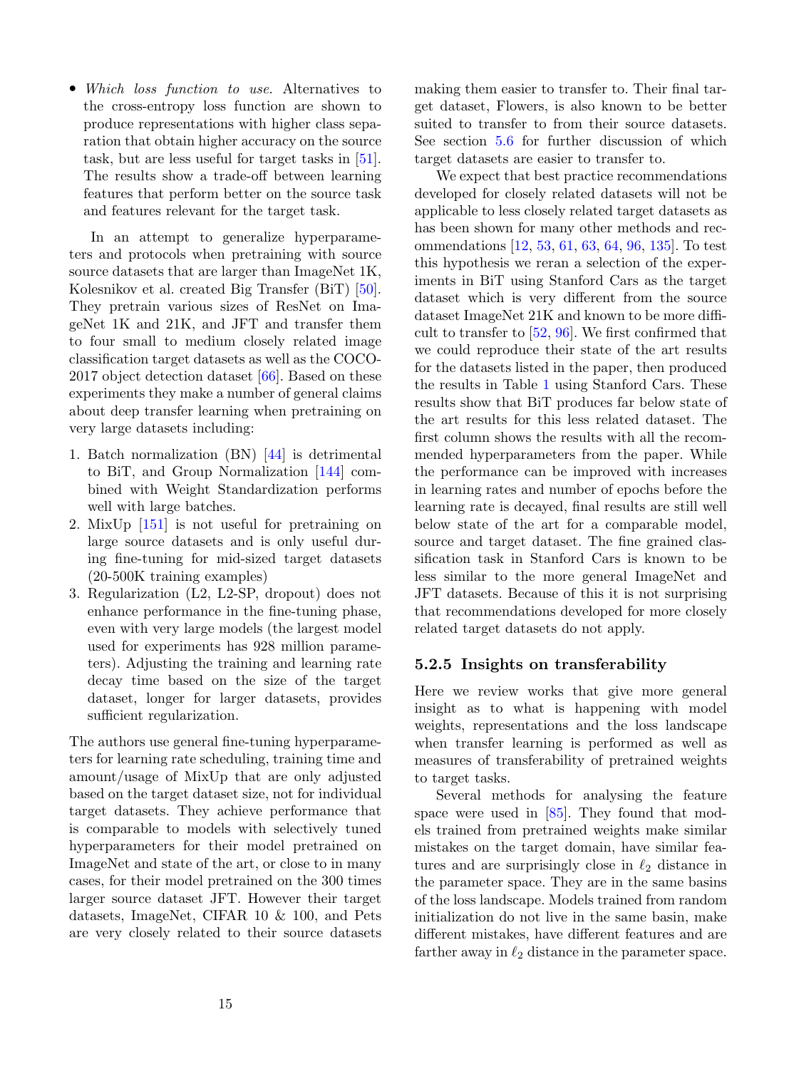- *Which loss function to use.* Alternatives to the cross-entropy loss function are shown to produce representations with higher class separation that obtain higher accuracy on the source task, but are less useful for target tasks in [51]. The results show a trade-off between learning features that perform better on the source task and features relevant for the target task.

In an attempt to generalize hyperparameters and protocols when pretraining with source source datasets that are larger than ImageNet 1K, Kolesnikov et al. created Big Transfer (BiT) [50]. They pretrain various sizes of ResNet on ImageNet 1K and 21K, and JFT and transfer them to four small to medium closely related image classification target datasets as well as the COCO-2017 object detection dataset [66]. Based on these experiments they make a number of general claims about deep transfer learning when pretraining on very large datasets including:

1. Batch normalization (BN) [44] is detrimental to BiT, and Group Normalization [144] combined with Weight Standardization performs well with large batches.
2. MixUp [151] is not useful for pretraining on large source datasets and is only useful during fine-tuning for mid-sized target datasets (20-500K training examples)
3. Regularization (L2, L2-SP, dropout) does not enhance performance in the fine-tuning phase, even with very large models (the largest model used for experiments has 928 million parameters). Adjusting the training and learning rate decay time based on the size of the target dataset, longer for larger datasets, provides sufficient regularization.

The authors use general fine-tuning hyperparameters for learning rate scheduling, training time and amount/usage of MixUp that are only adjusted based on the target dataset size, not for individual target datasets. They achieve performance that is comparable to models with selectively tuned hyperparameters for their model pretrained on ImageNet and state of the art, or close to in many cases, for their model pretrained on the 300 times larger source dataset JFT. However their target datasets, ImageNet, CIFAR 10 & 100, and Pets are very closely related to their source datasets making them easier to transfer to. Their final target dataset, Flowers, is also known to be better suited to transfer to from their source datasets. See section 5.6 for further discussion of which target datasets are easier to transfer to.

We expect that best practice recommendations developed for closely related datasets will not be applicable to less closely related target datasets as has been shown for many other methods and recommendations [12, 53, 61, 63, 64, 96, 135]. To test this hypothesis we reran a selection of the experiments in BiT using Stanford Cars as the target dataset which is very different from the source dataset ImageNet 21K and known to be more difficult to transfer to [52, 96]. We first confirmed that we could reproduce their state of the art results for the datasets listed in the paper, then produced the results in Table 1 using Stanford Cars. These results show that BiT produces far below state of the art results for this less related dataset. The first column shows the results with all the recommended hyperparameters from the paper. While the performance can be improved with increases in learning rates and number of epochs before the learning rate is decayed, final results are still well below state of the art for a comparable model, source and target dataset. The fine grained classification task in Stanford Cars is known to be less similar to the more general ImageNet and JFT datasets. Because of this it is not surprising that recommendations developed for more closely related target datasets do not apply.

#### 5.2.5 Insights on transferability

Here we review works that give more general insight as to what is happening with model weights, representations and the loss landscape when transfer learning is performed as well as measures of transferability of pretrained weights to target tasks.

Several methods for analysing the feature space were used in [85]. They found that models trained from pretrained weights make similar mistakes on the target domain, have similar features and are surprisingly close in $\ell_2$ distance in the parameter space. They are in the same basins of the loss landscape. Models trained from random initialization do not live in the same basin, make different mistakes, have different features and are farther away in $\ell_2$ distance in the parameter space.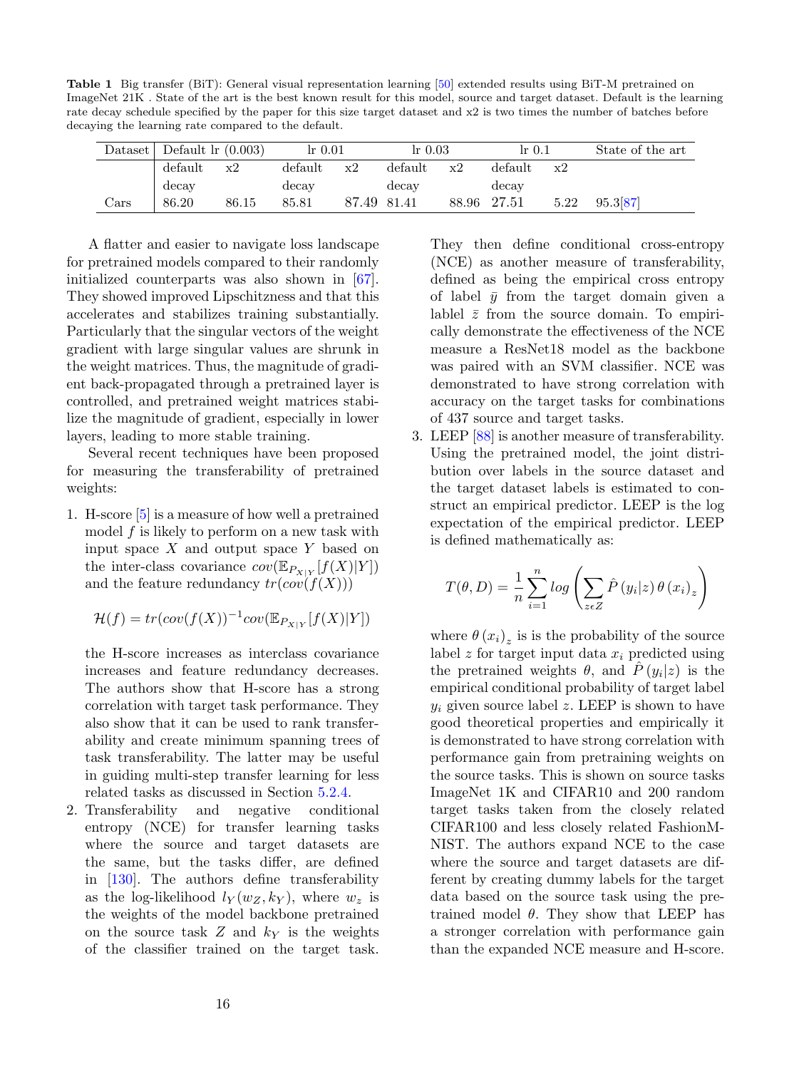**Table 1** Big transfer (BiT): General visual representation learning [50] extended results using BiT-M pretrained on ImageNet 21K . State of the art is the best known result for this model, source and target dataset. Default is the learning rate decay schedule specified by the paper for this size target dataset and x2 is two times the number of batches before decaying the learning rate compared to the default.

| Dataset | Default lr (0.003) | | lr 0.01 | | lr 0.03 | | lr 0.1 | | State of the art |
|---|---|---|---|---|---|---|---|---|---|
| | default decay | x2 | default decay | x2 | default decay | x2 | default decay | x2 | |
| Cars | 86.20 | 86.15 | 85.81 | 87.49 | 81.41 | 88.96 | 27.51 | 5.22 | 95.3[87] |

A flatter and easier to navigate loss landscape for pretrained models compared to their randomly initialized counterparts was also shown in [67]. They showed improved Lipschitzness and that this accelerates and stabilizes training substantially. Particularly that the singular vectors of the weight gradient with large singular values are shrunk in the weight matrices. Thus, the magnitude of gradient back-propagated through a pretrained layer is controlled, and pretrained weight matrices stabilize the magnitude of gradient, especially in lower layers, leading to more stable training.

Several recent techniques have been proposed for measuring the transferability of pretrained weights:

1. H-score [5] is a measure of how well a pretrained model $f$ is likely to perform on a new task with input space $X$ and output space $Y$ based on the inter-class covariance $cov(\mathbb{E}_{P_{X|Y}}[f(X)|Y])$ and the feature redundancy $tr(cov(f(X)))$

   $$\mathcal{H}(f) = tr(cov(f(X))^{-1}cov(\mathbb{E}_{P_{X|Y}}[f(X)|Y])$$

   the H-score increases as interclass covariance increases and feature redundancy decreases. The authors show that H-score has a strong correlation with target task performance. They also show that it can be used to rank transferability and create minimum spanning trees of task transferability. The latter may be useful in guiding multi-step transfer learning for less related tasks as discussed in Section 5.2.4.

2. Transferability and negative conditional entropy (NCE) for transfer learning tasks where the source and target datasets are the same, but the tasks differ, are defined in [130]. The authors define transferability as the log-likelihood $l_Y(w_Z, k_Y)$, where $w_z$ is the weights of the model backbone pretrained on the source task $Z$ and $k_Y$ is the weights of the classifier trained on the target task. They then define conditional cross-entropy (NCE) as another measure of transferability, defined as being the empirical cross entropy of label $\bar{y}$ from the target domain given a lablel $\bar{z}$ from the source domain. To empirically demonstrate the effectiveness of the NCE measure a ResNet18 model as the backbone was paired with an SVM classifier. NCE was demonstrated to have strong correlation with accuracy on the target tasks for combinations of 437 source and target tasks.

3. LEEP [88] is another measure of transferability. Using the pretrained model, the joint distribution over labels in the source dataset and the target dataset labels is estimated to construct an empirical predictor. LEEP is the log expectation of the empirical predictor. LEEP is defined mathematically as:

   $$T(\theta, D) = \frac{1}{n}\sum_{i=1}^{n} log\left(\sum_{z\epsilon Z} \hat{P}\left(y_i|z\right)\theta\left(x_i\right)_z\right)$$

   where $\theta\left(x_i\right)_z$ is is the probability of the source label $z$ for target input data $x_i$ predicted using the pretrained weights $\theta$, and $\hat{P}\left(y_i|z\right)$ is the empirical conditional probability of target label $y_i$ given source label $z$. LEEP is shown to have good theoretical properties and empirically it is demonstrated to have strong correlation with performance gain from pretraining weights on the source tasks. This is shown on source tasks ImageNet 1K and CIFAR10 and 200 random target tasks taken from the closely related CIFAR100 and less closely related FashionMNIST. The authors expand NCE to the case where the source and target datasets are different by creating dummy labels for the target data based on the source task using the pretrained model $\theta$. They show that LEEP has a stronger correlation with performance gain than the expanded NCE measure and H-score.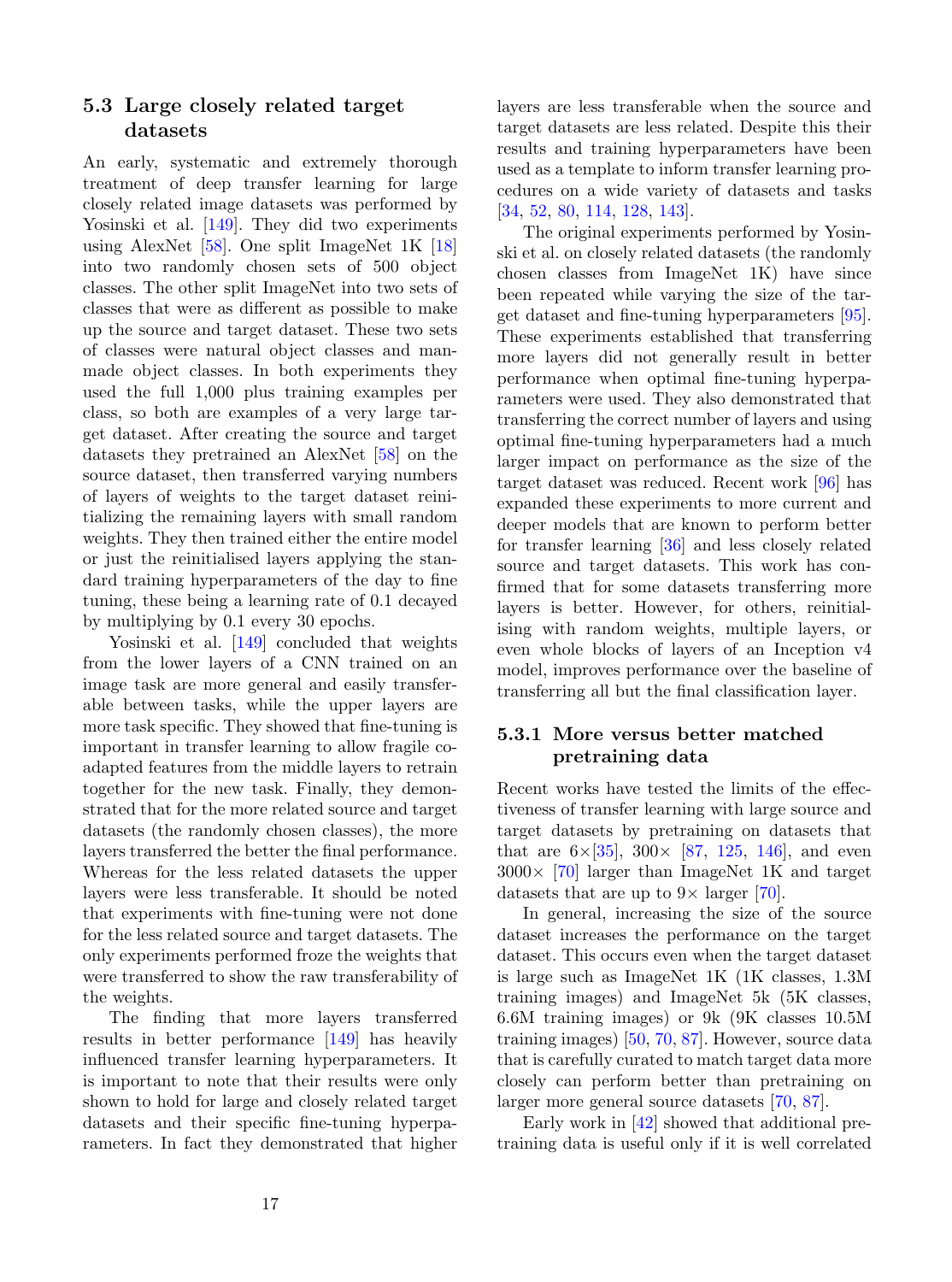### 5.3 Large closely related target datasets

An early, systematic and extremely thorough treatment of deep transfer learning for large closely related image datasets was performed by Yosinski et al. [149]. They did two experiments using AlexNet [58]. One split ImageNet 1K [18] into two randomly chosen sets of 500 object classes. The other split ImageNet into two sets of classes that were as different as possible to make up the source and target dataset. These two sets of classes were natural object classes and man-made object classes. In both experiments they used the full 1,000 plus training examples per class, so both are examples of a very large target dataset. After creating the source and target datasets they pretrained an AlexNet [58] on the source dataset, then transferred varying numbers of layers of weights to the target dataset reinitializing the remaining layers with small random weights. They then trained either the entire model or just the reinitialised layers applying the standard training hyperparameters of the day to fine tuning, these being a learning rate of 0.1 decayed by multiplying by 0.1 every 30 epochs.

Yosinski et al. [149] concluded that weights from the lower layers of a CNN trained on an image task are more general and easily transferable between tasks, while the upper layers are more task specific. They showed that fine-tuning is important in transfer learning to allow fragile co-adapted features from the middle layers to retrain together for the new task. Finally, they demonstrated that for the more related source and target datasets (the randomly chosen classes), the more layers transferred the better the final performance. Whereas for the less related datasets the upper layers were less transferable. It should be noted that experiments with fine-tuning were not done for the less related source and target datasets. The only experiments performed froze the weights that were transferred to show the raw transferability of the weights.

The finding that more layers transferred results in better performance [149] has heavily influenced transfer learning hyperparameters. It is important to note that their results were only shown to hold for large and closely related target datasets and their specific fine-tuning hyperparameters. In fact they demonstrated that higher layers are less transferable when the source and target datasets are less related. Despite this their results and training hyperparameters have been used as a template to inform transfer learning procedures on a wide variety of datasets and tasks [34, 52, 80, 114, 128, 143].

The original experiments performed by Yosinski et al. on closely related datasets (the randomly chosen classes from ImageNet 1K) have since been repeated while varying the size of the target dataset and fine-tuning hyperparameters [95]. These experiments established that transferring more layers did not generally result in better performance when optimal fine-tuning hyperparameters were used. They also demonstrated that transferring the correct number of layers and using optimal fine-tuning hyperparameters had a much larger impact on performance as the size of the target dataset was reduced. Recent work [96] has expanded these experiments to more current and deeper models that are known to perform better for transfer learning [36] and less closely related source and target datasets. This work has confirmed that for some datasets transferring more layers is better. However, for others, reinitialising with random weights, multiple layers, or even whole blocks of layers of an Inception v4 model, improves performance over the baseline of transferring all but the final classification layer.

#### 5.3.1 More versus better matched pretraining data

Recent works have tested the limits of the effectiveness of transfer learning with large source and target datasets by pretraining on datasets that that are 6×[35], 300× [87, 125, 146], and even 3000× [70] larger than ImageNet 1K and target datasets that are up to 9× larger [70].

In general, increasing the size of the source dataset increases the performance on the target dataset. This occurs even when the target dataset is large such as ImageNet 1K (1K classes, 1.3M training images) and ImageNet 5k (5K classes, 6.6M training images) or 9k (9K classes 10.5M training images) [50, 70, 87]. However, source data that is carefully curated to match target data more closely can perform better than pretraining on larger more general source datasets [70, 87].

Early work in [42] showed that additional pretraining data is useful only if it is well correlated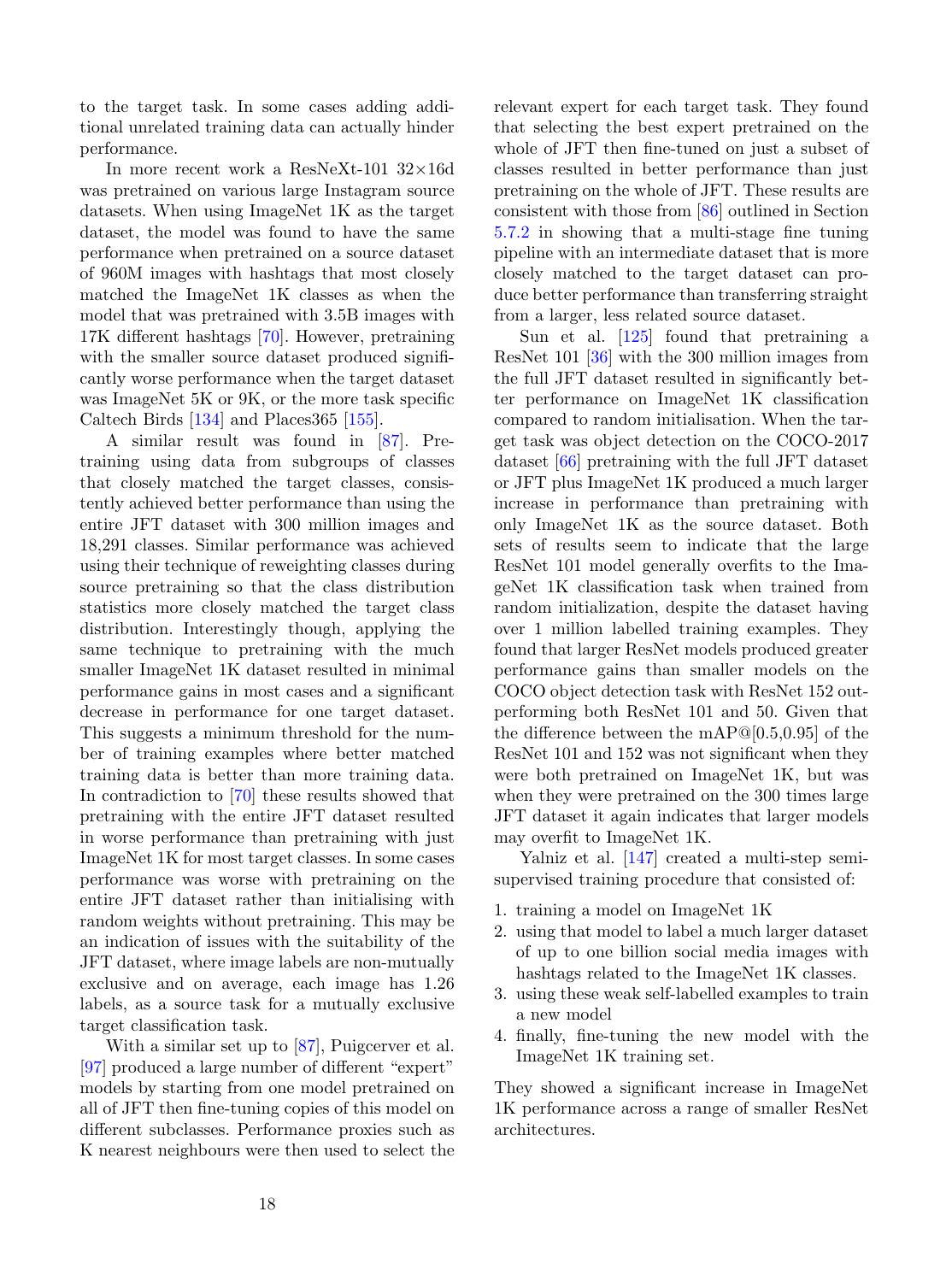to the target task. In some cases adding additional unrelated training data can actually hinder performance.

In more recent work a ResNeXt-101 32×16d was pretrained on various large Instagram source datasets. When using ImageNet 1K as the target dataset, the model was found to have the same performance when pretrained on a source dataset of 960M images with hashtags that most closely matched the ImageNet 1K classes as when the model that was pretrained with 3.5B images with 17K different hashtags [70]. However, pretraining with the smaller source dataset produced significantly worse performance when the target dataset was ImageNet 5K or 9K, or the more task specific Caltech Birds [134] and Places365 [155].

A similar result was found in [87]. Pretraining using data from subgroups of classes that closely matched the target classes, consistently achieved better performance than using the entire JFT dataset with 300 million images and 18,291 classes. Similar performance was achieved using their technique of reweighting classes during source pretraining so that the class distribution statistics more closely matched the target class distribution. Interestingly though, applying the same technique to pretraining with the much smaller ImageNet 1K dataset resulted in minimal performance gains in most cases and a significant decrease in performance for one target dataset. This suggests a minimum threshold for the number of training examples where better matched training data is better than more training data. In contradiction to [70] these results showed that pretraining with the entire JFT dataset resulted in worse performance than pretraining with just ImageNet 1K for most target classes. In some cases performance was worse with pretraining on the entire JFT dataset rather than initialising with random weights without pretraining. This may be an indication of issues with the suitability of the JFT dataset, where image labels are non-mutually exclusive and on average, each image has 1.26 labels, as a source task for a mutually exclusive target classification task.

With a similar set up to [87], Puigcerver et al. [97] produced a large number of different "expert" models by starting from one model pretrained on all of JFT then fine-tuning copies of this model on different subclasses. Performance proxies such as K nearest neighbours were then used to select the relevant expert for each target task. They found that selecting the best expert pretrained on the whole of JFT then fine-tuned on just a subset of classes resulted in better performance than just pretraining on the whole of JFT. These results are consistent with those from [86] outlined in Section 5.7.2 in showing that a multi-stage fine tuning pipeline with an intermediate dataset that is more closely matched to the target dataset can produce better performance than transferring straight from a larger, less related source dataset.

Sun et al. [125] found that pretraining a ResNet 101 [36] with the 300 million images from the full JFT dataset resulted in significantly better performance on ImageNet 1K classification compared to random initialisation. When the target task was object detection on the COCO-2017 dataset [66] pretraining with the full JFT dataset or JFT plus ImageNet 1K produced a much larger increase in performance than pretraining with only ImageNet 1K as the source dataset. Both sets of results seem to indicate that the large ResNet 101 model generally overfits to the ImageNet 1K classification task when trained from random initialization, despite the dataset having over 1 million labelled training examples. They found that larger ResNet models produced greater performance gains than smaller models on the COCO object detection task with ResNet 152 outperforming both ResNet 101 and 50. Given that the difference between the mAP@[0.5,0.95] of the ResNet 101 and 152 was not significant when they were both pretrained on ImageNet 1K, but was when they were pretrained on the 300 times large JFT dataset it again indicates that larger models may overfit to ImageNet 1K.

Yalniz et al. [147] created a multi-step semi-supervised training procedure that consisted of:

1. training a model on ImageNet 1K
2. using that model to label a much larger dataset of up to one billion social media images with hashtags related to the ImageNet 1K classes.
3. using these weak self-labelled examples to train a new model
4. finally, fine-tuning the new model with the ImageNet 1K training set.

They showed a significant increase in ImageNet 1K performance across a range of smaller ResNet architectures.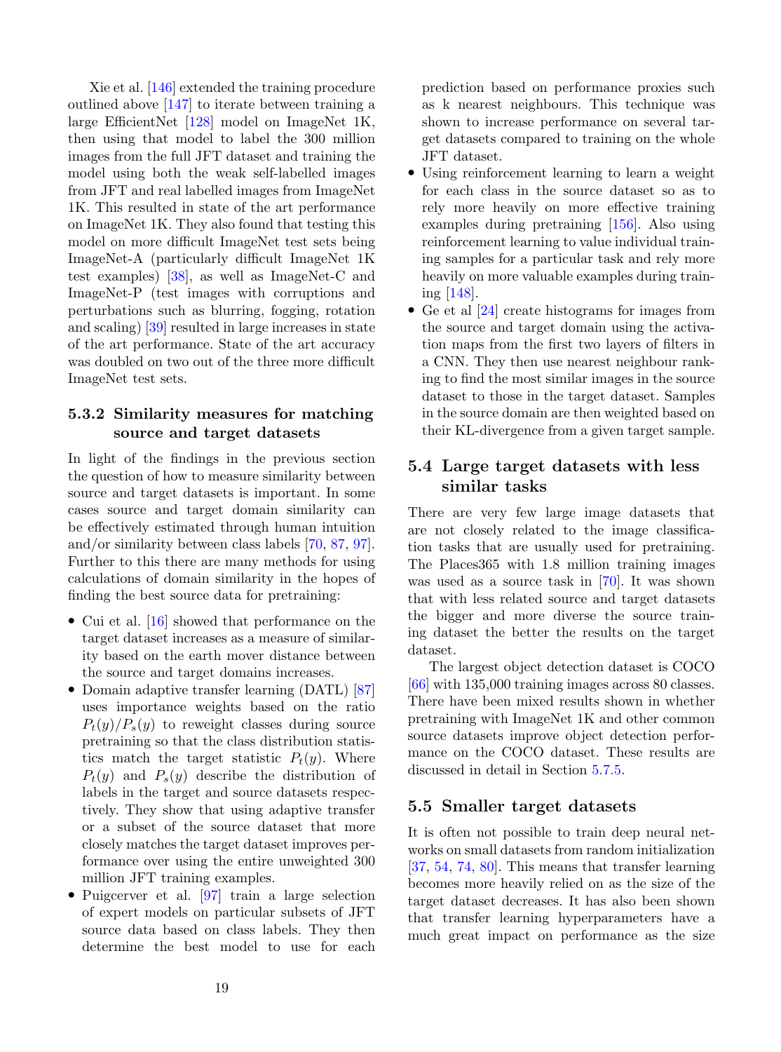Xie et al. [146] extended the training procedure outlined above [147] to iterate between training a large EfficientNet [128] model on ImageNet 1K, then using that model to label the 300 million images from the full JFT dataset and training the model using both the weak self-labelled images from JFT and real labelled images from ImageNet 1K. This resulted in state of the art performance on ImageNet 1K. They also found that testing this model on more difficult ImageNet test sets being ImageNet-A (particularly difficult ImageNet 1K test examples) [38], as well as ImageNet-C and ImageNet-P (test images with corruptions and perturbations such as blurring, fogging, rotation and scaling) [39] resulted in large increases in state of the art performance. State of the art accuracy was doubled on two out of the three more difficult ImageNet test sets.

### 5.3.2 Similarity measures for matching source and target datasets

In light of the findings in the previous section the question of how to measure similarity between source and target datasets is important. In some cases source and target domain similarity can be effectively estimated through human intuition and/or similarity between class labels [70, 87, 97]. Further to this there are many methods for using calculations of domain similarity in the hopes of finding the best source data for pretraining:

- Cui et al. [16] showed that performance on the target dataset increases as a measure of similarity based on the earth mover distance between the source and target domains increases.
- Domain adaptive transfer learning (DATL) [87] uses importance weights based on the ratio $P_t(y)/P_s(y)$ to reweight classes during source pretraining so that the class distribution statistics match the target statistic $P_t(y)$. Where $P_t(y)$ and $P_s(y)$ describe the distribution of labels in the target and source datasets respectively. They show that using adaptive transfer or a subset of the source dataset that more closely matches the target dataset improves performance over using the entire unweighted 300 million JFT training examples.
- Puigcerver et al. [97] train a large selection of expert models on particular subsets of JFT source data based on class labels. They then determine the best model to use for each prediction based on performance proxies such as k nearest neighbours. This technique was shown to increase performance on several target datasets compared to training on the whole JFT dataset.
- Using reinforcement learning to learn a weight for each class in the source dataset so as to rely more heavily on more effective training examples during pretraining [156]. Also using reinforcement learning to value individual training samples for a particular task and rely more heavily on more valuable examples during training [148].
- Ge et al [24] create histograms for images from the source and target domain using the activation maps from the first two layers of filters in a CNN. They then use nearest neighbour ranking to find the most similar images in the source dataset to those in the target dataset. Samples in the source domain are then weighted based on their KL-divergence from a given target sample.

## 5.4 Large target datasets with less similar tasks

There are very few large image datasets that are not closely related to the image classification tasks that are usually used for pretraining. The Places365 with 1.8 million training images was used as a source task in [70]. It was shown that with less related source and target datasets the bigger and more diverse the source training dataset the better the results on the target dataset.

The largest object detection dataset is COCO [66] with 135,000 training images across 80 classes. There have been mixed results shown in whether pretraining with ImageNet 1K and other common source datasets improve object detection performance on the COCO dataset. These results are discussed in detail in Section 5.7.5.

## 5.5 Smaller target datasets

It is often not possible to train deep neural networks on small datasets from random initialization [37, 54, 74, 80]. This means that transfer learning becomes more heavily relied on as the size of the target dataset decreases. It has also been shown that transfer learning hyperparameters have a much great impact on performance as the size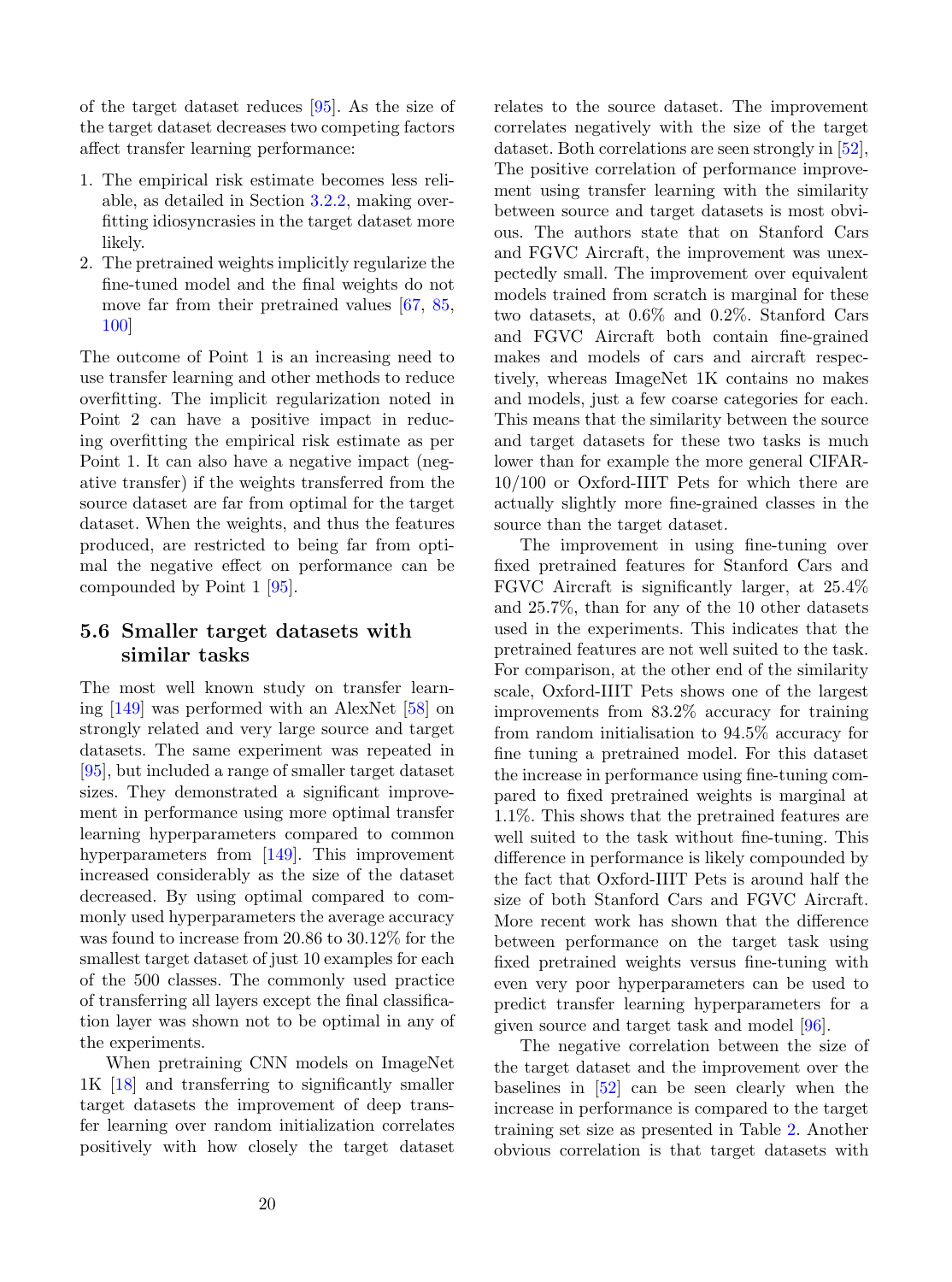of the target dataset reduces [95]. As the size of the target dataset decreases two competing factors affect transfer learning performance:

1. The empirical risk estimate becomes less reliable, as detailed in Section 3.2.2, making overfitting idiosyncrasies in the target dataset more likely.
2. The pretrained weights implicitly regularize the fine-tuned model and the final weights do not move far from their pretrained values [67, 85, 100]

The outcome of Point 1 is an increasing need to use transfer learning and other methods to reduce overfitting. The implicit regularization noted in Point 2 can have a positive impact in reducing overfitting the empirical risk estimate as per Point 1. It can also have a negative impact (negative transfer) if the weights transferred from the source dataset are far from optimal for the target dataset. When the weights, and thus the features produced, are restricted to being far from optimal the negative effect on performance can be compounded by Point 1 [95].

## 5.6 Smaller target datasets with similar tasks

The most well known study on transfer learning [149] was performed with an AlexNet [58] on strongly related and very large source and target datasets. The same experiment was repeated in [95], but included a range of smaller target dataset sizes. They demonstrated a significant improvement in performance using more optimal transfer learning hyperparameters compared to common hyperparameters from [149]. This improvement increased considerably as the size of the dataset decreased. By using optimal compared to commonly used hyperparameters the average accuracy was found to increase from 20.86 to 30.12% for the smallest target dataset of just 10 examples for each of the 500 classes. The commonly used practice of transferring all layers except the final classification layer was shown not to be optimal in any of the experiments.

When pretraining CNN models on ImageNet 1K [18] and transferring to significantly smaller target datasets the improvement of deep transfer learning over random initialization correlates positively with how closely the target dataset relates to the source dataset. The improvement correlates negatively with the size of the target dataset. Both correlations are seen strongly in [52], The positive correlation of performance improvement using transfer learning with the similarity between source and target datasets is most obvious. The authors state that on Stanford Cars and FGVC Aircraft, the improvement was unexpectedly small. The improvement over equivalent models trained from scratch is marginal for these two datasets, at 0.6% and 0.2%. Stanford Cars and FGVC Aircraft both contain fine-grained makes and models of cars and aircraft respectively, whereas ImageNet 1K contains no makes and models, just a few coarse categories for each. This means that the similarity between the source and target datasets for these two tasks is much lower than for example the more general CIFAR-10/100 or Oxford-IIIT Pets for which there are actually slightly more fine-grained classes in the source than the target dataset.

The improvement in using fine-tuning over fixed pretrained features for Stanford Cars and FGVC Aircraft is significantly larger, at 25.4% and 25.7%, than for any of the 10 other datasets used in the experiments. This indicates that the pretrained features are not well suited to the task. For comparison, at the other end of the similarity scale, Oxford-IIIT Pets shows one of the largest improvements from 83.2% accuracy for training from random initialisation to 94.5% accuracy for fine tuning a pretrained model. For this dataset the increase in performance using fine-tuning compared to fixed pretrained weights is marginal at 1.1%. This shows that the pretrained features are well suited to the task without fine-tuning. This difference in performance is likely compounded by the fact that Oxford-IIIT Pets is around half the size of both Stanford Cars and FGVC Aircraft. More recent work has shown that the difference between performance on the target task using fixed pretrained weights versus fine-tuning with even very poor hyperparameters can be used to predict transfer learning hyperparameters for a given source and target task and model [96].

The negative correlation between the size of the target dataset and the improvement over the baselines in [52] can be seen clearly when the increase in performance is compared to the target training set size as presented in Table 2. Another obvious correlation is that target datasets with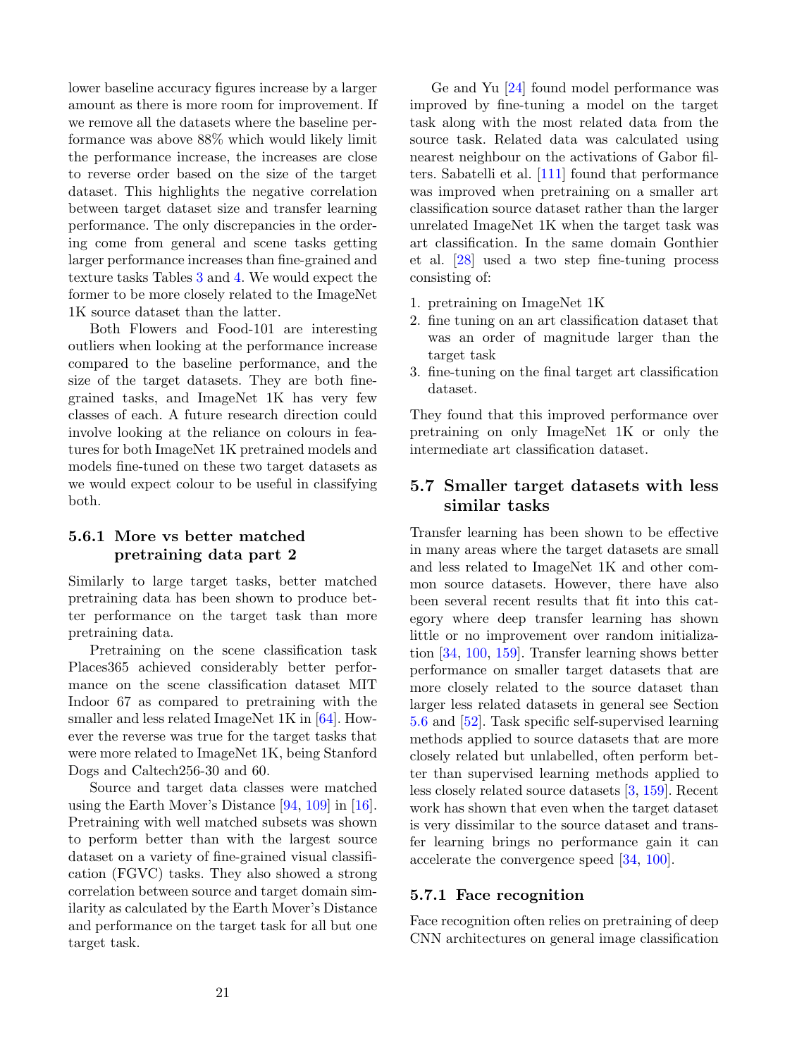lower baseline accuracy figures increase by a larger amount as there is more room for improvement. If we remove all the datasets where the baseline performance was above 88% which would likely limit the performance increase, the increases are close to reverse order based on the size of the target dataset. This highlights the negative correlation between target dataset size and transfer learning performance. The only discrepancies in the ordering come from general and scene tasks getting larger performance increases than fine-grained and texture tasks Tables 3 and 4. We would expect the former to be more closely related to the ImageNet 1K source dataset than the latter.

Both Flowers and Food-101 are interesting outliers when looking at the performance increase compared to the baseline performance, and the size of the target datasets. They are both fine-grained tasks, and ImageNet 1K has very few classes of each. A future research direction could involve looking at the reliance on colours in features for both ImageNet 1K pretrained models and models fine-tuned on these two target datasets as we would expect colour to be useful in classifying both.

### 5.6.1 More vs better matched pretraining data part 2

Similarly to large target tasks, better matched pretraining data has been shown to produce better performance on the target task than more pretraining data.

Pretraining on the scene classification task Places365 achieved considerably better performance on the scene classification dataset MIT Indoor 67 as compared to pretraining with the smaller and less related ImageNet 1K in [64]. However the reverse was true for the target tasks that were more related to ImageNet 1K, being Stanford Dogs and Caltech256-30 and 60.

Source and target data classes were matched using the Earth Mover's Distance [94, 109] in [16]. Pretraining with well matched subsets was shown to perform better than with the largest source dataset on a variety of fine-grained visual classification (FGVC) tasks. They also showed a strong correlation between source and target domain similarity as calculated by the Earth Mover's Distance and performance on the target task for all but one target task.

Ge and Yu [24] found model performance was improved by fine-tuning a model on the target task along with the most related data from the source task. Related data was calculated using nearest neighbour on the activations of Gabor filters. Sabatelli et al. [111] found that performance was improved when pretraining on a smaller art classification source dataset rather than the larger unrelated ImageNet 1K when the target task was art classification. In the same domain Gonthier et al. [28] used a two step fine-tuning process consisting of:

1. pretraining on ImageNet 1K
2. fine tuning on an art classification dataset that was an order of magnitude larger than the target task
3. fine-tuning on the final target art classification dataset.

They found that this improved performance over pretraining on only ImageNet 1K or only the intermediate art classification dataset.

## 5.7 Smaller target datasets with less similar tasks

Transfer learning has been shown to be effective in many areas where the target datasets are small and less related to ImageNet 1K and other common source datasets. However, there have also been several recent results that fit into this category where deep transfer learning has shown little or no improvement over random initialization [34, 100, 159]. Transfer learning shows better performance on smaller target datasets that are more closely related to the source dataset than larger less related datasets in general see Section 5.6 and [52]. Task specific self-supervised learning methods applied to source datasets that are more closely related but unlabelled, often perform better than supervised learning methods applied to less closely related source datasets [3, 159]. Recent work has shown that even when the target dataset is very dissimilar to the source dataset and transfer learning brings no performance gain it can accelerate the convergence speed [34, 100].

### 5.7.1 Face recognition

Face recognition often relies on pretraining of deep CNN architectures on general image classification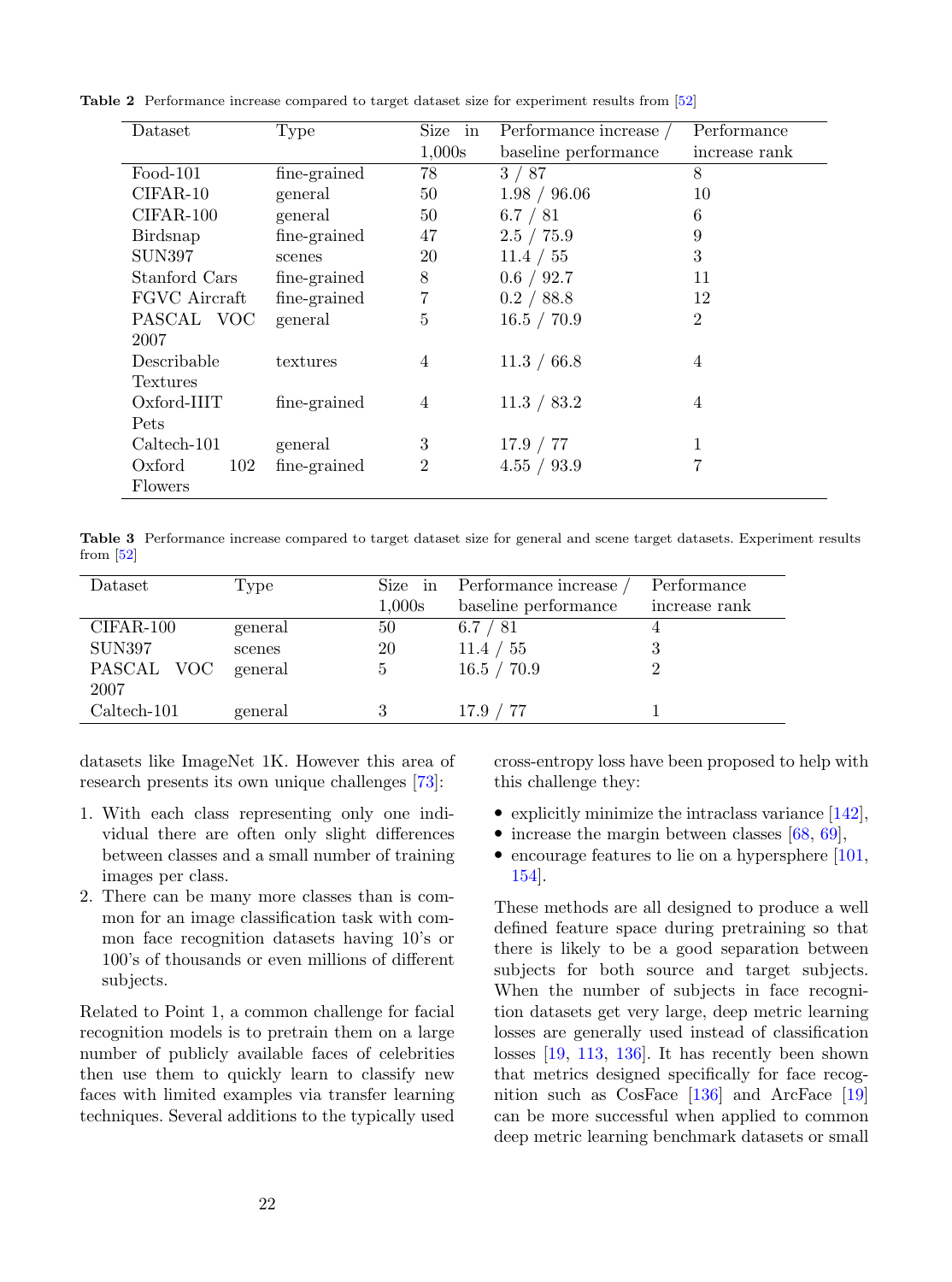**Table 2** Performance increase compared to target dataset size for experiment results from [52]

| Dataset | Type | Size in 1,000s | Performance increase / baseline performance | Performance increase rank |
|---|---|---|---|---|
| Food-101 | fine-grained | 78 | 3 / 87 | 8 |
| CIFAR-10 | general | 50 | 1.98 / 96.06 | 10 |
| CIFAR-100 | general | 50 | 6.7 / 81 | 6 |
| Birdsnap | fine-grained | 47 | 2.5 / 75.9 | 9 |
| SUN397 | scenes | 20 | 11.4 / 55 | 3 |
| Stanford Cars | fine-grained | 8 | 0.6 / 92.7 | 11 |
| FGVC Aircraft | fine-grained | 7 | 0.2 / 88.8 | 12 |
| PASCAL VOC 2007 | general | 5 | 16.5 / 70.9 | 2 |
| Describable Textures | textures | 4 | 11.3 / 66.8 | 4 |
| Oxford-IIIT Pets | fine-grained | 4 | 11.3 / 83.2 | 4 |
| Caltech-101 | general | 3 | 17.9 / 77 | 1 |
| Oxford 102 Flowers | fine-grained | 2 | 4.55 / 93.9 | 7 |

**Table 3** Performance increase compared to target dataset size for general and scene target datasets. Experiment results from [52]

| Dataset | Type | Size in 1,000s | Performance increase / baseline performance | Performance increase rank |
|---|---|---|---|---|
| CIFAR-100 | general | 50 | 6.7 / 81 | 4 |
| SUN397 | scenes | 20 | 11.4 / 55 | 3 |
| PASCAL VOC 2007 | general | 5 | 16.5 / 70.9 | 2 |
| Caltech-101 | general | 3 | 17.9 / 77 | 1 |

datasets like ImageNet 1K. However this area of research presents its own unique challenges [73]:

1. With each class representing only one individual there are often only slight differences between classes and a small number of training images per class.
2. There can be many more classes than is common for an image classification task with common face recognition datasets having 10's or 100's of thousands or even millions of different subjects.

Related to Point 1, a common challenge for facial recognition models is to pretrain them on a large number of publicly available faces of celebrities then use them to quickly learn to classify new faces with limited examples via transfer learning techniques. Several additions to the typically used cross-entropy loss have been proposed to help with this challenge they:

- explicitly minimize the intraclass variance [142],
- increase the margin between classes [68, 69],
- encourage features to lie on a hypersphere [101, 154].

These methods are all designed to produce a well defined feature space during pretraining so that there is likely to be a good separation between subjects for both source and target subjects. When the number of subjects in face recognition datasets get very large, deep metric learning losses are generally used instead of classification losses [19, 113, 136]. It has recently been shown that metrics designed specifically for face recognition such as CosFace [136] and ArcFace [19] can be more successful when applied to common deep metric learning benchmark datasets or small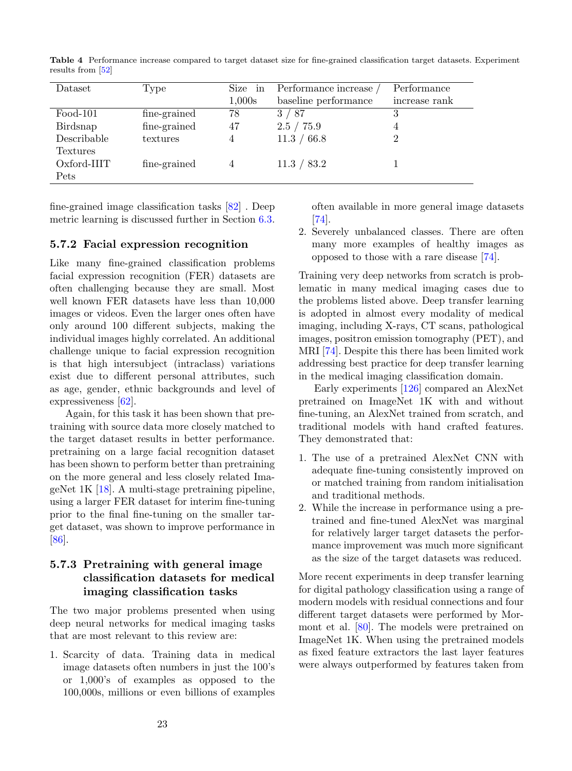**Table 4** Performance increase compared to target dataset size for fine-grained classification target datasets. Experiment results from [52]

| Dataset | Type | Size in 1,000s | Performance increase / baseline performance | Performance increase rank |
|---|---|---|---|---|
| Food-101 | fine-grained | 78 | 3 / 87 | 3 |
| Birdsnap | fine-grained | 47 | 2.5 / 75.9 | 4 |
| Describable Textures | textures | 4 | 11.3 / 66.8 | 2 |
| Oxford-IIIT Pets | fine-grained | 4 | 11.3 / 83.2 | 1 |

fine-grained image classification tasks [82] . Deep metric learning is discussed further in Section 6.3.

### 5.7.2 Facial expression recognition

Like many fine-grained classification problems facial expression recognition (FER) datasets are often challenging because they are small. Most well known FER datasets have less than 10,000 images or videos. Even the larger ones often have only around 100 different subjects, making the individual images highly correlated. An additional challenge unique to facial expression recognition is that high intersubject (intraclass) variations exist due to different personal attributes, such as age, gender, ethnic backgrounds and level of expressiveness [62].

Again, for this task it has been shown that pretraining with source data more closely matched to the target dataset results in better performance. pretraining on a large facial recognition dataset has been shown to perform better than pretraining on the more general and less closely related ImageNet 1K [18]. A multi-stage pretraining pipeline, using a larger FER dataset for interim fine-tuning prior to the final fine-tuning on the smaller target dataset, was shown to improve performance in [86].

### 5.7.3 Pretraining with general image classification datasets for medical imaging classification tasks

The two major problems presented when using deep neural networks for medical imaging tasks that are most relevant to this review are:

1. Scarcity of data. Training data in medical image datasets often numbers in just the 100's or 1,000's of examples as opposed to the 100,000s, millions or even billions of examples often available in more general image datasets [74].
2. Severely unbalanced classes. There are often many more examples of healthy images as opposed to those with a rare disease [74].

Training very deep networks from scratch is problematic in many medical imaging cases due to the problems listed above. Deep transfer learning is adopted in almost every modality of medical imaging, including X-rays, CT scans, pathological images, positron emission tomography (PET), and MRI [74]. Despite this there has been limited work addressing best practice for deep transfer learning in the medical imaging classification domain.

Early experiments [126] compared an AlexNet pretrained on ImageNet 1K with and without fine-tuning, an AlexNet trained from scratch, and traditional models with hand crafted features. They demonstrated that:

1. The use of a pretrained AlexNet CNN with adequate fine-tuning consistently improved on or matched training from random initialisation and traditional methods.
2. While the increase in performance using a pretrained and fine-tuned AlexNet was marginal for relatively larger target datasets the performance improvement was much more significant as the size of the target datasets was reduced.

More recent experiments in deep transfer learning for digital pathology classification using a range of modern models with residual connections and four different target datasets were performed by Mormont et al. [80]. The models were pretrained on ImageNet 1K. When using the pretrained models as fixed feature extractors the last layer features were always outperformed by features taken from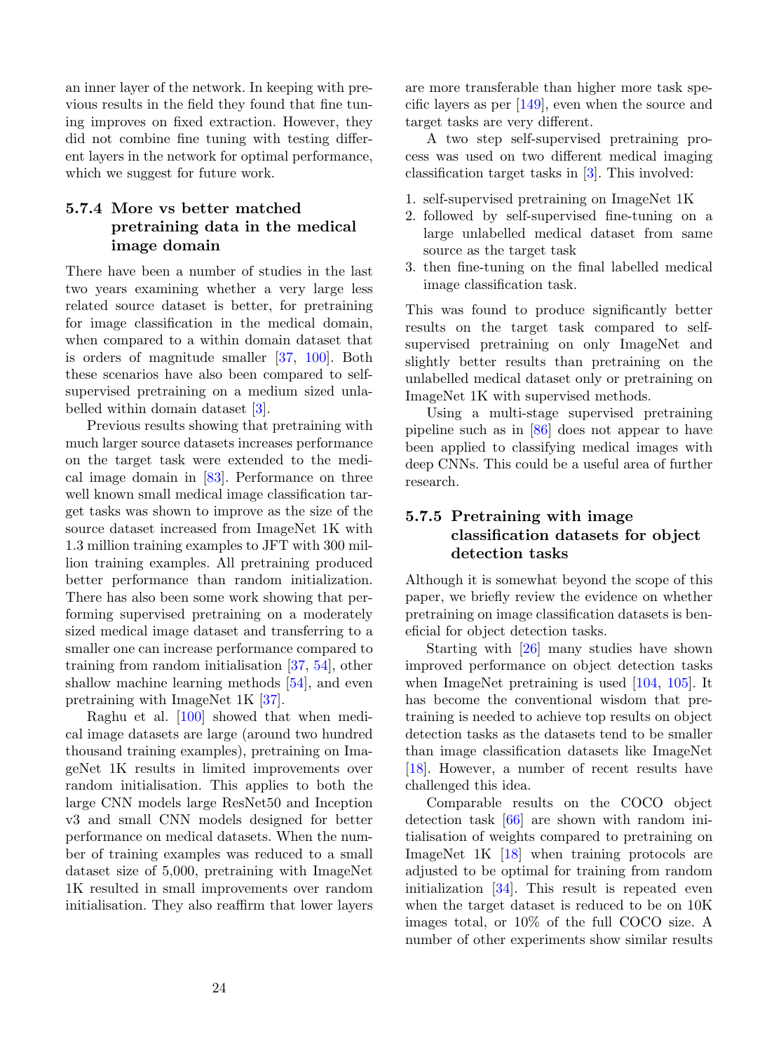an inner layer of the network. In keeping with previous results in the field they found that fine tuning improves on fixed extraction. However, they did not combine fine tuning with testing different layers in the network for optimal performance, which we suggest for future work.

### 5.7.4 More vs better matched pretraining data in the medical image domain

There have been a number of studies in the last two years examining whether a very large less related source dataset is better, for pretraining for image classification in the medical domain, when compared to a within domain dataset that is orders of magnitude smaller [37, 100]. Both these scenarios have also been compared to self-supervised pretraining on a medium sized unlabelled within domain dataset [3].

Previous results showing that pretraining with much larger source datasets increases performance on the target task were extended to the medical image domain in [83]. Performance on three well known small medical image classification target tasks was shown to improve as the size of the source dataset increased from ImageNet 1K with 1.3 million training examples to JFT with 300 million training examples. All pretraining produced better performance than random initialization. There has also been some work showing that performing supervised pretraining on a moderately sized medical image dataset and transferring to a smaller one can increase performance compared to training from random initialisation [37, 54], other shallow machine learning methods [54], and even pretraining with ImageNet 1K [37].

Raghu et al. [100] showed that when medical image datasets are large (around two hundred thousand training examples), pretraining on ImageNet 1K results in limited improvements over random initialisation. This applies to both the large CNN models large ResNet50 and Inception v3 and small CNN models designed for better performance on medical datasets. When the number of training examples was reduced to a small dataset size of 5,000, pretraining with ImageNet 1K resulted in small improvements over random initialisation. They also reaffirm that lower layers are more transferable than higher more task specific layers as per [149], even when the source and target tasks are very different.

A two step self-supervised pretraining process was used on two different medical imaging classification target tasks in [3]. This involved:

1. self-supervised pretraining on ImageNet 1K
2. followed by self-supervised fine-tuning on a large unlabelled medical dataset from same source as the target task
3. then fine-tuning on the final labelled medical image classification task.

This was found to produce significantly better results on the target task compared to self-supervised pretraining on only ImageNet and slightly better results than pretraining on the unlabelled medical dataset only or pretraining on ImageNet 1K with supervised methods.

Using a multi-stage supervised pretraining pipeline such as in [86] does not appear to have been applied to classifying medical images with deep CNNs. This could be a useful area of further research.

### 5.7.5 Pretraining with image classification datasets for object detection tasks

Although it is somewhat beyond the scope of this paper, we briefly review the evidence on whether pretraining on image classification datasets is beneficial for object detection tasks.

Starting with [26] many studies have shown improved performance on object detection tasks when ImageNet pretraining is used [104, 105]. It has become the conventional wisdom that pretraining is needed to achieve top results on object detection tasks as the datasets tend to be smaller than image classification datasets like ImageNet [18]. However, a number of recent results have challenged this idea.

Comparable results on the COCO object detection task [66] are shown with random initialisation of weights compared to pretraining on ImageNet 1K [18] when training protocols are adjusted to be optimal for training from random initialization [34]. This result is repeated even when the target dataset is reduced to be on 10K images total, or 10% of the full COCO size. A number of other experiments show similar results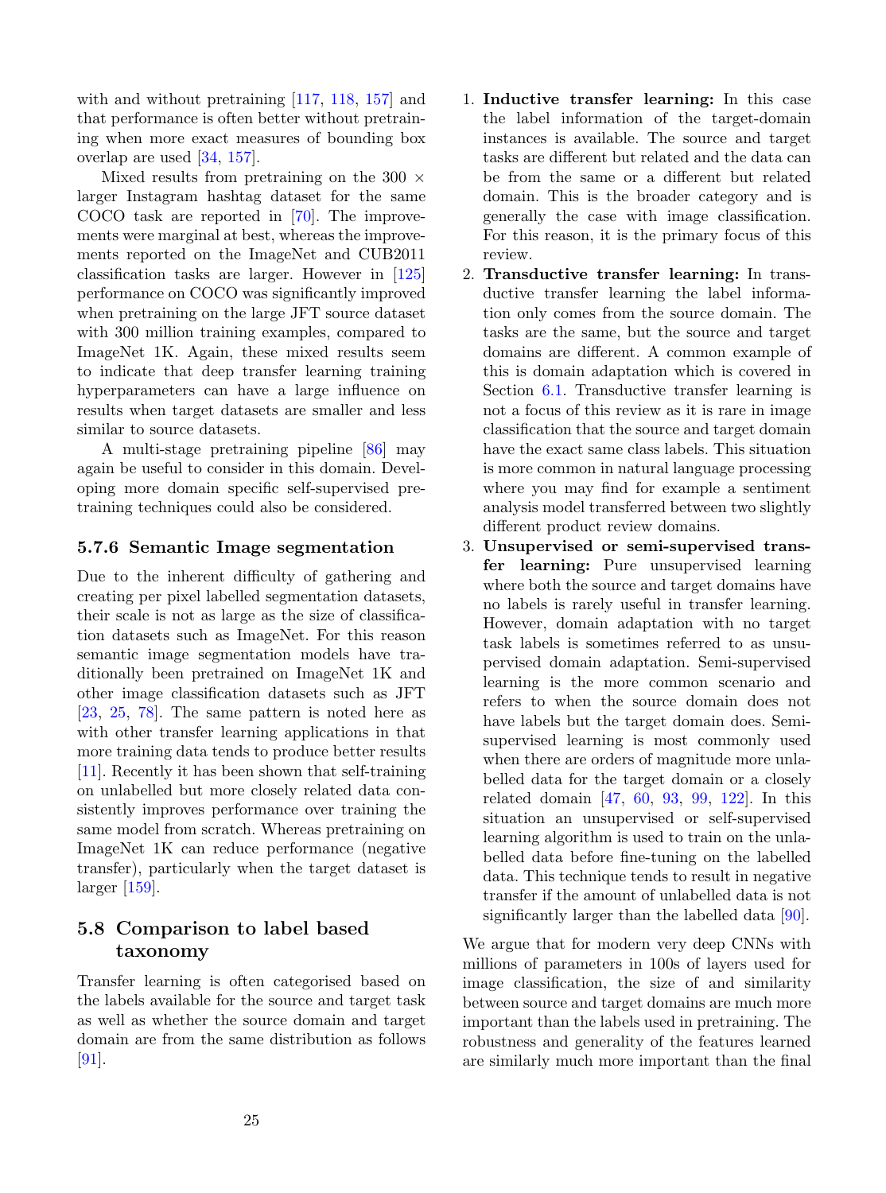with and without pretraining [117, 118, 157] and that performance is often better without pretraining when more exact measures of bounding box overlap are used [34, 157].

Mixed results from pretraining on the 300 × larger Instagram hashtag dataset for the same COCO task are reported in [70]. The improvements were marginal at best, whereas the improvements reported on the ImageNet and CUB2011 classification tasks are larger. However in [125] performance on COCO was significantly improved when pretraining on the large JFT source dataset with 300 million training examples, compared to ImageNet 1K. Again, these mixed results seem to indicate that deep transfer learning training hyperparameters can have a large influence on results when target datasets are smaller and less similar to source datasets.

A multi-stage pretraining pipeline [86] may again be useful to consider in this domain. Developing more domain specific self-supervised pretraining techniques could also be considered.

#### 5.7.6 Semantic Image segmentation

Due to the inherent difficulty of gathering and creating per pixel labelled segmentation datasets, their scale is not as large as the size of classification datasets such as ImageNet. For this reason semantic image segmentation models have traditionally been pretrained on ImageNet 1K and other image classification datasets such as JFT [23, 25, 78]. The same pattern is noted here as with other transfer learning applications in that more training data tends to produce better results [11]. Recently it has been shown that self-training on unlabelled but more closely related data consistently improves performance over training the same model from scratch. Whereas pretraining on ImageNet 1K can reduce performance (negative transfer), particularly when the target dataset is larger [159].

### 5.8 Comparison to label based taxonomy

Transfer learning is often categorised based on the labels available for the source and target task as well as whether the source domain and target domain are from the same distribution as follows [91].

1. **Inductive transfer learning:** In this case the label information of the target-domain instances is available. The source and target tasks are different but related and the data can be from the same or a different but related domain. This is the broader category and is generally the case with image classification. For this reason, it is the primary focus of this review.
2. **Transductive transfer learning:** In transductive transfer learning the label information only comes from the source domain. The tasks are the same, but the source and target domains are different. A common example of this is domain adaptation which is covered in Section 6.1. Transductive transfer learning is not a focus of this review as it is rare in image classification that the source and target domain have the exact same class labels. This situation is more common in natural language processing where you may find for example a sentiment analysis model transferred between two slightly different product review domains.
3. **Unsupervised or semi-supervised transfer learning:** Pure unsupervised learning where both the source and target domains have no labels is rarely useful in transfer learning. However, domain adaptation with no target task labels is sometimes referred to as unsupervised domain adaptation. Semi-supervised learning is the more common scenario and refers to when the source domain does not have labels but the target domain does. Semi-supervised learning is most commonly used when there are orders of magnitude more unlabelled data for the target domain or a closely related domain [47, 60, 93, 99, 122]. In this situation an unsupervised or self-supervised learning algorithm is used to train on the unlabelled data before fine-tuning on the labelled data. This technique tends to result in negative transfer if the amount of unlabelled data is not significantly larger than the labelled data [90].

We argue that for modern very deep CNNs with millions of parameters in 100s of layers used for image classification, the size of and similarity between source and target domains are much more important than the labels used in pretraining. The robustness and generality of the features learned are similarly much more important than the final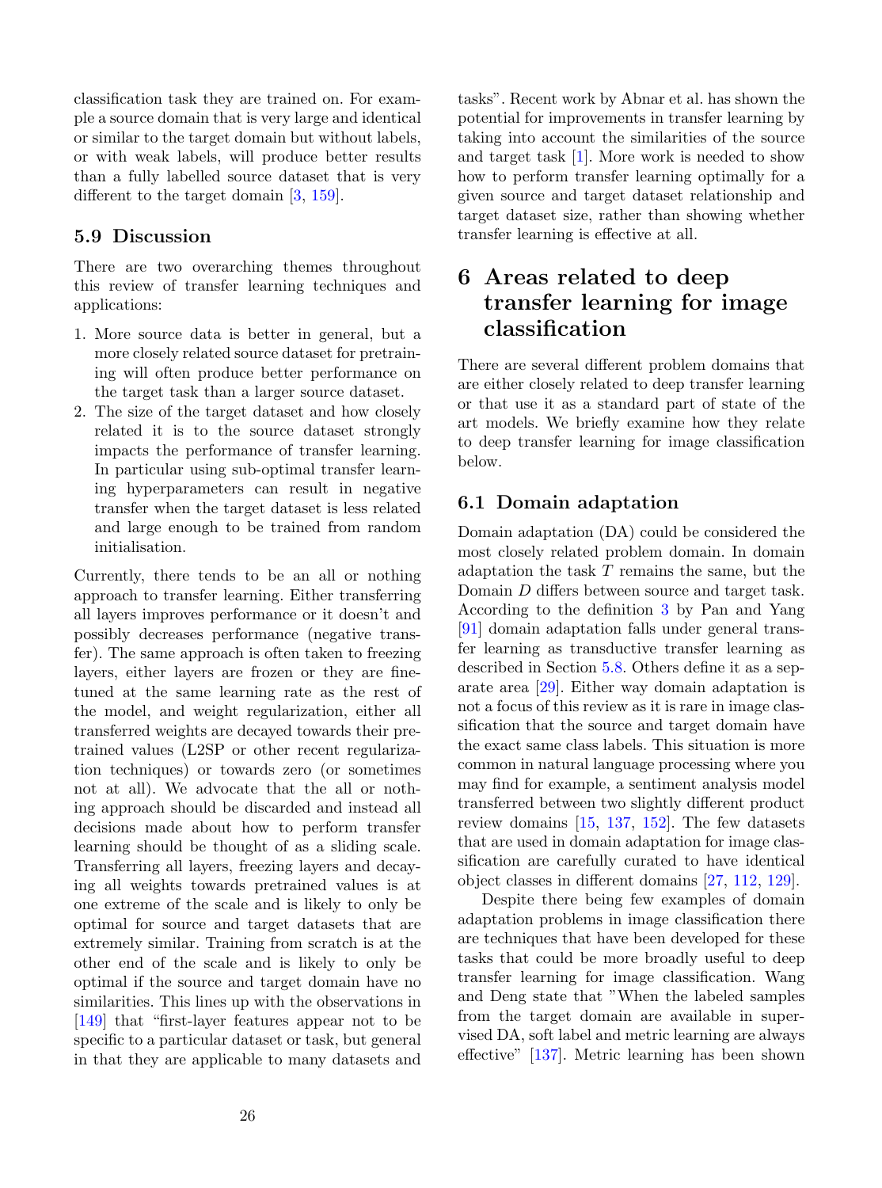classification task they are trained on. For example a source domain that is very large and identical or similar to the target domain but without labels, or with weak labels, will produce better results than a fully labelled source dataset that is very different to the target domain [3, 159].

### 5.9 Discussion

There are two overarching themes throughout this review of transfer learning techniques and applications:

1. More source data is better in general, but a more closely related source dataset for pretraining will often produce better performance on the target task than a larger source dataset.
2. The size of the target dataset and how closely related it is to the source dataset strongly impacts the performance of transfer learning. In particular using sub-optimal transfer learning hyperparameters can result in negative transfer when the target dataset is less related and large enough to be trained from random initialisation.

Currently, there tends to be an all or nothing approach to transfer learning. Either transferring all layers improves performance or it doesn't and possibly decreases performance (negative transfer). The same approach is often taken to freezing layers, either layers are frozen or they are fine-tuned at the same learning rate as the rest of the model, and weight regularization, either all transferred weights are decayed towards their pretrained values (L2SP or other recent regularization techniques) or towards zero (or sometimes not at all). We advocate that the all or nothing approach should be discarded and instead all decisions made about how to perform transfer learning should be thought of as a sliding scale. Transferring all layers, freezing layers and decaying all weights towards pretrained values is at one extreme of the scale and is likely to only be optimal for source and target datasets that are extremely similar. Training from scratch is at the other end of the scale and is likely to only be optimal if the source and target domain have no similarities. This lines up with the observations in [149] that "first-layer features appear not to be specific to a particular dataset or task, but general in that they are applicable to many datasets and tasks". Recent work by Abnar et al. has shown the potential for improvements in transfer learning by taking into account the similarities of the source and target task [1]. More work is needed to show how to perform transfer learning optimally for a given source and target dataset relationship and target dataset size, rather than showing whether transfer learning is effective at all.

## 6 Areas related to deep transfer learning for image classification

There are several different problem domains that are either closely related to deep transfer learning or that use it as a standard part of state of the art models. We briefly examine how they relate to deep transfer learning for image classification below.

### 6.1 Domain adaptation

Domain adaptation (DA) could be considered the most closely related problem domain. In domain adaptation the task $T$ remains the same, but the Domain $D$ differs between source and target task. According to the definition 3 by Pan and Yang [91] domain adaptation falls under general transfer learning as transductive transfer learning as described in Section 5.8. Others define it as a separate area [29]. Either way domain adaptation is not a focus of this review as it is rare in image classification that the source and target domain have the exact same class labels. This situation is more common in natural language processing where you may find for example, a sentiment analysis model transferred between two slightly different product review domains [15, 137, 152]. The few datasets that are used in domain adaptation for image classification are carefully curated to have identical object classes in different domains [27, 112, 129].

Despite there being few examples of domain adaptation problems in image classification there are techniques that have been developed for these tasks that could be more broadly useful to deep transfer learning for image classification. Wang and Deng state that "When the labeled samples from the target domain are available in supervised DA, soft label and metric learning are always effective" [137]. Metric learning has been shown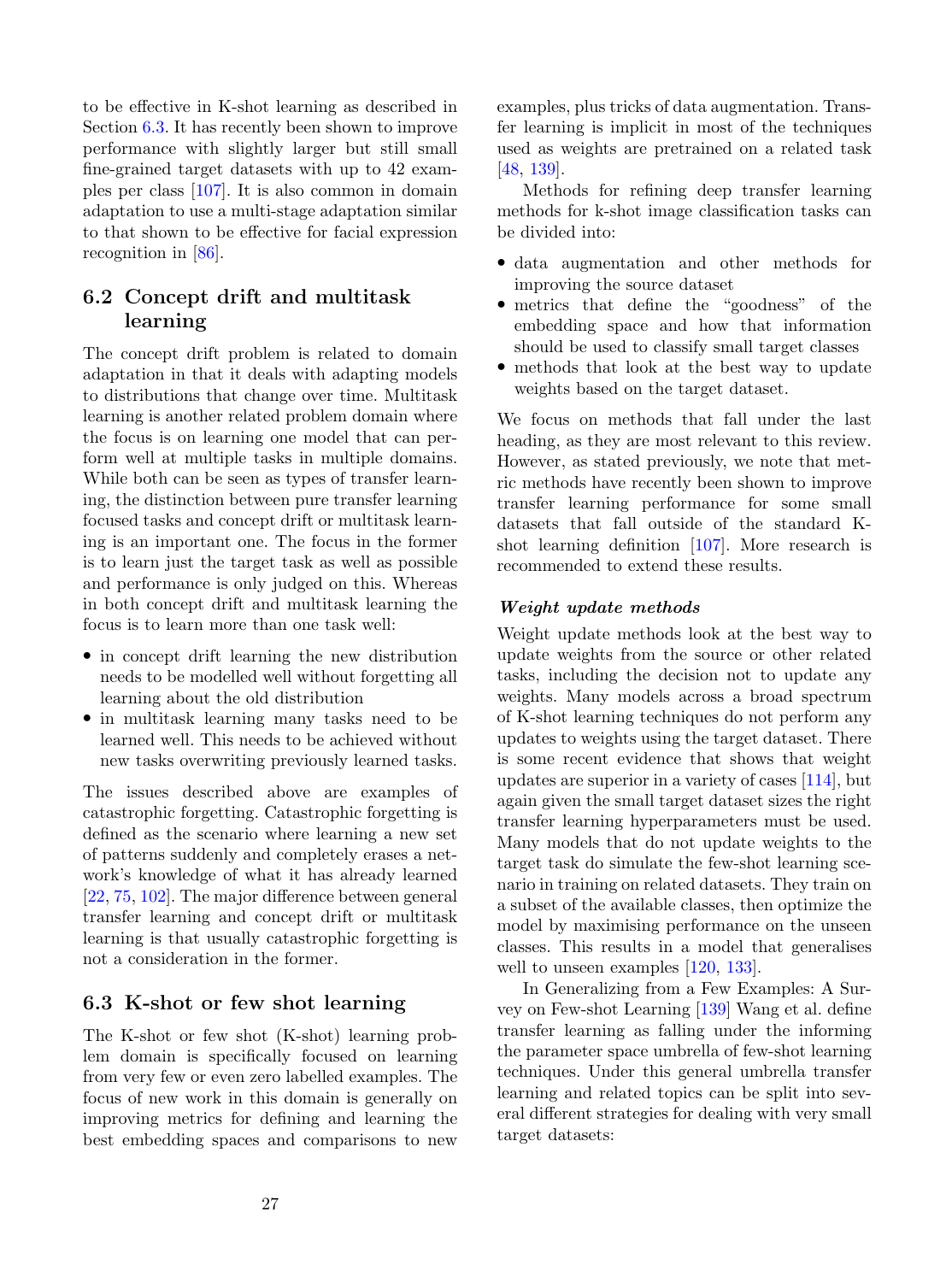to be effective in K-shot learning as described in Section 6.3. It has recently been shown to improve performance with slightly larger but still small fine-grained target datasets with up to 42 examples per class [107]. It is also common in domain adaptation to use a multi-stage adaptation similar to that shown to be effective for facial expression recognition in [86].

## 6.2 Concept drift and multitask learning

The concept drift problem is related to domain adaptation in that it deals with adapting models to distributions that change over time. Multitask learning is another related problem domain where the focus is on learning one model that can perform well at multiple tasks in multiple domains. While both can be seen as types of transfer learning, the distinction between pure transfer learning focused tasks and concept drift or multitask learning is an important one. The focus in the former is to learn just the target task as well as possible and performance is only judged on this. Whereas in both concept drift and multitask learning the focus is to learn more than one task well:

- in concept drift learning the new distribution needs to be modelled well without forgetting all learning about the old distribution
- in multitask learning many tasks need to be learned well. This needs to be achieved without new tasks overwriting previously learned tasks.

The issues described above are examples of catastrophic forgetting. Catastrophic forgetting is defined as the scenario where learning a new set of patterns suddenly and completely erases a network's knowledge of what it has already learned [22, 75, 102]. The major difference between general transfer learning and concept drift or multitask learning is that usually catastrophic forgetting is not a consideration in the former.

## 6.3 K-shot or few shot learning

The K-shot or few shot (K-shot) learning problem domain is specifically focused on learning from very few or even zero labelled examples. The focus of new work in this domain is generally on improving metrics for defining and learning the best embedding spaces and comparisons to new examples, plus tricks of data augmentation. Transfer learning is implicit in most of the techniques used as weights are pretrained on a related task [48, 139].

Methods for refining deep transfer learning methods for k-shot image classification tasks can be divided into:

- data augmentation and other methods for improving the source dataset
- metrics that define the "goodness" of the embedding space and how that information should be used to classify small target classes
- methods that look at the best way to update weights based on the target dataset.

We focus on methods that fall under the last heading, as they are most relevant to this review. However, as stated previously, we note that metric methods have recently been shown to improve transfer learning performance for some small datasets that fall outside of the standard K-shot learning definition [107]. More research is recommended to extend these results.

### *Weight update methods*

Weight update methods look at the best way to update weights from the source or other related tasks, including the decision not to update any weights. Many models across a broad spectrum of K-shot learning techniques do not perform any updates to weights using the target dataset. There is some recent evidence that shows that weight updates are superior in a variety of cases [114], but again given the small target dataset sizes the right transfer learning hyperparameters must be used. Many models that do not update weights to the target task do simulate the few-shot learning scenario in training on related datasets. They train on a subset of the available classes, then optimize the model by maximising performance on the unseen classes. This results in a model that generalises well to unseen examples [120, 133].

In Generalizing from a Few Examples: A Survey on Few-shot Learning [139] Wang et al. define transfer learning as falling under the informing the parameter space umbrella of few-shot learning techniques. Under this general umbrella transfer learning and related topics can be split into several different strategies for dealing with very small target datasets: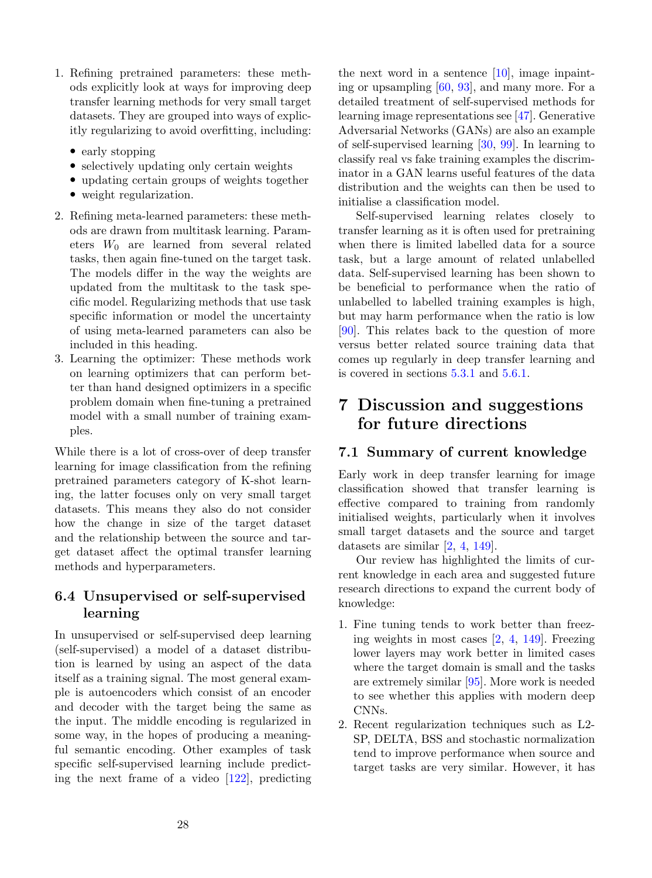1. Refining pretrained parameters: these methods explicitly look at ways for improving deep transfer learning methods for very small target datasets. They are grouped into ways of explicitly regularizing to avoid overfitting, including:
   - early stopping
   - selectively updating only certain weights
   - updating certain groups of weights together
   - weight regularization.
2. Refining meta-learned parameters: these methods are drawn from multitask learning. Parameters $W_0$ are learned from several related tasks, then again fine-tuned on the target task. The models differ in the way the weights are updated from the multitask to the task specific model. Regularizing methods that use task specific information or model the uncertainty of using meta-learned parameters can also be included in this heading.
3. Learning the optimizer: These methods work on learning optimizers that can perform better than hand designed optimizers in a specific problem domain when fine-tuning a pretrained model with a small number of training examples.

While there is a lot of cross-over of deep transfer learning for image classification from the refining pretrained parameters category of K-shot learning, the latter focuses only on very small target datasets. This means they also do not consider how the change in size of the target dataset and the relationship between the source and target dataset affect the optimal transfer learning methods and hyperparameters.

### 6.4 Unsupervised or self-supervised learning

In unsupervised or self-supervised deep learning (self-supervised) a model of a dataset distribution is learned by using an aspect of the data itself as a training signal. The most general example is autoencoders which consist of an encoder and decoder with the target being the same as the input. The middle encoding is regularized in some way, in the hopes of producing a meaningful semantic encoding. Other examples of task specific self-supervised learning include predicting the next frame of a video [122], predicting the next word in a sentence [10], image inpainting or upsampling [60, 93], and many more. For a detailed treatment of self-supervised methods for learning image representations see [47]. Generative Adversarial Networks (GANs) are also an example of self-supervised learning [30, 99]. In learning to classify real vs fake training examples the discriminator in a GAN learns useful features of the data distribution and the weights can then be used to initialise a classification model.

Self-supervised learning relates closely to transfer learning as it is often used for pretraining when there is limited labelled data for a source task, but a large amount of related unlabelled data. Self-supervised learning has been shown to be beneficial to performance when the ratio of unlabelled to labelled training examples is high, but may harm performance when the ratio is low [90]. This relates back to the question of more versus better related source training data that comes up regularly in deep transfer learning and is covered in sections 5.3.1 and 5.6.1.

## 7 Discussion and suggestions for future directions

### 7.1 Summary of current knowledge

Early work in deep transfer learning for image classification showed that transfer learning is effective compared to training from randomly initialised weights, particularly when it involves small target datasets and the source and target datasets are similar [2, 4, 149].

Our review has highlighted the limits of current knowledge in each area and suggested future research directions to expand the current body of knowledge:

1. Fine tuning tends to work better than freezing weights in most cases [2, 4, 149]. Freezing lower layers may work better in limited cases where the target domain is small and the tasks are extremely similar [95]. More work is needed to see whether this applies with modern deep CNNs.
2. Recent regularization techniques such as L2-SP, DELTA, BSS and stochastic normalization tend to improve performance when source and target tasks are very similar. However, it has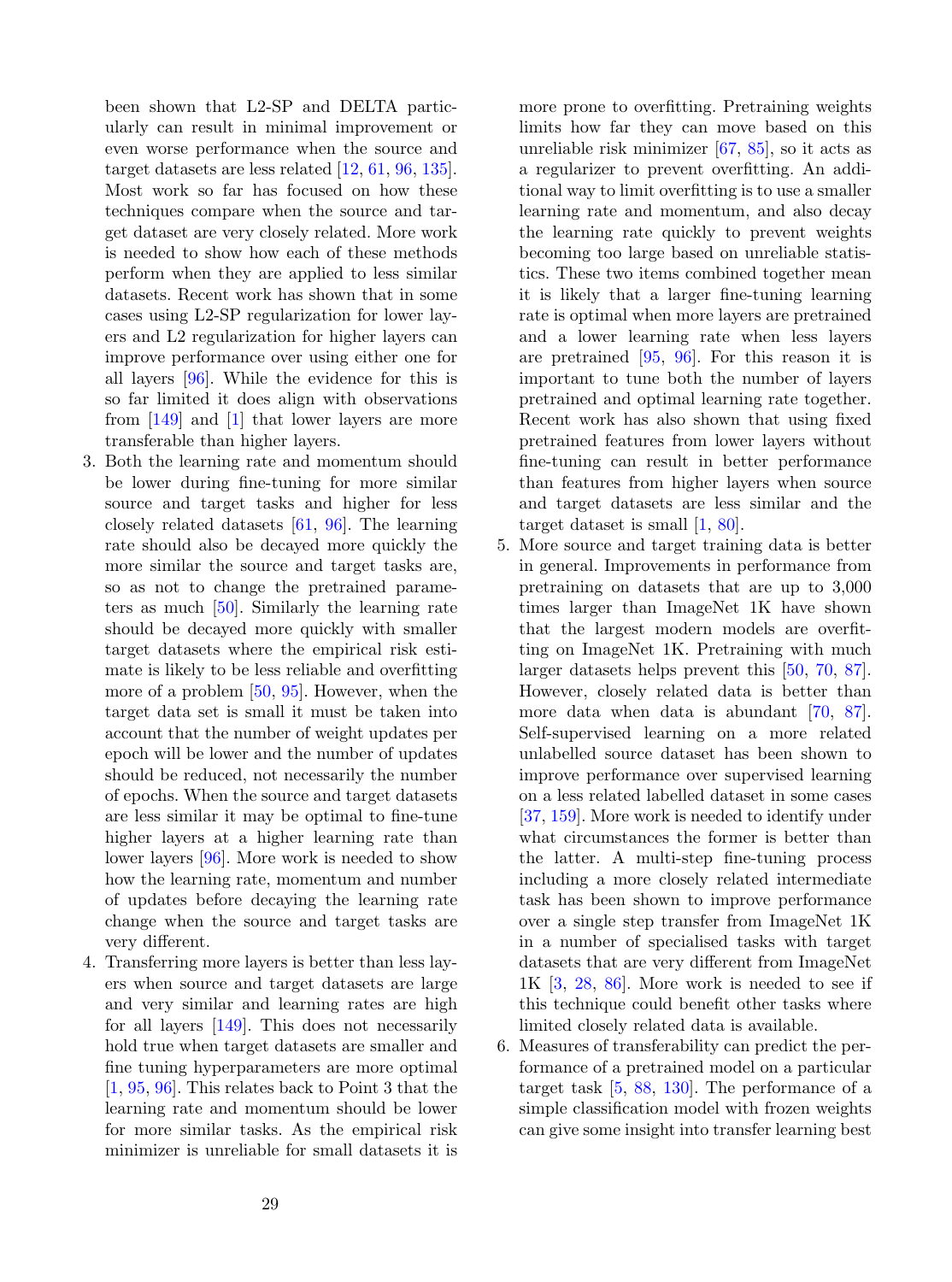been shown that L2-SP and DELTA particularly can result in minimal improvement or even worse performance when the source and target datasets are less related [12, 61, 96, 135]. Most work so far has focused on how these techniques compare when the source and target dataset are very closely related. More work is needed to show how each of these methods perform when they are applied to less similar datasets. Recent work has shown that in some cases using L2-SP regularization for lower layers and L2 regularization for higher layers can improve performance over using either one for all layers [96]. While the evidence for this is so far limited it does align with observations from [149] and [1] that lower layers are more transferable than higher layers.

3. Both the learning rate and momentum should be lower during fine-tuning for more similar source and target tasks and higher for less closely related datasets [61, 96]. The learning rate should also be decayed more quickly the more similar the source and target tasks are, so as not to change the pretrained parameters as much [50]. Similarly the learning rate should be decayed more quickly with smaller target datasets where the empirical risk estimate is likely to be less reliable and overfitting more of a problem [50, 95]. However, when the target data set is small it must be taken into account that the number of weight updates per epoch will be lower and the number of updates should be reduced, not necessarily the number of epochs. When the source and target datasets are less similar it may be optimal to fine-tune higher layers at a higher learning rate than lower layers [96]. More work is needed to show how the learning rate, momentum and number of updates before decaying the learning rate change when the source and target tasks are very different.
4. Transferring more layers is better than less layers when source and target datasets are large and very similar and learning rates are high for all layers [149]. This does not necessarily hold true when target datasets are smaller and fine tuning hyperparameters are more optimal [1, 95, 96]. This relates back to Point 3 that the learning rate and momentum should be lower for more similar tasks. As the empirical risk minimizer is unreliable for small datasets it is more prone to overfitting. Pretraining weights limits how far they can move based on this unreliable risk minimizer [67, 85], so it acts as a regularizer to prevent overfitting. An additional way to limit overfitting is to use a smaller learning rate and momentum, and also decay the learning rate quickly to prevent weights becoming too large based on unreliable statistics. These two items combined together mean it is likely that a larger fine-tuning learning rate is optimal when more layers are pretrained and a lower learning rate when less layers are pretrained [95, 96]. For this reason it is important to tune both the number of layers pretrained and optimal learning rate together. Recent work has also shown that using fixed pretrained features from lower layers without fine-tuning can result in better performance than features from higher layers when source and target datasets are less similar and the target dataset is small [1, 80].
5. More source and target training data is better in general. Improvements in performance from pretraining on datasets that are up to 3,000 times larger than ImageNet 1K have shown that the largest modern models are overfitting on ImageNet 1K. Pretraining with much larger datasets helps prevent this [50, 70, 87]. However, closely related data is better than more data when data is abundant [70, 87]. Self-supervised learning on a more related unlabelled source dataset has been shown to improve performance over supervised learning on a less related labelled dataset in some cases [37, 159]. More work is needed to identify under what circumstances the former is better than the latter. A multi-step fine-tuning process including a more closely related intermediate task has been shown to improve performance over a single step transfer from ImageNet 1K in a number of specialised tasks with target datasets that are very different from ImageNet 1K [3, 28, 86]. More work is needed to see if this technique could benefit other tasks where limited closely related data is available.
6. Measures of transferability can predict the performance of a pretrained model on a particular target task [5, 88, 130]. The performance of a simple classification model with frozen weights can give some insight into transfer learning best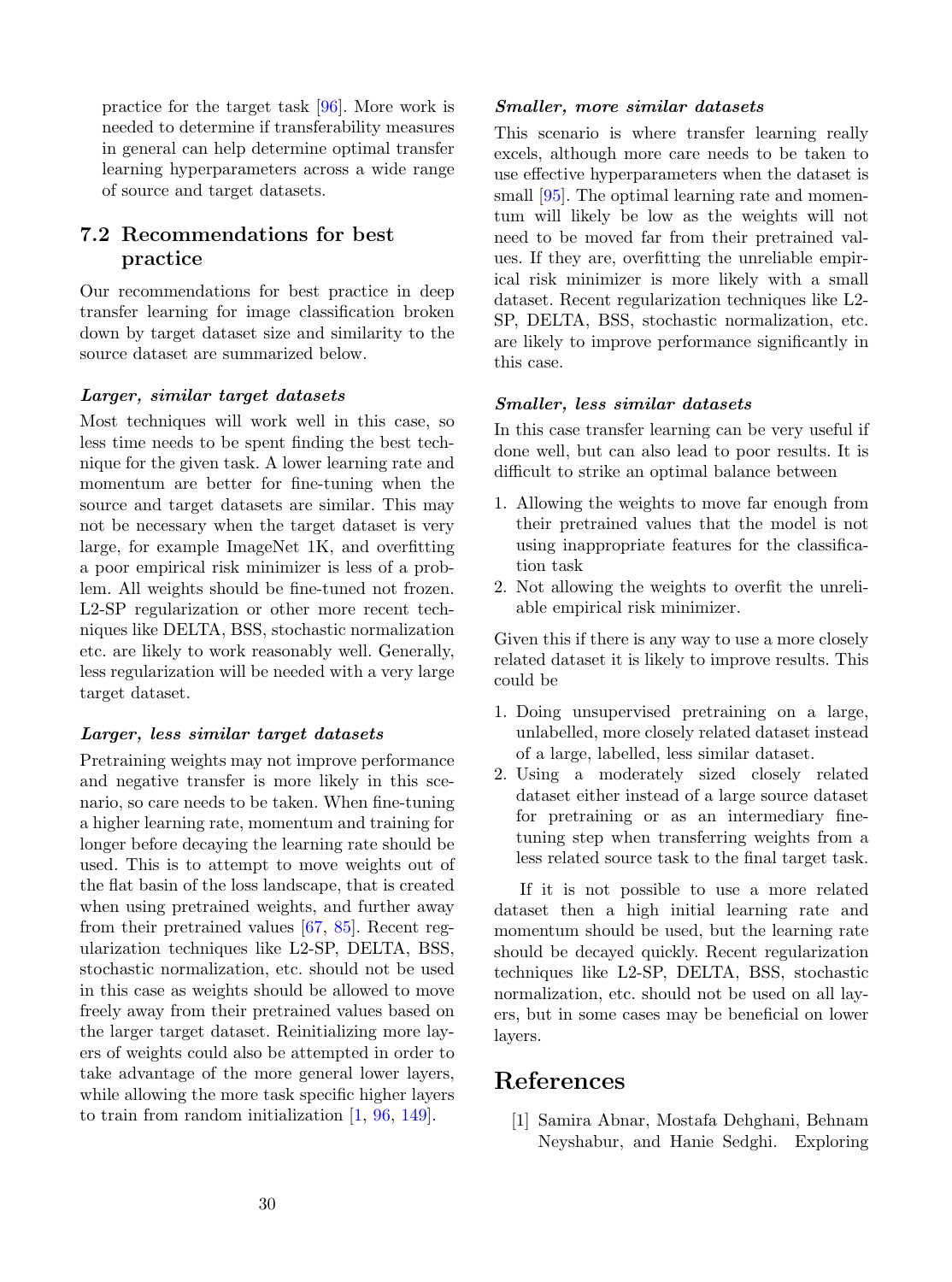practice for the target task [96]. More work is needed to determine if transferability measures in general can help determine optimal transfer learning hyperparameters across a wide range of source and target datasets.

## 7.2 Recommendations for best practice

Our recommendations for best practice in deep transfer learning for image classification broken down by target dataset size and similarity to the source dataset are summarized below.

#### *Larger, similar target datasets*

Most techniques will work well in this case, so less time needs to be spent finding the best technique for the given task. A lower learning rate and momentum are better for fine-tuning when the source and target datasets are similar. This may not be necessary when the target dataset is very large, for example ImageNet 1K, and overfitting a poor empirical risk minimizer is less of a problem. All weights should be fine-tuned not frozen. L2-SP regularization or other more recent techniques like DELTA, BSS, stochastic normalization etc. are likely to work reasonably well. Generally, less regularization will be needed with a very large target dataset.

#### *Larger, less similar target datasets*

Pretraining weights may not improve performance and negative transfer is more likely in this scenario, so care needs to be taken. When fine-tuning a higher learning rate, momentum and training for longer before decaying the learning rate should be used. This is to attempt to move weights out of the flat basin of the loss landscape, that is created when using pretrained weights, and further away from their pretrained values [67, 85]. Recent regularization techniques like L2-SP, DELTA, BSS, stochastic normalization, etc. should not be used in this case as weights should be allowed to move freely away from their pretrained values based on the larger target dataset. Reinitializing more layers of weights could also be attempted in order to take advantage of the more general lower layers, while allowing the more task specific higher layers to train from random initialization [1, 96, 149].

#### *Smaller, more similar datasets*

This scenario is where transfer learning really excels, although more care needs to be taken to use effective hyperparameters when the dataset is small [95]. The optimal learning rate and momentum will likely be low as the weights will not need to be moved far from their pretrained values. If they are, overfitting the unreliable empirical risk minimizer is more likely with a small dataset. Recent regularization techniques like L2-SP, DELTA, BSS, stochastic normalization, etc. are likely to improve performance significantly in this case.

#### *Smaller, less similar datasets*

In this case transfer learning can be very useful if done well, but can also lead to poor results. It is difficult to strike an optimal balance between

1. Allowing the weights to move far enough from their pretrained values that the model is not using inappropriate features for the classification task
2. Not allowing the weights to overfit the unreliable empirical risk minimizer.

Given this if there is any way to use a more closely related dataset it is likely to improve results. This could be

1. Doing unsupervised pretraining on a large, unlabelled, more closely related dataset instead of a large, labelled, less similar dataset.
2. Using a moderately sized closely related dataset either instead of a large source dataset for pretraining or as an intermediary fine-tuning step when transferring weights from a less related source task to the final target task.

If it is not possible to use a more related dataset then a high initial learning rate and momentum should be used, but the learning rate should be decayed quickly. Recent regularization techniques like L2-SP, DELTA, BSS, stochastic normalization, etc. should not be used on all layers, but in some cases may be beneficial on lower layers.

# References

[1] Samira Abnar, Mostafa Dehghani, Behnam Neyshabur, and Hanie Sedghi. Exploring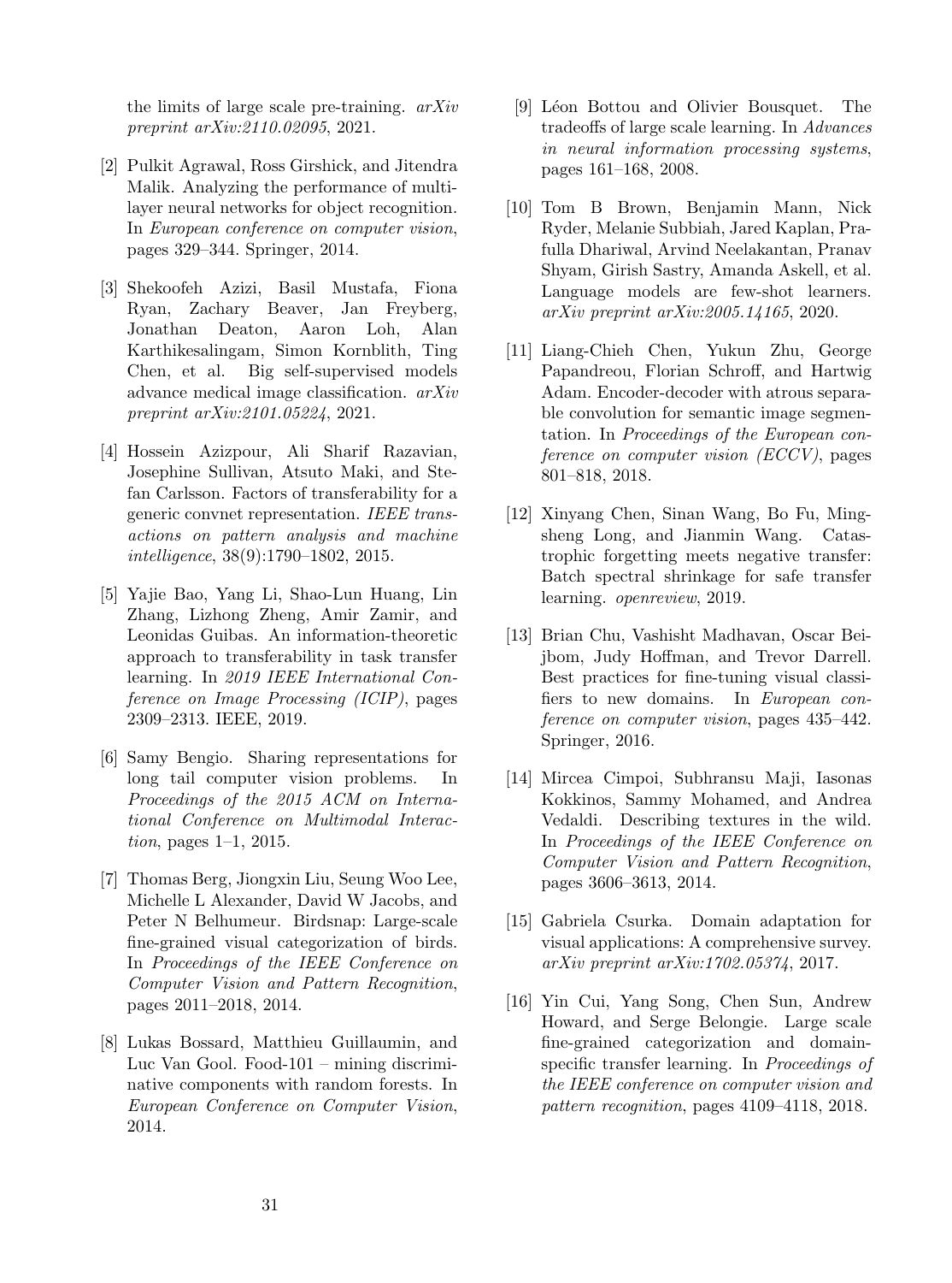the limits of large scale pre-training. *arXiv preprint arXiv:2110.02095*, 2021.

[2] Pulkit Agrawal, Ross Girshick, and Jitendra Malik. Analyzing the performance of multilayer neural networks for object recognition. In *European conference on computer vision*, pages 329–344. Springer, 2014.

[3] Shekoofeh Azizi, Basil Mustafa, Fiona Ryan, Zachary Beaver, Jan Freyberg, Jonathan Deaton, Aaron Loh, Alan Karthikesalingam, Simon Kornblith, Ting Chen, et al. Big self-supervised models advance medical image classification. *arXiv preprint arXiv:2101.05224*, 2021.

[4] Hossein Azizpour, Ali Sharif Razavian, Josephine Sullivan, Atsuto Maki, and Stefan Carlsson. Factors of transferability for a generic convnet representation. *IEEE transactions on pattern analysis and machine intelligence*, 38(9):1790–1802, 2015.

[5] Yajie Bao, Yang Li, Shao-Lun Huang, Lin Zhang, Lizhong Zheng, Amir Zamir, and Leonidas Guibas. An information-theoretic approach to transferability in task transfer learning. In *2019 IEEE International Conference on Image Processing (ICIP)*, pages 2309–2313. IEEE, 2019.

[6] Samy Bengio. Sharing representations for long tail computer vision problems. In *Proceedings of the 2015 ACM on International Conference on Multimodal Interaction*, pages 1–1, 2015.

[7] Thomas Berg, Jiongxin Liu, Seung Woo Lee, Michelle L Alexander, David W Jacobs, and Peter N Belhumeur. Birdsnap: Large-scale fine-grained visual categorization of birds. In *Proceedings of the IEEE Conference on Computer Vision and Pattern Recognition*, pages 2011–2018, 2014.

[8] Lukas Bossard, Matthieu Guillaumin, and Luc Van Gool. Food-101 – mining discriminative components with random forests. In *European Conference on Computer Vision*, 2014.

[9] Léon Bottou and Olivier Bousquet. The tradeoffs of large scale learning. In *Advances in neural information processing systems*, pages 161–168, 2008.

[10] Tom B Brown, Benjamin Mann, Nick Ryder, Melanie Subbiah, Jared Kaplan, Prafulla Dhariwal, Arvind Neelakantan, Pranav Shyam, Girish Sastry, Amanda Askell, et al. Language models are few-shot learners. *arXiv preprint arXiv:2005.14165*, 2020.

[11] Liang-Chieh Chen, Yukun Zhu, George Papandreou, Florian Schroff, and Hartwig Adam. Encoder-decoder with atrous separable convolution for semantic image segmentation. In *Proceedings of the European conference on computer vision (ECCV)*, pages 801–818, 2018.

[12] Xinyang Chen, Sinan Wang, Bo Fu, Mingsheng Long, and Jianmin Wang. Catastrophic forgetting meets negative transfer: Batch spectral shrinkage for safe transfer learning. *openreview*, 2019.

[13] Brian Chu, Vashisht Madhavan, Oscar Beijbom, Judy Hoffman, and Trevor Darrell. Best practices for fine-tuning visual classifiers to new domains. In *European conference on computer vision*, pages 435–442. Springer, 2016.

[14] Mircea Cimpoi, Subhransu Maji, Iasonas Kokkinos, Sammy Mohamed, and Andrea Vedaldi. Describing textures in the wild. In *Proceedings of the IEEE Conference on Computer Vision and Pattern Recognition*, pages 3606–3613, 2014.

[15] Gabriela Csurka. Domain adaptation for visual applications: A comprehensive survey. *arXiv preprint arXiv:1702.05374*, 2017.

[16] Yin Cui, Yang Song, Chen Sun, Andrew Howard, and Serge Belongie. Large scale fine-grained categorization and domain-specific transfer learning. In *Proceedings of the IEEE conference on computer vision and pattern recognition*, pages 4109–4118, 2018.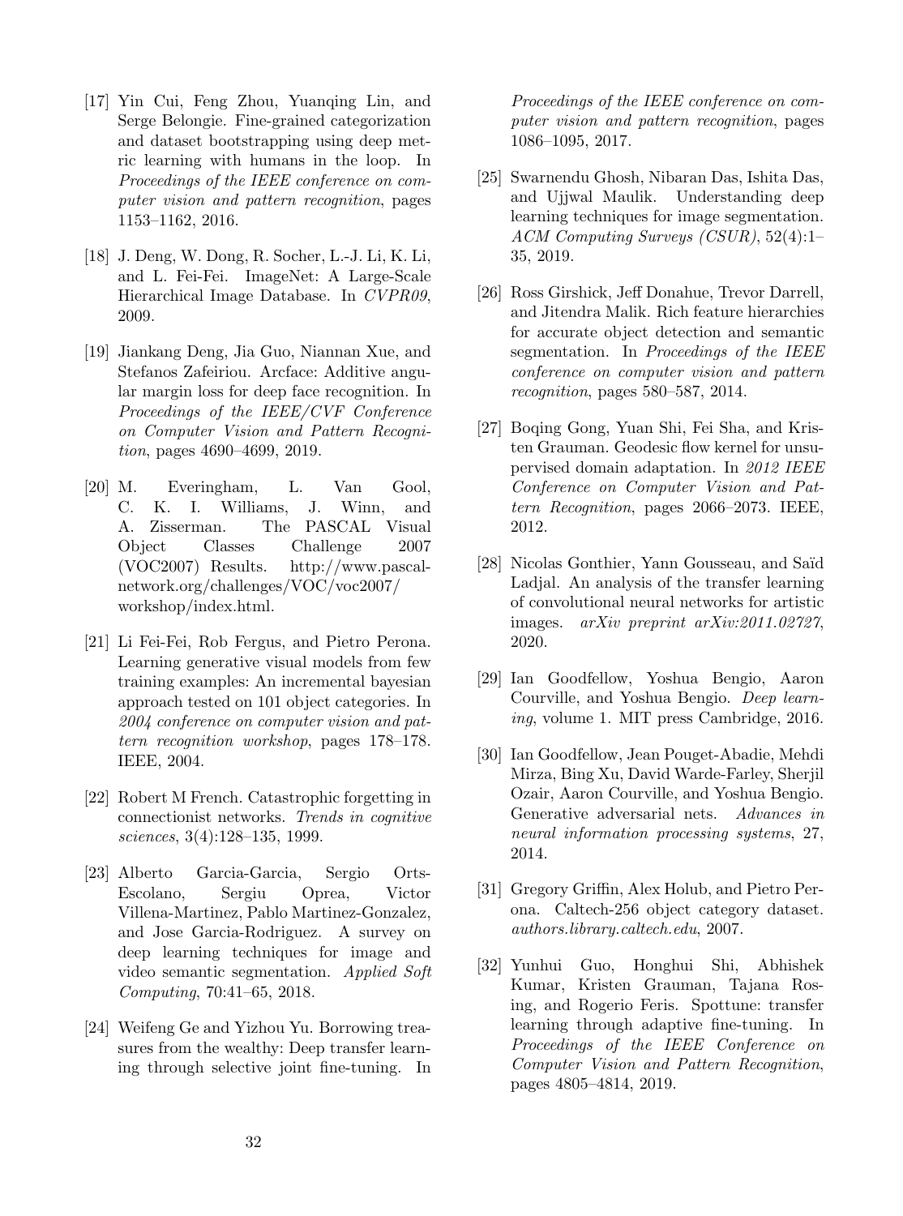[17] Yin Cui, Feng Zhou, Yuanqing Lin, and Serge Belongie. Fine-grained categorization and dataset bootstrapping using deep metric learning with humans in the loop. In *Proceedings of the IEEE conference on computer vision and pattern recognition*, pages 1153–1162, 2016.

[18] J. Deng, W. Dong, R. Socher, L.-J. Li, K. Li, and L. Fei-Fei. ImageNet: A Large-Scale Hierarchical Image Database. In *CVPR09*, 2009.

[19] Jiankang Deng, Jia Guo, Niannan Xue, and Stefanos Zafeiriou. Arcface: Additive angular margin loss for deep face recognition. In *Proceedings of the IEEE/CVF Conference on Computer Vision and Pattern Recognition*, pages 4690–4699, 2019.

[20] M. Everingham, L. Van Gool, C. K. I. Williams, J. Winn, and A. Zisserman. The PASCAL Visual Object Classes Challenge 2007 (VOC2007) Results. http://www.pascal-network.org/challenges/VOC/voc2007/workshop/index.html.

[21] Li Fei-Fei, Rob Fergus, and Pietro Perona. Learning generative visual models from few training examples: An incremental bayesian approach tested on 101 object categories. In *2004 conference on computer vision and pattern recognition workshop*, pages 178–178. IEEE, 2004.

[22] Robert M French. Catastrophic forgetting in connectionist networks. *Trends in cognitive sciences*, 3(4):128–135, 1999.

[23] Alberto Garcia-Garcia, Sergio Orts-Escolano, Sergiu Oprea, Victor Villena-Martinez, Pablo Martinez-Gonzalez, and Jose Garcia-Rodriguez. A survey on deep learning techniques for image and video semantic segmentation. *Applied Soft Computing*, 70:41–65, 2018.

[24] Weifeng Ge and Yizhou Yu. Borrowing treasures from the wealthy: Deep transfer learning through selective joint fine-tuning. In *Proceedings of the IEEE conference on computer vision and pattern recognition*, pages 1086–1095, 2017.

[25] Swarnendu Ghosh, Nibaran Das, Ishita Das, and Ujjwal Maulik. Understanding deep learning techniques for image segmentation. *ACM Computing Surveys (CSUR)*, 52(4):1–35, 2019.

[26] Ross Girshick, Jeff Donahue, Trevor Darrell, and Jitendra Malik. Rich feature hierarchies for accurate object detection and semantic segmentation. In *Proceedings of the IEEE conference on computer vision and pattern recognition*, pages 580–587, 2014.

[27] Boqing Gong, Yuan Shi, Fei Sha, and Kristen Grauman. Geodesic flow kernel for unsupervised domain adaptation. In *2012 IEEE Conference on Computer Vision and Pattern Recognition*, pages 2066–2073. IEEE, 2012.

[28] Nicolas Gonthier, Yann Gousseau, and Saïd Ladjal. An analysis of the transfer learning of convolutional neural networks for artistic images. *arXiv preprint arXiv:2011.02727*, 2020.

[29] Ian Goodfellow, Yoshua Bengio, Aaron Courville, and Yoshua Bengio. *Deep learning*, volume 1. MIT press Cambridge, 2016.

[30] Ian Goodfellow, Jean Pouget-Abadie, Mehdi Mirza, Bing Xu, David Warde-Farley, Sherjil Ozair, Aaron Courville, and Yoshua Bengio. Generative adversarial nets. *Advances in neural information processing systems*, 27, 2014.

[31] Gregory Griffin, Alex Holub, and Pietro Perona. Caltech-256 object category dataset. *authors.library.caltech.edu*, 2007.

[32] Yunhui Guo, Honghui Shi, Abhishek Kumar, Kristen Grauman, Tajana Rosing, and Rogerio Feris. Spottune: transfer learning through adaptive fine-tuning. In *Proceedings of the IEEE Conference on Computer Vision and Pattern Recognition*, pages 4805–4814, 2019.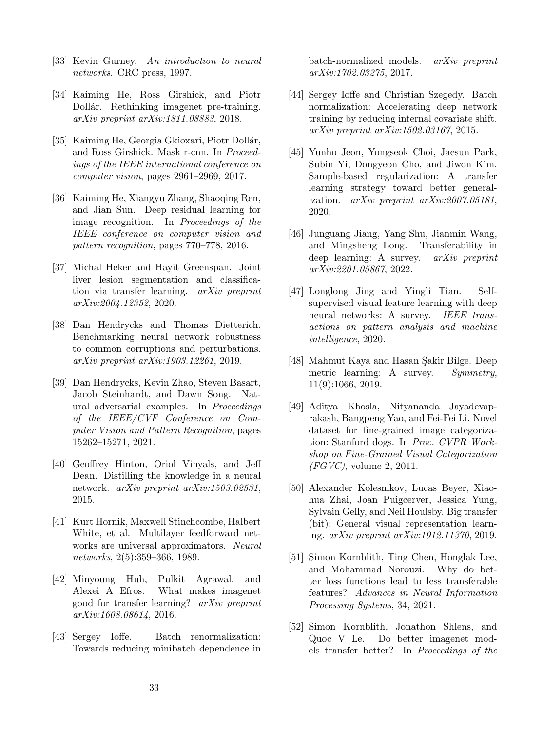[33] Kevin Gurney. *An introduction to neural networks*. CRC press, 1997.

[34] Kaiming He, Ross Girshick, and Piotr Dollár. Rethinking imagenet pre-training. *arXiv preprint arXiv:1811.08883*, 2018.

[35] Kaiming He, Georgia Gkioxari, Piotr Dollár, and Ross Girshick. Mask r-cnn. In *Proceedings of the IEEE international conference on computer vision*, pages 2961–2969, 2017.

[36] Kaiming He, Xiangyu Zhang, Shaoqing Ren, and Jian Sun. Deep residual learning for image recognition. In *Proceedings of the IEEE conference on computer vision and pattern recognition*, pages 770–778, 2016.

[37] Michal Heker and Hayit Greenspan. Joint liver lesion segmentation and classification via transfer learning. *arXiv preprint arXiv:2004.12352*, 2020.

[38] Dan Hendrycks and Thomas Dietterich. Benchmarking neural network robustness to common corruptions and perturbations. *arXiv preprint arXiv:1903.12261*, 2019.

[39] Dan Hendrycks, Kevin Zhao, Steven Basart, Jacob Steinhardt, and Dawn Song. Natural adversarial examples. In *Proceedings of the IEEE/CVF Conference on Computer Vision and Pattern Recognition*, pages 15262–15271, 2021.

[40] Geoffrey Hinton, Oriol Vinyals, and Jeff Dean. Distilling the knowledge in a neural network. *arXiv preprint arXiv:1503.02531*, 2015.

[41] Kurt Hornik, Maxwell Stinchcombe, Halbert White, et al. Multilayer feedforward networks are universal approximators. *Neural networks*, 2(5):359–366, 1989.

[42] Minyoung Huh, Pulkit Agrawal, and Alexei A Efros. What makes imagenet good for transfer learning? *arXiv preprint arXiv:1608.08614*, 2016.

[43] Sergey Ioffe. Batch renormalization: Towards reducing minibatch dependence in batch-normalized models. *arXiv preprint arXiv:1702.03275*, 2017.

[44] Sergey Ioffe and Christian Szegedy. Batch normalization: Accelerating deep network training by reducing internal covariate shift. *arXiv preprint arXiv:1502.03167*, 2015.

[45] Yunho Jeon, Yongseok Choi, Jaesun Park, Subin Yi, Dongyeon Cho, and Jiwon Kim. Sample-based regularization: A transfer learning strategy toward better generalization. *arXiv preprint arXiv:2007.05181*, 2020.

[46] Junguang Jiang, Yang Shu, Jianmin Wang, and Mingsheng Long. Transferability in deep learning: A survey. *arXiv preprint arXiv:2201.05867*, 2022.

[47] Longlong Jing and Yingli Tian. Self-supervised visual feature learning with deep neural networks: A survey. *IEEE transactions on pattern analysis and machine intelligence*, 2020.

[48] Mahmut Kaya and Hasan Şakir Bilge. Deep metric learning: A survey. *Symmetry*, 11(9):1066, 2019.

[49] Aditya Khosla, Nityananda Jayadevaprakash, Bangpeng Yao, and Fei-Fei Li. Novel dataset for fine-grained image categorization: Stanford dogs. In *Proc. CVPR Workshop on Fine-Grained Visual Categorization (FGVC)*, volume 2, 2011.

[50] Alexander Kolesnikov, Lucas Beyer, Xiaohua Zhai, Joan Puigcerver, Jessica Yung, Sylvain Gelly, and Neil Houlsby. Big transfer (bit): General visual representation learning. *arXiv preprint arXiv:1912.11370*, 2019.

[51] Simon Kornblith, Ting Chen, Honglak Lee, and Mohammad Norouzi. Why do better loss functions lead to less transferable features? *Advances in Neural Information Processing Systems*, 34, 2021.

[52] Simon Kornblith, Jonathon Shlens, and Quoc V Le. Do better imagenet models transfer better? In *Proceedings of the*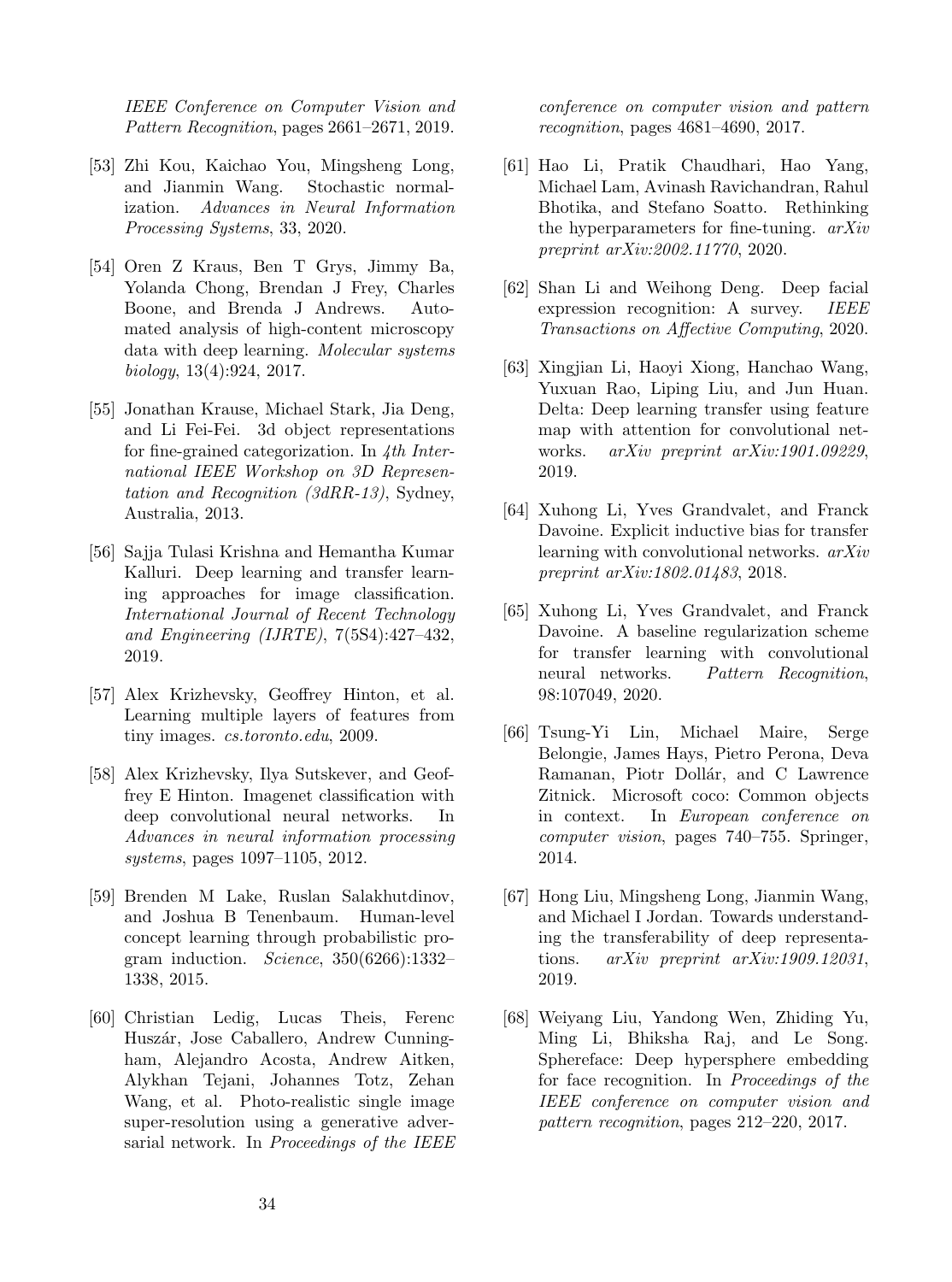*IEEE Conference on Computer Vision and Pattern Recognition*, pages 2661–2671, 2019.

[53] Zhi Kou, Kaichao You, Mingsheng Long, and Jianmin Wang. Stochastic normalization. *Advances in Neural Information Processing Systems*, 33, 2020.

[54] Oren Z Kraus, Ben T Grys, Jimmy Ba, Yolanda Chong, Brendan J Frey, Charles Boone, and Brenda J Andrews. Automated analysis of high-content microscopy data with deep learning. *Molecular systems biology*, 13(4):924, 2017.

[55] Jonathan Krause, Michael Stark, Jia Deng, and Li Fei-Fei. 3d object representations for fine-grained categorization. In *4th International IEEE Workshop on 3D Representation and Recognition (3dRR-13)*, Sydney, Australia, 2013.

[56] Sajja Tulasi Krishna and Hemantha Kumar Kalluri. Deep learning and transfer learning approaches for image classification. *International Journal of Recent Technology and Engineering (IJRTE)*, 7(5S4):427–432, 2019.

[57] Alex Krizhevsky, Geoffrey Hinton, et al. Learning multiple layers of features from tiny images. *cs.toronto.edu*, 2009.

[58] Alex Krizhevsky, Ilya Sutskever, and Geoffrey E Hinton. Imagenet classification with deep convolutional neural networks. In *Advances in neural information processing systems*, pages 1097–1105, 2012.

[59] Brenden M Lake, Ruslan Salakhutdinov, and Joshua B Tenenbaum. Human-level concept learning through probabilistic program induction. *Science*, 350(6266):1332–1338, 2015.

[60] Christian Ledig, Lucas Theis, Ferenc Huszár, Jose Caballero, Andrew Cunningham, Alejandro Acosta, Andrew Aitken, Alykhan Tejani, Johannes Totz, Zehan Wang, et al. Photo-realistic single image super-resolution using a generative adversarial network. In *Proceedings of the IEEE conference on computer vision and pattern recognition*, pages 4681–4690, 2017.

[61] Hao Li, Pratik Chaudhari, Hao Yang, Michael Lam, Avinash Ravichandran, Rahul Bhotika, and Stefano Soatto. Rethinking the hyperparameters for fine-tuning. *arXiv preprint arXiv:2002.11770*, 2020.

[62] Shan Li and Weihong Deng. Deep facial expression recognition: A survey. *IEEE Transactions on Affective Computing*, 2020.

[63] Xingjian Li, Haoyi Xiong, Hanchao Wang, Yuxuan Rao, Liping Liu, and Jun Huan. Delta: Deep learning transfer using feature map with attention for convolutional networks. *arXiv preprint arXiv:1901.09229*, 2019.

[64] Xuhong Li, Yves Grandvalet, and Franck Davoine. Explicit inductive bias for transfer learning with convolutional networks. *arXiv preprint arXiv:1802.01483*, 2018.

[65] Xuhong Li, Yves Grandvalet, and Franck Davoine. A baseline regularization scheme for transfer learning with convolutional neural networks. *Pattern Recognition*, 98:107049, 2020.

[66] Tsung-Yi Lin, Michael Maire, Serge Belongie, James Hays, Pietro Perona, Deva Ramanan, Piotr Dollár, and C Lawrence Zitnick. Microsoft coco: Common objects in context. In *European conference on computer vision*, pages 740–755. Springer, 2014.

[67] Hong Liu, Mingsheng Long, Jianmin Wang, and Michael I Jordan. Towards understanding the transferability of deep representations. *arXiv preprint arXiv:1909.12031*, 2019.

[68] Weiyang Liu, Yandong Wen, Zhiding Yu, Ming Li, Bhiksha Raj, and Le Song. Sphereface: Deep hypersphere embedding for face recognition. In *Proceedings of the IEEE conference on computer vision and pattern recognition*, pages 212–220, 2017.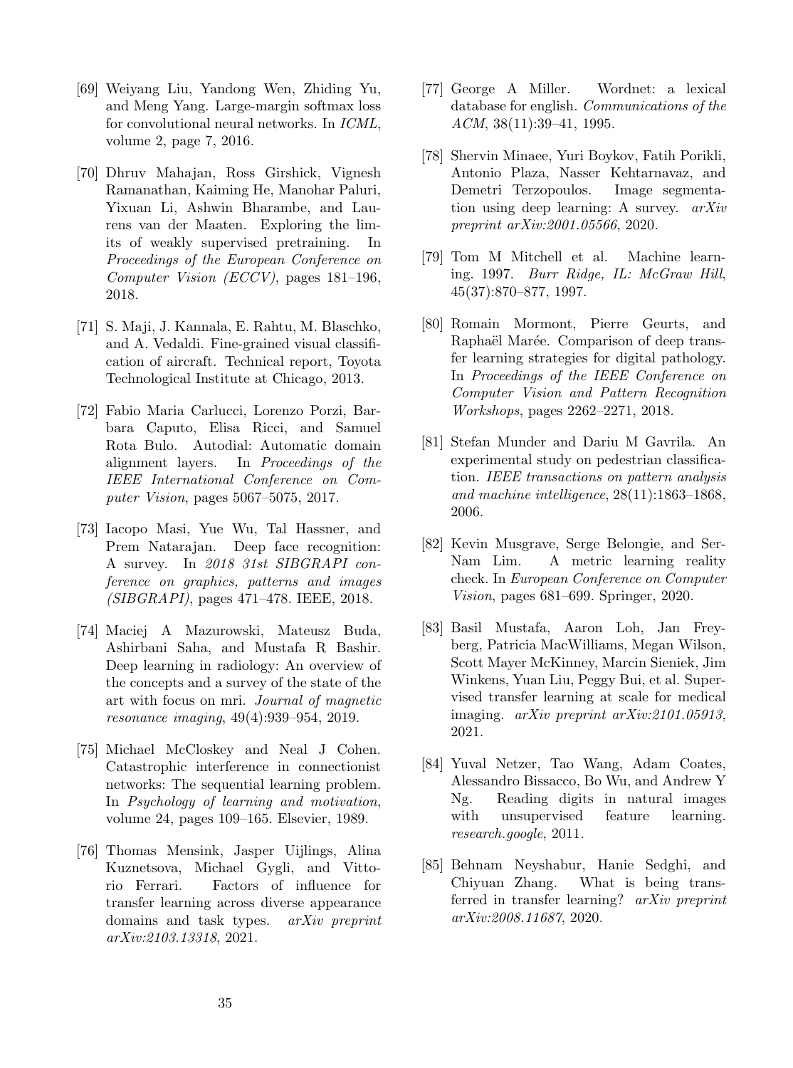[69] Weiyang Liu, Yandong Wen, Zhiding Yu, and Meng Yang. Large-margin softmax loss for convolutional neural networks. In *ICML*, volume 2, page 7, 2016.

[70] Dhruv Mahajan, Ross Girshick, Vignesh Ramanathan, Kaiming He, Manohar Paluri, Yixuan Li, Ashwin Bharambe, and Laurens van der Maaten. Exploring the limits of weakly supervised pretraining. In *Proceedings of the European Conference on Computer Vision (ECCV)*, pages 181–196, 2018.

[71] S. Maji, J. Kannala, E. Rahtu, M. Blaschko, and A. Vedaldi. Fine-grained visual classification of aircraft. Technical report, Toyota Technological Institute at Chicago, 2013.

[72] Fabio Maria Carlucci, Lorenzo Porzi, Barbara Caputo, Elisa Ricci, and Samuel Rota Bulo. Autodial: Automatic domain alignment layers. In *Proceedings of the IEEE International Conference on Computer Vision*, pages 5067–5075, 2017.

[73] Iacopo Masi, Yue Wu, Tal Hassner, and Prem Natarajan. Deep face recognition: A survey. In *2018 31st SIBGRAPI conference on graphics, patterns and images (SIBGRAPI)*, pages 471–478. IEEE, 2018.

[74] Maciej A Mazurowski, Mateusz Buda, Ashirbani Saha, and Mustafa R Bashir. Deep learning in radiology: An overview of the concepts and a survey of the state of the art with focus on mri. *Journal of magnetic resonance imaging*, 49(4):939–954, 2019.

[75] Michael McCloskey and Neal J Cohen. Catastrophic interference in connectionist networks: The sequential learning problem. In *Psychology of learning and motivation*, volume 24, pages 109–165. Elsevier, 1989.

[76] Thomas Mensink, Jasper Uijlings, Alina Kuznetsova, Michael Gygli, and Vittorio Ferrari. Factors of influence for transfer learning across diverse appearance domains and task types. *arXiv preprint arXiv:2103.13318*, 2021.

[77] George A Miller. Wordnet: a lexical database for english. *Communications of the ACM*, 38(11):39–41, 1995.

[78] Shervin Minaee, Yuri Boykov, Fatih Porikli, Antonio Plaza, Nasser Kehtarnavaz, and Demetri Terzopoulos. Image segmentation using deep learning: A survey. *arXiv preprint arXiv:2001.05566*, 2020.

[79] Tom M Mitchell et al. Machine learning. 1997. *Burr Ridge, IL: McGraw Hill*, 45(37):870–877, 1997.

[80] Romain Mormont, Pierre Geurts, and Raphaël Marée. Comparison of deep transfer learning strategies for digital pathology. In *Proceedings of the IEEE Conference on Computer Vision and Pattern Recognition Workshops*, pages 2262–2271, 2018.

[81] Stefan Munder and Dariu M Gavrila. An experimental study on pedestrian classification. *IEEE transactions on pattern analysis and machine intelligence*, 28(11):1863–1868, 2006.

[82] Kevin Musgrave, Serge Belongie, and Ser-Nam Lim. A metric learning reality check. In *European Conference on Computer Vision*, pages 681–699. Springer, 2020.

[83] Basil Mustafa, Aaron Loh, Jan Freyberg, Patricia MacWilliams, Megan Wilson, Scott Mayer McKinney, Marcin Sieniek, Jim Winkens, Yuan Liu, Peggy Bui, et al. Supervised transfer learning at scale for medical imaging. *arXiv preprint arXiv:2101.05913*, 2021.

[84] Yuval Netzer, Tao Wang, Adam Coates, Alessandro Bissacco, Bo Wu, and Andrew Y Ng. Reading digits in natural images with unsupervised feature learning. *research.google*, 2011.

[85] Behnam Neyshabur, Hanie Sedghi, and Chiyuan Zhang. What is being transferred in transfer learning? *arXiv preprint arXiv:2008.11687*, 2020.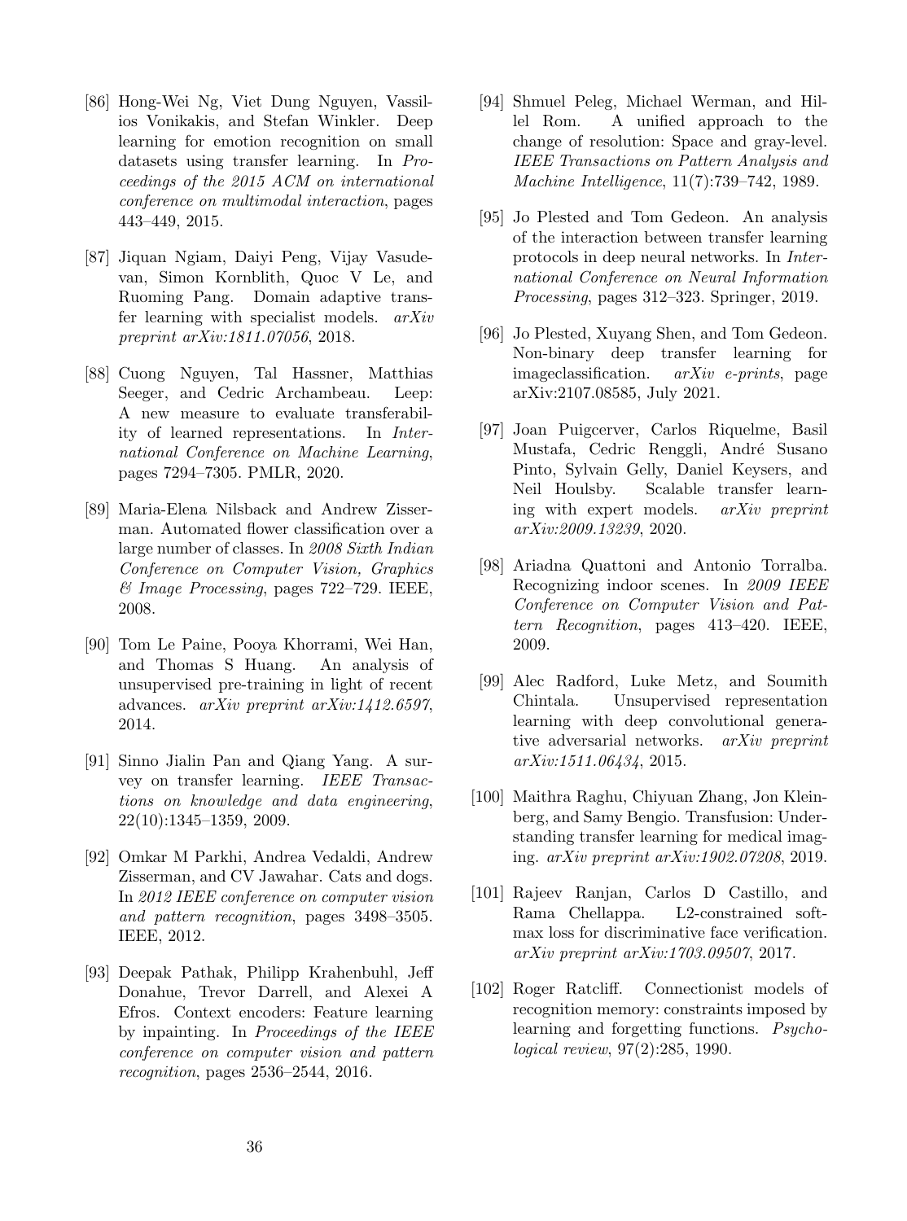[86] Hong-Wei Ng, Viet Dung Nguyen, Vassilios Vonikakis, and Stefan Winkler. Deep learning for emotion recognition on small datasets using transfer learning. In *Proceedings of the 2015 ACM on international conference on multimodal interaction*, pages 443–449, 2015.

[87] Jiquan Ngiam, Daiyi Peng, Vijay Vasudevan, Simon Kornblith, Quoc V Le, and Ruoming Pang. Domain adaptive transfer learning with specialist models. *arXiv preprint arXiv:1811.07056*, 2018.

[88] Cuong Nguyen, Tal Hassner, Matthias Seeger, and Cedric Archambeau. Leep: A new measure to evaluate transferability of learned representations. In *International Conference on Machine Learning*, pages 7294–7305. PMLR, 2020.

[89] Maria-Elena Nilsback and Andrew Zisserman. Automated flower classification over a large number of classes. In *2008 Sixth Indian Conference on Computer Vision, Graphics & Image Processing*, pages 722–729. IEEE, 2008.

[90] Tom Le Paine, Pooya Khorrami, Wei Han, and Thomas S Huang. An analysis of unsupervised pre-training in light of recent advances. *arXiv preprint arXiv:1412.6597*, 2014.

[91] Sinno Jialin Pan and Qiang Yang. A survey on transfer learning. *IEEE Transactions on knowledge and data engineering*, 22(10):1345–1359, 2009.

[92] Omkar M Parkhi, Andrea Vedaldi, Andrew Zisserman, and CV Jawahar. Cats and dogs. In *2012 IEEE conference on computer vision and pattern recognition*, pages 3498–3505. IEEE, 2012.

[93] Deepak Pathak, Philipp Krahenbuhl, Jeff Donahue, Trevor Darrell, and Alexei A Efros. Context encoders: Feature learning by inpainting. In *Proceedings of the IEEE conference on computer vision and pattern recognition*, pages 2536–2544, 2016.

[94] Shmuel Peleg, Michael Werman, and Hillel Rom. A unified approach to the change of resolution: Space and gray-level. *IEEE Transactions on Pattern Analysis and Machine Intelligence*, 11(7):739–742, 1989.

[95] Jo Plested and Tom Gedeon. An analysis of the interaction between transfer learning protocols in deep neural networks. In *International Conference on Neural Information Processing*, pages 312–323. Springer, 2019.

[96] Jo Plested, Xuyang Shen, and Tom Gedeon. Non-binary deep transfer learning for imageclassification. *arXiv e-prints*, page arXiv:2107.08585, July 2021.

[97] Joan Puigcerver, Carlos Riquelme, Basil Mustafa, Cedric Renggli, André Susano Pinto, Sylvain Gelly, Daniel Keysers, and Neil Houlsby. Scalable transfer learning with expert models. *arXiv preprint arXiv:2009.13239*, 2020.

[98] Ariadna Quattoni and Antonio Torralba. Recognizing indoor scenes. In *2009 IEEE Conference on Computer Vision and Pattern Recognition*, pages 413–420. IEEE, 2009.

[99] Alec Radford, Luke Metz, and Soumith Chintala. Unsupervised representation learning with deep convolutional generative adversarial networks. *arXiv preprint arXiv:1511.06434*, 2015.

[100] Maithra Raghu, Chiyuan Zhang, Jon Kleinberg, and Samy Bengio. Transfusion: Understanding transfer learning for medical imaging. *arXiv preprint arXiv:1902.07208*, 2019.

[101] Rajeev Ranjan, Carlos D Castillo, and Rama Chellappa. L2-constrained softmax loss for discriminative face verification. *arXiv preprint arXiv:1703.09507*, 2017.

[102] Roger Ratcliff. Connectionist models of recognition memory: constraints imposed by learning and forgetting functions. *Psychological review*, 97(2):285, 1990.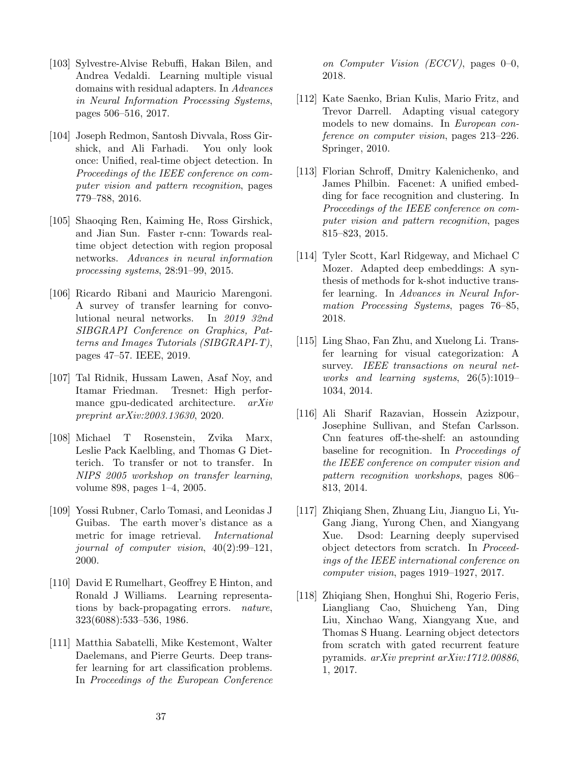[103] Sylvestre-Alvise Rebuffi, Hakan Bilen, and Andrea Vedaldi. Learning multiple visual domains with residual adapters. In *Advances in Neural Information Processing Systems*, pages 506–516, 2017.

[104] Joseph Redmon, Santosh Divvala, Ross Girshick, and Ali Farhadi. You only look once: Unified, real-time object detection. In *Proceedings of the IEEE conference on computer vision and pattern recognition*, pages 779–788, 2016.

[105] Shaoqing Ren, Kaiming He, Ross Girshick, and Jian Sun. Faster r-cnn: Towards real-time object detection with region proposal networks. *Advances in neural information processing systems*, 28:91–99, 2015.

[106] Ricardo Ribani and Mauricio Marengoni. A survey of transfer learning for convolutional neural networks. In *2019 32nd SIBGRAPI Conference on Graphics, Patterns and Images Tutorials (SIBGRAPI-T)*, pages 47–57. IEEE, 2019.

[107] Tal Ridnik, Hussam Lawen, Asaf Noy, and Itamar Friedman. Tresnet: High performance gpu-dedicated architecture. *arXiv preprint arXiv:2003.13630*, 2020.

[108] Michael T Rosenstein, Zvika Marx, Leslie Pack Kaelbling, and Thomas G Dietterich. To transfer or not to transfer. In *NIPS 2005 workshop on transfer learning*, volume 898, pages 1–4, 2005.

[109] Yossi Rubner, Carlo Tomasi, and Leonidas J Guibas. The earth mover's distance as a metric for image retrieval. *International journal of computer vision*, 40(2):99–121, 2000.

[110] David E Rumelhart, Geoffrey E Hinton, and Ronald J Williams. Learning representations by back-propagating errors. *nature*, 323(6088):533–536, 1986.

[111] Matthia Sabatelli, Mike Kestemont, Walter Daelemans, and Pierre Geurts. Deep transfer learning for art classification problems. In *Proceedings of the European Conference on Computer Vision (ECCV)*, pages 0–0, 2018.

[112] Kate Saenko, Brian Kulis, Mario Fritz, and Trevor Darrell. Adapting visual category models to new domains. In *European conference on computer vision*, pages 213–226. Springer, 2010.

[113] Florian Schroff, Dmitry Kalenichenko, and James Philbin. Facenet: A unified embedding for face recognition and clustering. In *Proceedings of the IEEE conference on computer vision and pattern recognition*, pages 815–823, 2015.

[114] Tyler Scott, Karl Ridgeway, and Michael C Mozer. Adapted deep embeddings: A synthesis of methods for k-shot inductive transfer learning. In *Advances in Neural Information Processing Systems*, pages 76–85, 2018.

[115] Ling Shao, Fan Zhu, and Xuelong Li. Transfer learning for visual categorization: A survey. *IEEE transactions on neural networks and learning systems*, 26(5):1019–1034, 2014.

[116] Ali Sharif Razavian, Hossein Azizpour, Josephine Sullivan, and Stefan Carlsson. Cnn features off-the-shelf: an astounding baseline for recognition. In *Proceedings of the IEEE conference on computer vision and pattern recognition workshops*, pages 806–813, 2014.

[117] Zhiqiang Shen, Zhuang Liu, Jianguo Li, Yu-Gang Jiang, Yurong Chen, and Xiangyang Xue. Dsod: Learning deeply supervised object detectors from scratch. In *Proceedings of the IEEE international conference on computer vision*, pages 1919–1927, 2017.

[118] Zhiqiang Shen, Honghui Shi, Rogerio Feris, Liangliang Cao, Shuicheng Yan, Ding Liu, Xinchao Wang, Xiangyang Xue, and Thomas S Huang. Learning object detectors from scratch with gated recurrent feature pyramids. *arXiv preprint arXiv:1712.00886*, 1, 2017.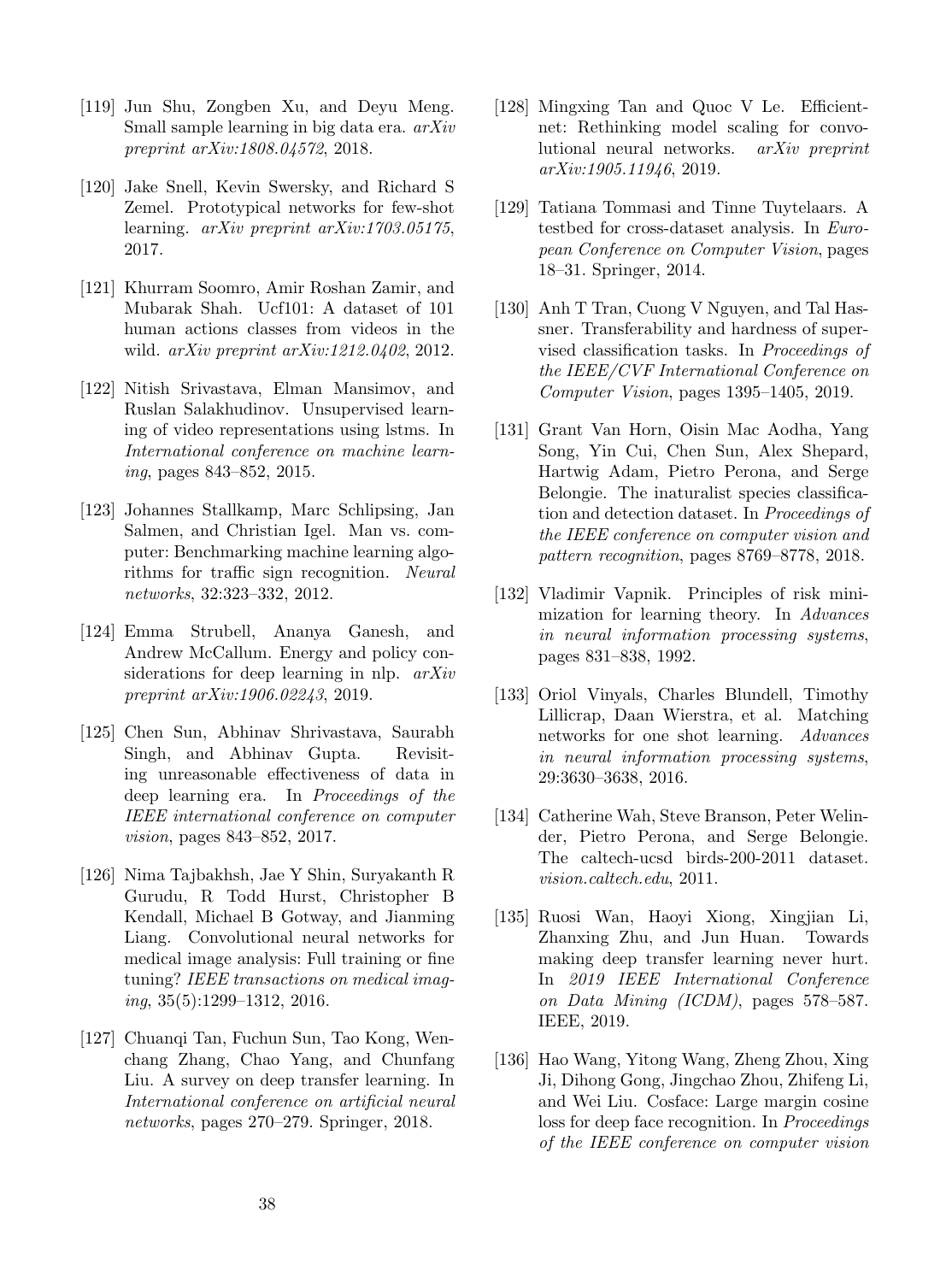[119] Jun Shu, Zongben Xu, and Deyu Meng. Small sample learning in big data era. *arXiv preprint arXiv:1808.04572*, 2018.

[120] Jake Snell, Kevin Swersky, and Richard S Zemel. Prototypical networks for few-shot learning. *arXiv preprint arXiv:1703.05175*, 2017.

[121] Khurram Soomro, Amir Roshan Zamir, and Mubarak Shah. Ucf101: A dataset of 101 human actions classes from videos in the wild. *arXiv preprint arXiv:1212.0402*, 2012.

[122] Nitish Srivastava, Elman Mansimov, and Ruslan Salakhudinov. Unsupervised learning of video representations using lstms. In *International conference on machine learning*, pages 843–852, 2015.

[123] Johannes Stallkamp, Marc Schlipsing, Jan Salmen, and Christian Igel. Man vs. computer: Benchmarking machine learning algorithms for traffic sign recognition. *Neural networks*, 32:323–332, 2012.

[124] Emma Strubell, Ananya Ganesh, and Andrew McCallum. Energy and policy considerations for deep learning in nlp. *arXiv preprint arXiv:1906.02243*, 2019.

[125] Chen Sun, Abhinav Shrivastava, Saurabh Singh, and Abhinav Gupta. Revisiting unreasonable effectiveness of data in deep learning era. In *Proceedings of the IEEE international conference on computer vision*, pages 843–852, 2017.

[126] Nima Tajbakhsh, Jae Y Shin, Suryakanth R Gurudu, R Todd Hurst, Christopher B Kendall, Michael B Gotway, and Jianming Liang. Convolutional neural networks for medical image analysis: Full training or fine tuning? *IEEE transactions on medical imaging*, 35(5):1299–1312, 2016.

[127] Chuanqi Tan, Fuchun Sun, Tao Kong, Wenchang Zhang, Chao Yang, and Chunfang Liu. A survey on deep transfer learning. In *International conference on artificial neural networks*, pages 270–279. Springer, 2018.

[128] Mingxing Tan and Quoc V Le. Efficientnet: Rethinking model scaling for convolutional neural networks. *arXiv preprint arXiv:1905.11946*, 2019.

[129] Tatiana Tommasi and Tinne Tuytelaars. A testbed for cross-dataset analysis. In *European Conference on Computer Vision*, pages 18–31. Springer, 2014.

[130] Anh T Tran, Cuong V Nguyen, and Tal Hassner. Transferability and hardness of supervised classification tasks. In *Proceedings of the IEEE/CVF International Conference on Computer Vision*, pages 1395–1405, 2019.

[131] Grant Van Horn, Oisin Mac Aodha, Yang Song, Yin Cui, Chen Sun, Alex Shepard, Hartwig Adam, Pietro Perona, and Serge Belongie. The inaturalist species classification and detection dataset. In *Proceedings of the IEEE conference on computer vision and pattern recognition*, pages 8769–8778, 2018.

[132] Vladimir Vapnik. Principles of risk minimization for learning theory. In *Advances in neural information processing systems*, pages 831–838, 1992.

[133] Oriol Vinyals, Charles Blundell, Timothy Lillicrap, Daan Wierstra, et al. Matching networks for one shot learning. *Advances in neural information processing systems*, 29:3630–3638, 2016.

[134] Catherine Wah, Steve Branson, Peter Welinder, Pietro Perona, and Serge Belongie. The caltech-ucsd birds-200-2011 dataset. *vision.caltech.edu*, 2011.

[135] Ruosi Wan, Haoyi Xiong, Xingjian Li, Zhanxing Zhu, and Jun Huan. Towards making deep transfer learning never hurt. In *2019 IEEE International Conference on Data Mining (ICDM)*, pages 578–587. IEEE, 2019.

[136] Hao Wang, Yitong Wang, Zheng Zhou, Xing Ji, Dihong Gong, Jingchao Zhou, Zhifeng Li, and Wei Liu. Cosface: Large margin cosine loss for deep face recognition. In *Proceedings of the IEEE conference on computer vision*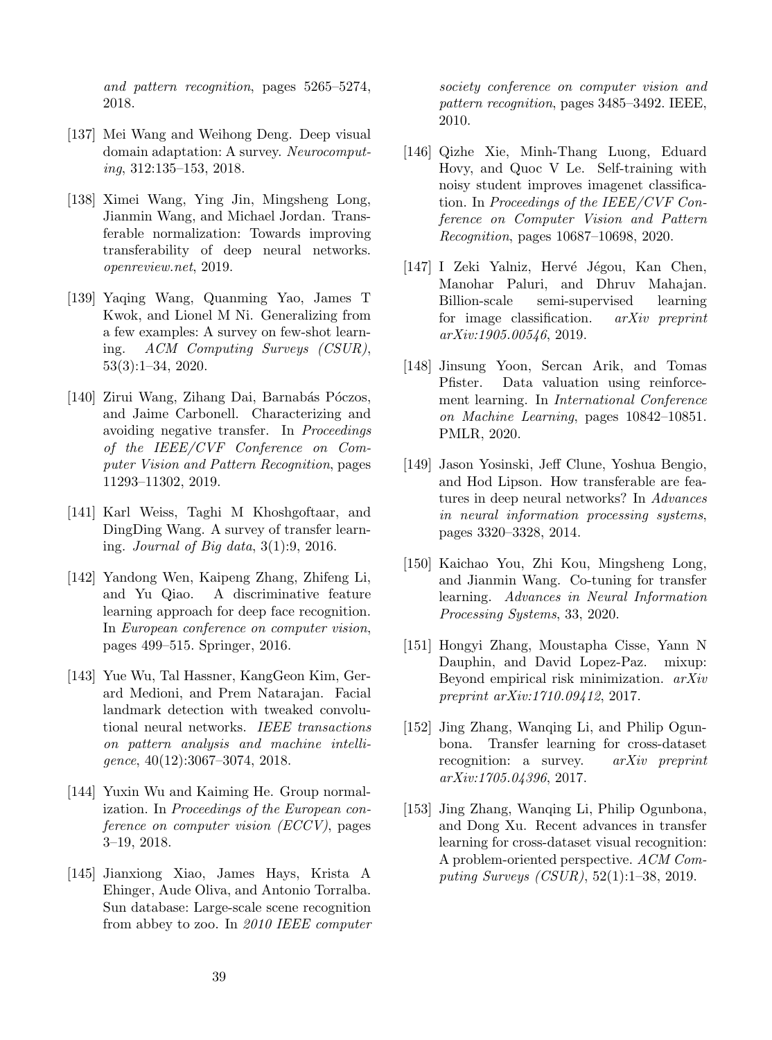*and pattern recognition*, pages 5265–5274, 2018.

[137] Mei Wang and Weihong Deng. Deep visual domain adaptation: A survey. *Neurocomputing*, 312:135–153, 2018.

[138] Ximei Wang, Ying Jin, Mingsheng Long, Jianmin Wang, and Michael Jordan. Transferable normalization: Towards improving transferability of deep neural networks. *openreview.net*, 2019.

[139] Yaqing Wang, Quanming Yao, James T Kwok, and Lionel M Ni. Generalizing from a few examples: A survey on few-shot learning. *ACM Computing Surveys (CSUR)*, 53(3):1–34, 2020.

[140] Zirui Wang, Zihang Dai, Barnabás Póczos, and Jaime Carbonell. Characterizing and avoiding negative transfer. In *Proceedings of the IEEE/CVF Conference on Computer Vision and Pattern Recognition*, pages 11293–11302, 2019.

[141] Karl Weiss, Taghi M Khoshgoftaar, and DingDing Wang. A survey of transfer learning. *Journal of Big data*, 3(1):9, 2016.

[142] Yandong Wen, Kaipeng Zhang, Zhifeng Li, and Yu Qiao. A discriminative feature learning approach for deep face recognition. In *European conference on computer vision*, pages 499–515. Springer, 2016.

[143] Yue Wu, Tal Hassner, KangGeon Kim, Gerard Medioni, and Prem Natarajan. Facial landmark detection with tweaked convolutional neural networks. *IEEE transactions on pattern analysis and machine intelligence*, 40(12):3067–3074, 2018.

[144] Yuxin Wu and Kaiming He. Group normalization. In *Proceedings of the European conference on computer vision (ECCV)*, pages 3–19, 2018.

[145] Jianxiong Xiao, James Hays, Krista A Ehinger, Aude Oliva, and Antonio Torralba. Sun database: Large-scale scene recognition from abbey to zoo. In *2010 IEEE computer society conference on computer vision and pattern recognition*, pages 3485–3492. IEEE, 2010.

[146] Qizhe Xie, Minh-Thang Luong, Eduard Hovy, and Quoc V Le. Self-training with noisy student improves imagenet classification. In *Proceedings of the IEEE/CVF Conference on Computer Vision and Pattern Recognition*, pages 10687–10698, 2020.

[147] I Zeki Yalniz, Hervé Jégou, Kan Chen, Manohar Paluri, and Dhruv Mahajan. Billion-scale semi-supervised learning for image classification. *arXiv preprint arXiv:1905.00546*, 2019.

[148] Jinsung Yoon, Sercan Arik, and Tomas Pfister. Data valuation using reinforcement learning. In *International Conference on Machine Learning*, pages 10842–10851. PMLR, 2020.

[149] Jason Yosinski, Jeff Clune, Yoshua Bengio, and Hod Lipson. How transferable are features in deep neural networks? In *Advances in neural information processing systems*, pages 3320–3328, 2014.

[150] Kaichao You, Zhi Kou, Mingsheng Long, and Jianmin Wang. Co-tuning for transfer learning. *Advances in Neural Information Processing Systems*, 33, 2020.

[151] Hongyi Zhang, Moustapha Cisse, Yann N Dauphin, and David Lopez-Paz. mixup: Beyond empirical risk minimization. *arXiv preprint arXiv:1710.09412*, 2017.

[152] Jing Zhang, Wanqing Li, and Philip Ogunbona. Transfer learning for cross-dataset recognition: a survey. *arXiv preprint arXiv:1705.04396*, 2017.

[153] Jing Zhang, Wanqing Li, Philip Ogunbona, and Dong Xu. Recent advances in transfer learning for cross-dataset visual recognition: A problem-oriented perspective. *ACM Computing Surveys (CSUR)*, 52(1):1–38, 2019.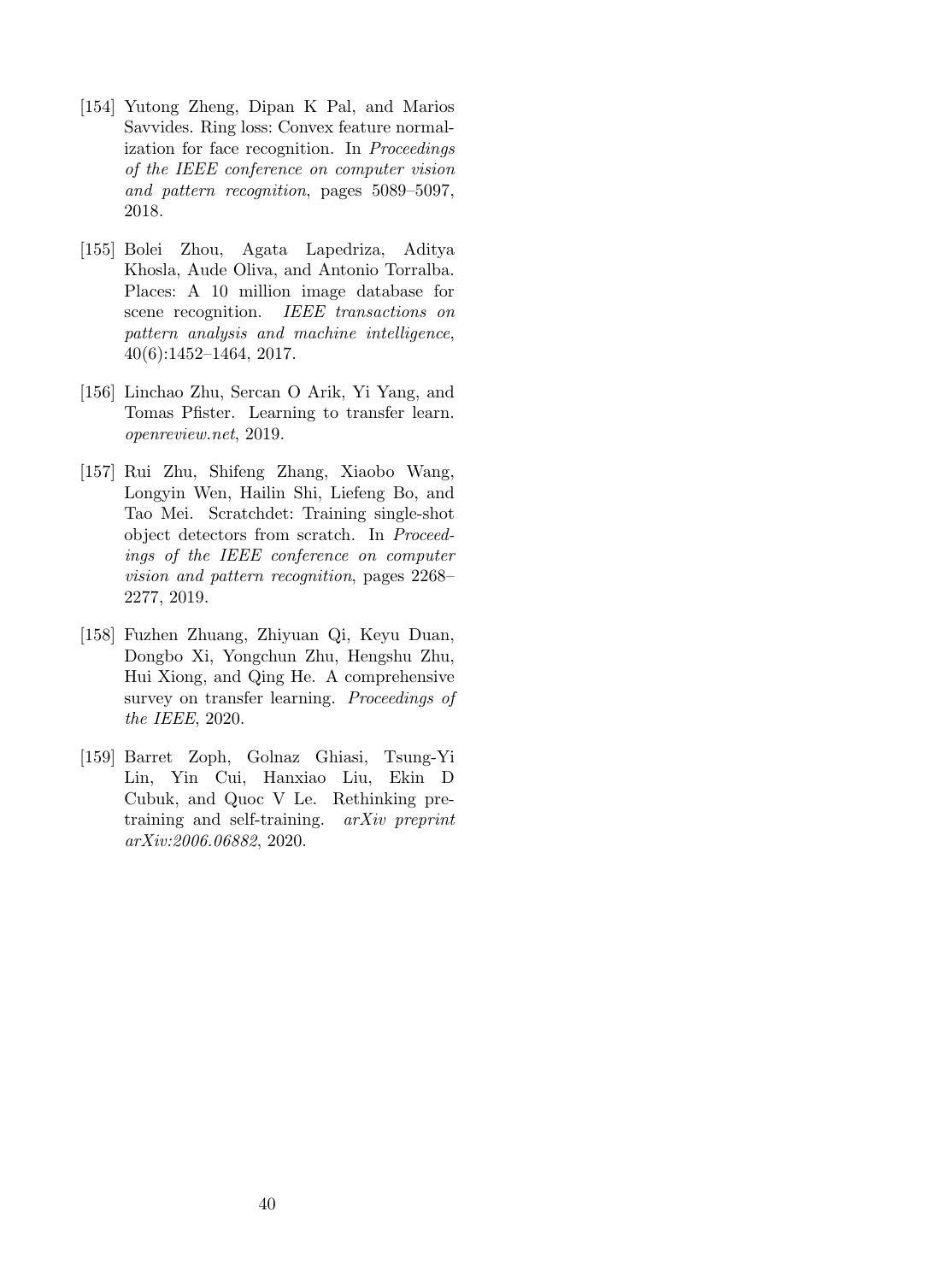[154] Yutong Zheng, Dipan K Pal, and Marios Savvides. Ring loss: Convex feature normalization for face recognition. In *Proceedings of the IEEE conference on computer vision and pattern recognition*, pages 5089–5097, 2018.

[155] Bolei Zhou, Agata Lapedriza, Aditya Khosla, Aude Oliva, and Antonio Torralba. Places: A 10 million image database for scene recognition. *IEEE transactions on pattern analysis and machine intelligence*, 40(6):1452–1464, 2017.

[156] Linchao Zhu, Sercan O Arik, Yi Yang, and Tomas Pfister. Learning to transfer learn. *openreview.net*, 2019.

[157] Rui Zhu, Shifeng Zhang, Xiaobo Wang, Longyin Wen, Hailin Shi, Liefeng Bo, and Tao Mei. Scratchdet: Training single-shot object detectors from scratch. In *Proceedings of the IEEE conference on computer vision and pattern recognition*, pages 2268–2277, 2019.

[158] Fuzhen Zhuang, Zhiyuan Qi, Keyu Duan, Dongbo Xi, Yongchun Zhu, Hengshu Zhu, Hui Xiong, and Qing He. A comprehensive survey on transfer learning. *Proceedings of the IEEE*, 2020.

[159] Barret Zoph, Golnaz Ghiasi, Tsung-Yi Lin, Yin Cui, Hanxiao Liu, Ekin D Cubuk, and Quoc V Le. Rethinking pre-training and self-training. *arXiv preprint arXiv:2006.06882*, 2020.